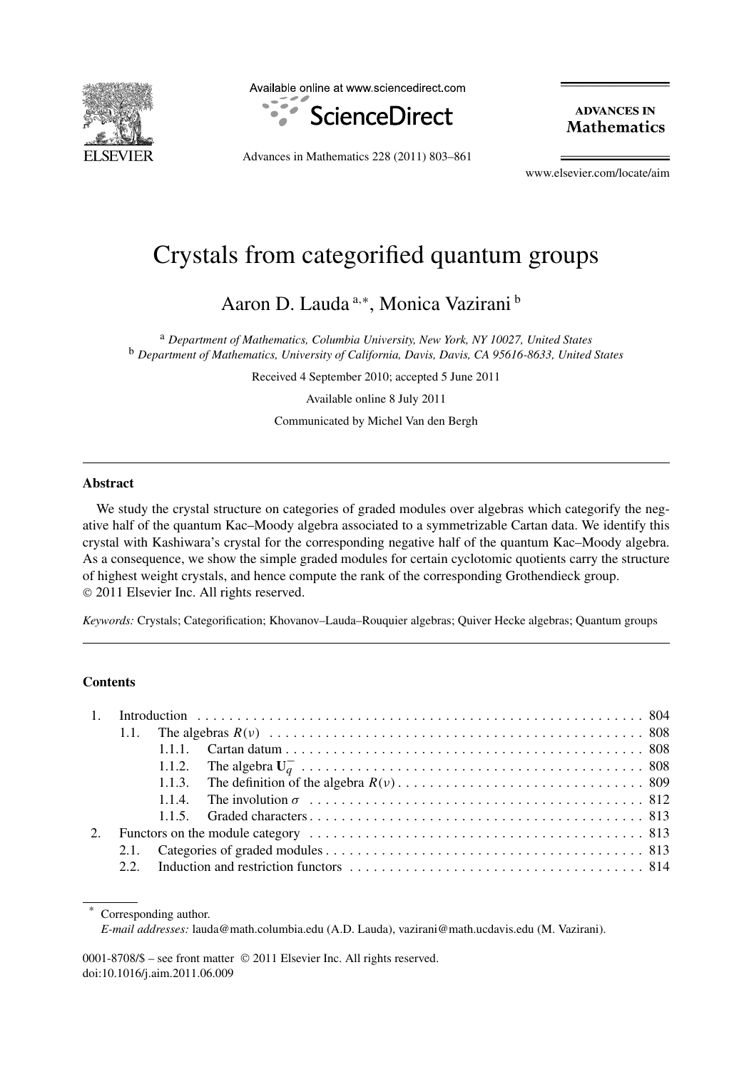# Crystals from categorified quantum groups

Aaron D. Lauda [a,*], Monica Vazirani [b]

[a] *Department of Mathematics, Columbia University, New York, NY 10027, United States*
[b] *Department of Mathematics, University of California, Davis, Davis, CA 95616-8633, United States*

Received 4 September 2010; accepted 5 June 2011

Available online 8 July 2011

Communicated by Michel Van den Bergh

## Abstract

We study the crystal structure on categories of graded modules over algebras which categorify the negative half of the quantum Kac–Moody algebra associated to a symmetrizable Cartan data. We identify this crystal with Kashiwara's crystal for the corresponding negative half of the quantum Kac–Moody algebra. As a consequence, we show the simple graded modules for certain cyclotomic quotients carry the structure of highest weight crystals, and hence compute the rank of the corresponding Grothendieck group.
© 2011 Elsevier Inc. All rights reserved.

*Keywords:* Crystals; Categorification; Khovanov–Lauda–Rouquier algebras; Quiver Hecke algebras; Quantum groups

## Contents

1. Introduction . . . 804
   - 1.1. The algebras $R(\nu)$ . . . 808
     - 1.1.1. Cartan datum . . . 808
     - 1.1.2. The algebra $\mathbf{U}_q^-$ . . . 808
     - 1.1.3. The definition of the algebra $R(\nu)$ . . . 809
     - 1.1.4. The involution $\sigma$ . . . 812
     - 1.1.5. Graded characters . . . 813
2. Functors on the module category . . . 813
   - 2.1. Categories of graded modules . . . 813
   - 2.2. Induction and restriction functors . . . 814

\* Corresponding author.
*E-mail addresses:* lauda@math.columbia.edu (A.D. Lauda), vazirani@math.ucdavis.edu (M. Vazirani).

0001-8708/$ – see front matter © 2011 Elsevier Inc. All rights reserved.
doi:10.1016/j.aim.2011.06.009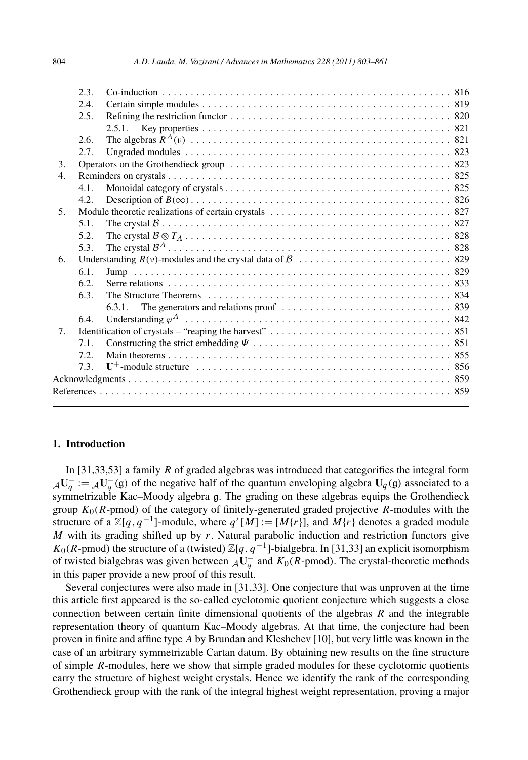| | | |
|---|---|---|
| 2.3. | Co-induction | 816 |
| 2.4. | Certain simple modules | 819 |
| 2.5. | Refining the restriction functor | 820 |
| | 2.5.1. Key properties | 821 |
| 2.6. | The algebras $R^{\Lambda}(\nu)$ | 821 |
| 2.7. | Ungraded modules | 823 |
| 3. | Operators on the Grothendieck group | 823 |
| 4. | Reminders on crystals | 825 |
| 4.1. | Monoidal category of crystals | 825 |
| 4.2. | Description of $B(\infty)$ | 826 |
| 5. | Module theoretic realizations of certain crystals | 827 |
| 5.1. | The crystal $\mathcal{B}$ | 827 |
| 5.2. | The crystal $\mathcal{B} \otimes T_{\Lambda}$ | 828 |
| 5.3. | The crystal $\mathcal{B}^{\Lambda}$ | 828 |
| 6. | Understanding $R(\nu)$-modules and the crystal data of $\mathcal{B}$ | 829 |
| 6.1. | Jump | 829 |
| 6.2. | Serre relations | 833 |
| 6.3. | The Structure Theorems | 834 |
| | 6.3.1. The generators and relations proof | 839 |
| 6.4. | Understanding $\varphi^{\Lambda}$ | 842 |
| 7. | Identification of crystals – "reaping the harvest" | 851 |
| 7.1. | Constructing the strict embedding $\Psi$ | 851 |
| 7.2. | Main theorems | 855 |
| 7.3. | $\mathbf{U}^{+}$-module structure | 856 |
| | Acknowledgments | 859 |
| | References | 859 |

## 1. Introduction

In [31,33,53] a family $R$ of graded algebras was introduced that categorifies the integral form ${}_{\mathcal{A}}\mathbf{U}_q^- := {}_{\mathcal{A}}\mathbf{U}_q^-(\mathfrak{g})$ of the negative half of the quantum enveloping algebra $\mathbf{U}_q(\mathfrak{g})$ associated to a symmetrizable Kac–Moody algebra $\mathfrak{g}$. The grading on these algebras equips the Grothendieck group $K_0(R\text{-pmod})$ of the category of finitely-generated graded projective $R$-modules with the structure of a $\mathbb{Z}[q, q^{-1}]$-module, where $q^r[M] := [M\{r\}]$, and $M\{r\}$ denotes a graded module $M$ with its grading shifted up by $r$. Natural parabolic induction and restriction functors give $K_0(R\text{-pmod})$ the structure of a (twisted) $\mathbb{Z}[q, q^{-1}]$-bialgebra. In [31,33] an explicit isomorphism of twisted bialgebras was given between ${}_{\mathcal{A}}\mathbf{U}_q^-$ and $K_0(R\text{-pmod})$. The crystal-theoretic methods in this paper provide a new proof of this result.

Several conjectures were also made in [31,33]. One conjecture that was unproven at the time this article first appeared is the so-called cyclotomic quotient conjecture which suggests a close connection between certain finite dimensional quotients of the algebras $R$ and the integrable representation theory of quantum Kac–Moody algebras. At that time, the conjecture had been proven in finite and affine type $A$ by Brundan and Kleshchev [10], but very little was known in the case of an arbitrary symmetrizable Cartan datum. By obtaining new results on the fine structure of simple $R$-modules, here we show that simple graded modules for these cyclotomic quotients carry the structure of highest weight crystals. Hence we identify the rank of the corresponding Grothendieck group with the rank of the integral highest weight representation, proving a major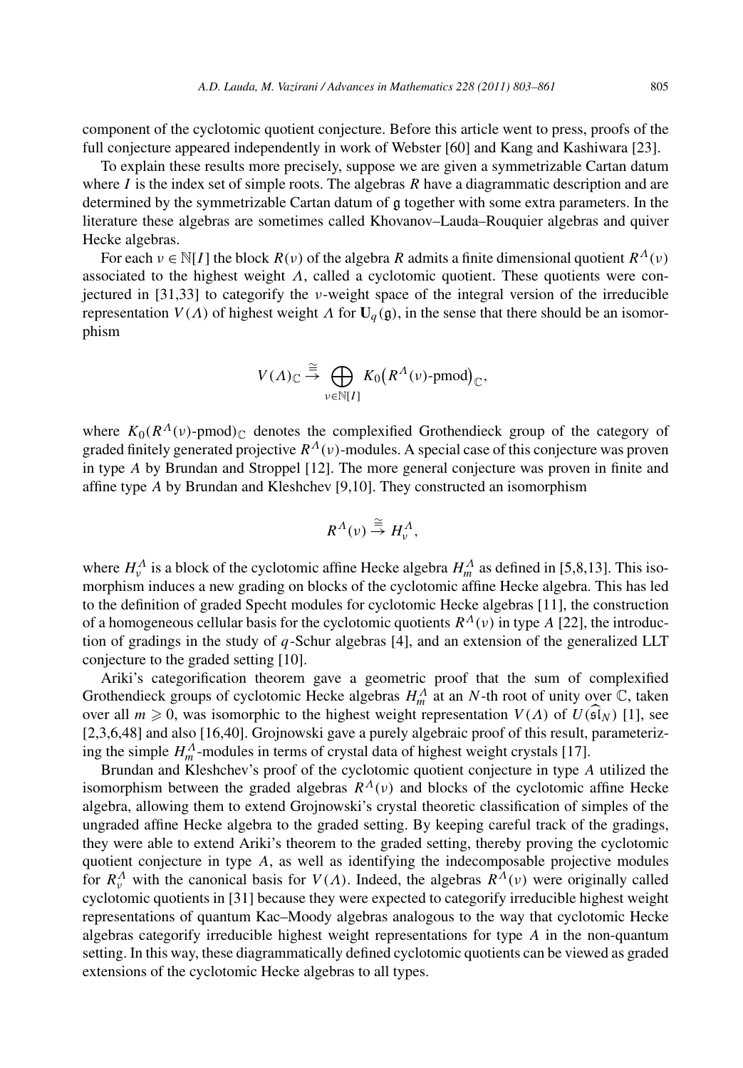component of the cyclotomic quotient conjecture. Before this article went to press, proofs of the full conjecture appeared independently in work of Webster [60] and Kang and Kashiwara [23].

To explain these results more precisely, suppose we are given a symmetrizable Cartan datum where $I$ is the index set of simple roots. The algebras $R$ have a diagrammatic description and are determined by the symmetrizable Cartan datum of $\mathfrak{g}$ together with some extra parameters. In the literature these algebras are sometimes called Khovanov–Lauda–Rouquier algebras and quiver Hecke algebras.

For each $\nu \in \mathbb{N}[I]$ the block $R(\nu)$ of the algebra $R$ admits a finite dimensional quotient $R^{\Lambda}(\nu)$ associated to the highest weight $\Lambda$, called a cyclotomic quotient. These quotients were conjectured in [31,33] to categorify the $\nu$-weight space of the integral version of the irreducible representation $V(\Lambda)$ of highest weight $\Lambda$ for $\mathbf{U}_q(\mathfrak{g})$, in the sense that there should be an isomorphism

$$V(\Lambda)_{\mathbb{C}} \overset{\cong}{\to} \bigoplus_{\nu \in \mathbb{N}[I]} K_0\big(R^{\Lambda}(\nu)\text{-pmod}\big)_{\mathbb{C}},$$

where $K_0(R^{\Lambda}(\nu)\text{-pmod})_{\mathbb{C}}$ denotes the complexified Grothendieck group of the category of graded finitely generated projective $R^{\Lambda}(\nu)$-modules. A special case of this conjecture was proven in type $A$ by Brundan and Stroppel [12]. The more general conjecture was proven in finite and affine type $A$ by Brundan and Kleshchev [9,10]. They constructed an isomorphism

$$R^{\Lambda}(\nu) \overset{\cong}{\to} H^{\Lambda}_{\nu},$$

where $H^{\Lambda}_{\nu}$ is a block of the cyclotomic affine Hecke algebra $H^{\Lambda}_{m}$ as defined in [5,8,13]. This isomorphism induces a new grading on blocks of the cyclotomic affine Hecke algebra. This has led to the definition of graded Specht modules for cyclotomic Hecke algebras [11], the construction of a homogeneous cellular basis for the cyclotomic quotients $R^{\Lambda}(\nu)$ in type $A$ [22], the introduction of gradings in the study of $q$-Schur algebras [4], and an extension of the generalized LLT conjecture to the graded setting [10].

Ariki's categorification theorem gave a geometric proof that the sum of complexified Grothendieck groups of cyclotomic Hecke algebras $H^{\Lambda}_{m}$ at an $N$-th root of unity over $\mathbb{C}$, taken over all $m \geqslant 0$, was isomorphic to the highest weight representation $V(\Lambda)$ of $U(\widehat{\mathfrak{sl}}_N)$ [1], see [2,3,6,48] and also [16,40]. Grojnowski gave a purely algebraic proof of this result, parameterizing the simple $H^{\Lambda}_{m}$-modules in terms of crystal data of highest weight crystals [17].

Brundan and Kleshchev's proof of the cyclotomic quotient conjecture in type $A$ utilized the isomorphism between the graded algebras $R^{\Lambda}(\nu)$ and blocks of the cyclotomic affine Hecke algebra, allowing them to extend Grojnowski's crystal theoretic classification of simples of the ungraded affine Hecke algebra to the graded setting. By keeping careful track of the gradings, they were able to extend Ariki's theorem to the graded setting, thereby proving the cyclotomic quotient conjecture in type $A$, as well as identifying the indecomposable projective modules for $R^{\Lambda}_{\nu}$ with the canonical basis for $V(\Lambda)$. Indeed, the algebras $R^{\Lambda}(\nu)$ were originally called cyclotomic quotients in [31] because they were expected to categorify irreducible highest weight representations of quantum Kac–Moody algebras analogous to the way that cyclotomic Hecke algebras categorify irreducible highest weight representations for type $A$ in the non-quantum setting. In this way, these diagrammatically defined cyclotomic quotients can be viewed as graded extensions of the cyclotomic Hecke algebras to all types.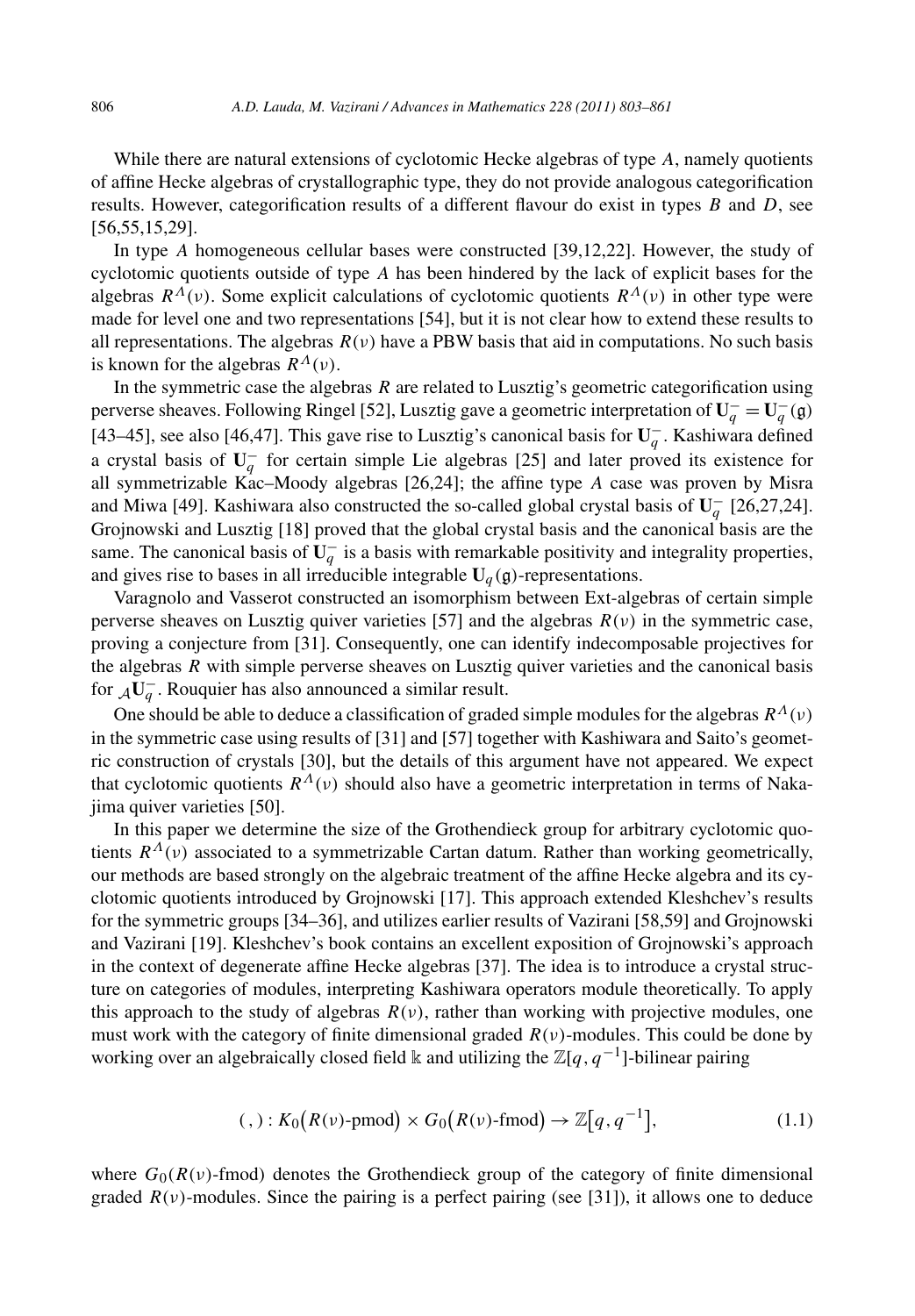While there are natural extensions of cyclotomic Hecke algebras of type $A$, namely quotients of affine Hecke algebras of crystallographic type, they do not provide analogous categorification results. However, categorification results of a different flavour do exist in types $B$ and $D$, see [56,55,15,29].

In type $A$ homogeneous cellular bases were constructed [39,12,22]. However, the study of cyclotomic quotients outside of type $A$ has been hindered by the lack of explicit bases for the algebras $R^{\Lambda}(\nu)$. Some explicit calculations of cyclotomic quotients $R^{\Lambda}(\nu)$ in other type were made for level one and two representations [54], but it is not clear how to extend these results to all representations. The algebras $R(\nu)$ have a PBW basis that aid in computations. No such basis is known for the algebras $R^{\Lambda}(\nu)$.

In the symmetric case the algebras $R$ are related to Lusztig's geometric categorification using perverse sheaves. Following Ringel [52], Lusztig gave a geometric interpretation of $\mathbf{U}_q^- = \mathbf{U}_q^-(\mathfrak{g})$ [43–45], see also [46,47]. This gave rise to Lusztig's canonical basis for $\mathbf{U}_q^-$. Kashiwara defined a crystal basis of $\mathbf{U}_q^-$ for certain simple Lie algebras [25] and later proved its existence for all symmetrizable Kac–Moody algebras [26,24]; the affine type $A$ case was proven by Misra and Miwa [49]. Kashiwara also constructed the so-called global crystal basis of $\mathbf{U}_q^-$ [26,27,24]. Grojnowski and Lusztig [18] proved that the global crystal basis and the canonical basis are the same. The canonical basis of $\mathbf{U}_q^-$ is a basis with remarkable positivity and integrality properties, and gives rise to bases in all irreducible integrable $\mathbf{U}_q(\mathfrak{g})$-representations.

Varagnolo and Vasserot constructed an isomorphism between Ext-algebras of certain simple perverse sheaves on Lusztig quiver varieties [57] and the algebras $R(\nu)$ in the symmetric case, proving a conjecture from [31]. Consequently, one can identify indecomposable projectives for the algebras $R$ with simple perverse sheaves on Lusztig quiver varieties and the canonical basis for ${}_{\mathcal{A}}\mathbf{U}_q^-$. Rouquier has also announced a similar result.

One should be able to deduce a classification of graded simple modules for the algebras $R^{\Lambda}(\nu)$ in the symmetric case using results of [31] and [57] together with Kashiwara and Saito's geometric construction of crystals [30], but the details of this argument have not appeared. We expect that cyclotomic quotients $R^{\Lambda}(\nu)$ should also have a geometric interpretation in terms of Nakajima quiver varieties [50].

In this paper we determine the size of the Grothendieck group for arbitrary cyclotomic quotients $R^{\Lambda}(\nu)$ associated to a symmetrizable Cartan datum. Rather than working geometrically, our methods are based strongly on the algebraic treatment of the affine Hecke algebra and its cyclotomic quotients introduced by Grojnowski [17]. This approach extended Kleshchev's results for the symmetric groups [34–36], and utilizes earlier results of Vazirani [58,59] and Grojnowski and Vazirani [19]. Kleshchev's book contains an excellent exposition of Grojnowski's approach in the context of degenerate affine Hecke algebras [37]. The idea is to introduce a crystal structure on categories of modules, interpreting Kashiwara operators module theoretically. To apply this approach to the study of algebras $R(\nu)$, rather than working with projective modules, one must work with the category of finite dimensional graded $R(\nu)$-modules. This could be done by working over an algebraically closed field $\Bbbk$ and utilizing the $\mathbb{Z}[q, q^{-1}]$-bilinear pairing

$$( \, , ) : K_0\big(R(\nu)\text{-pmod}\big) \times G_0\big(R(\nu)\text{-fmod}\big) \to \mathbb{Z}\big[q, q^{-1}\big], \tag{1.1}$$

where $G_0(R(\nu)\text{-fmod})$ denotes the Grothendieck group of the category of finite dimensional graded $R(\nu)$-modules. Since the pairing is a perfect pairing (see [31]), it allows one to deduce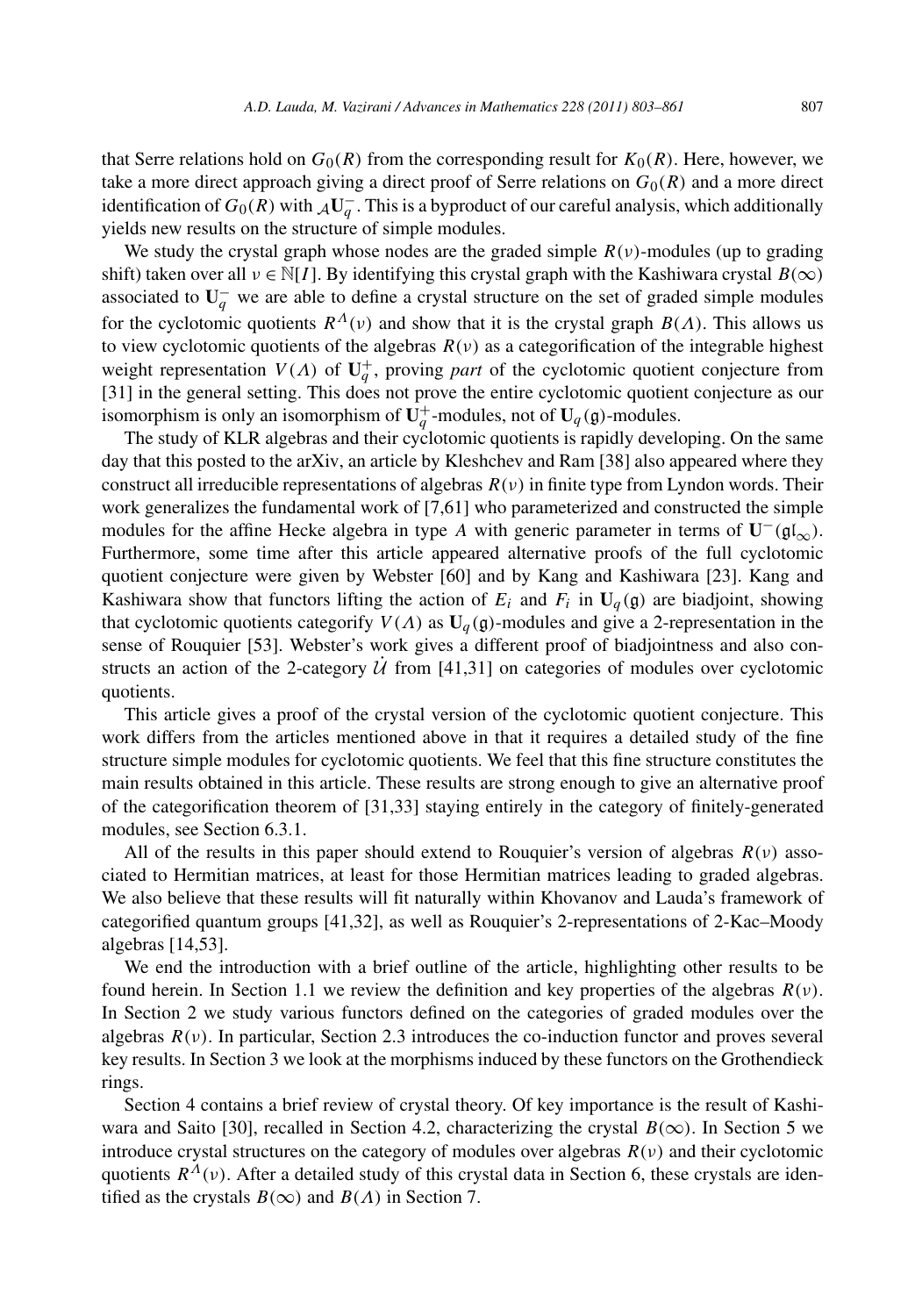that Serre relations hold on $G_0(R)$ from the corresponding result for $K_0(R)$. Here, however, we take a more direct approach giving a direct proof of Serre relations on $G_0(R)$ and a more direct identification of $G_0(R)$ with ${}_{\mathcal{A}}\mathbf{U}_q^-$. This is a byproduct of our careful analysis, which additionally yields new results on the structure of simple modules.

We study the crystal graph whose nodes are the graded simple $R(\nu)$-modules (up to grading shift) taken over all $\nu \in \mathbb{N}[I]$. By identifying this crystal graph with the Kashiwara crystal $B(\infty)$ associated to $\mathbf{U}_q^-$ we are able to define a crystal structure on the set of graded simple modules for the cyclotomic quotients $R^\Lambda(\nu)$ and show that it is the crystal graph $B(\Lambda)$. This allows us to view cyclotomic quotients of the algebras $R(\nu)$ as a categorification of the integrable highest weight representation $V(\Lambda)$ of $\mathbf{U}_q^+$, proving *part* of the cyclotomic quotient conjecture from [31] in the general setting. This does not prove the entire cyclotomic quotient conjecture as our isomorphism is only an isomorphism of $\mathbf{U}_q^+$-modules, not of $\mathbf{U}_q(\mathfrak{g})$-modules.

The study of KLR algebras and their cyclotomic quotients is rapidly developing. On the same day that this posted to the arXiv, an article by Kleshchev and Ram [38] also appeared where they construct all irreducible representations of algebras $R(\nu)$ in finite type from Lyndon words. Their work generalizes the fundamental work of [7,61] who parameterized and constructed the simple modules for the affine Hecke algebra in type $A$ with generic parameter in terms of $\mathbf{U}^-(\mathfrak{gl}_\infty)$. Furthermore, some time after this article appeared alternative proofs of the full cyclotomic quotient conjecture were given by Webster [60] and by Kang and Kashiwara [23]. Kang and Kashiwara show that functors lifting the action of $E_i$ and $F_i$ in $\mathbf{U}_q(\mathfrak{g})$ are biadjoint, showing that cyclotomic quotients categorify $V(\Lambda)$ as $\mathbf{U}_q(\mathfrak{g})$-modules and give a 2-representation in the sense of Rouquier [53]. Webster's work gives a different proof of biadjointness and also constructs an action of the 2-category $\dot{\mathcal{U}}$ from [41,31] on categories of modules over cyclotomic quotients.

This article gives a proof of the crystal version of the cyclotomic quotient conjecture. This work differs from the articles mentioned above in that it requires a detailed study of the fine structure simple modules for cyclotomic quotients. We feel that this fine structure constitutes the main results obtained in this article. These results are strong enough to give an alternative proof of the categorification theorem of [31,33] staying entirely in the category of finitely-generated modules, see Section 6.3.1.

All of the results in this paper should extend to Rouquier's version of algebras $R(\nu)$ associated to Hermitian matrices, at least for those Hermitian matrices leading to graded algebras. We also believe that these results will fit naturally within Khovanov and Lauda's framework of categorified quantum groups [41,32], as well as Rouquier's 2-representations of 2-Kac–Moody algebras [14,53].

We end the introduction with a brief outline of the article, highlighting other results to be found herein. In Section 1.1 we review the definition and key properties of the algebras $R(\nu)$. In Section 2 we study various functors defined on the categories of graded modules over the algebras $R(\nu)$. In particular, Section 2.3 introduces the co-induction functor and proves several key results. In Section 3 we look at the morphisms induced by these functors on the Grothendieck rings.

Section 4 contains a brief review of crystal theory. Of key importance is the result of Kashiwara and Saito [30], recalled in Section 4.2, characterizing the crystal $B(\infty)$. In Section 5 we introduce crystal structures on the category of modules over algebras $R(\nu)$ and their cyclotomic quotients $R^\Lambda(\nu)$. After a detailed study of this crystal data in Section 6, these crystals are identified as the crystals $B(\infty)$ and $B(\Lambda)$ in Section 7.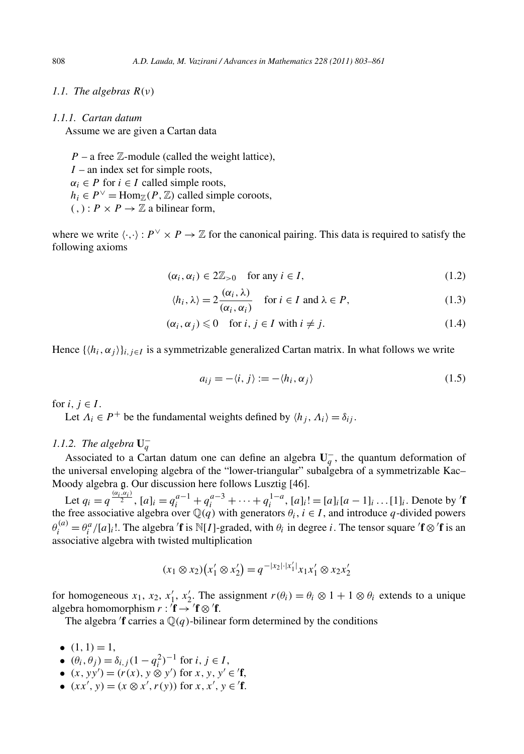### 1.1. The algebras $R(\nu)$

#### 1.1.1. Cartan datum

Assume we are given a Cartan data

$P$ – a free $\mathbb{Z}$-module (called the weight lattice),
$I$ – an index set for simple roots,
$\alpha_i \in P$ for $i \in I$ called simple roots,
$h_i \in P^\vee = \mathrm{Hom}_{\mathbb{Z}}(P, \mathbb{Z})$ called simple coroots,
$(\,,\,) : P \times P \to \mathbb{Z}$ a bilinear form,

where we write $\langle \cdot, \cdot \rangle : P^\vee \times P \to \mathbb{Z}$ for the canonical pairing. This data is required to satisfy the following axioms

$$(\alpha_i, \alpha_i) \in 2\mathbb{Z}_{>0} \quad \text{for any } i \in I, \tag{1.2}$$

$$\langle h_i, \lambda \rangle = 2\frac{(\alpha_i, \lambda)}{(\alpha_i, \alpha_i)} \quad \text{for } i \in I \text{ and } \lambda \in P, \tag{1.3}$$

$$(\alpha_i, \alpha_j) \leqslant 0 \quad \text{for } i, j \in I \text{ with } i \neq j. \tag{1.4}$$

Hence $\{\langle h_i, \alpha_j \rangle\}_{i,j \in I}$ is a symmetrizable generalized Cartan matrix. In what follows we write

$$a_{ij} = -\langle i, j \rangle := -\langle h_i, \alpha_j \rangle \tag{1.5}$$

for $i, j \in I$.

Let $\Lambda_i \in P^+$ be the fundamental weights defined by $\langle h_j, \Lambda_i \rangle = \delta_{ij}$.

#### 1.1.2. The algebra $\mathbf{U}_q^-$

Associated to a Cartan datum one can define an algebra $\mathbf{U}_q^-$, the quantum deformation of the universal enveloping algebra of the "lower-triangular" subalgebra of a symmetrizable Kac–Moody algebra $\mathfrak{g}$. Our discussion here follows Lusztig [46].

Let $q_i = q^{\frac{(\alpha_i, \alpha_i)}{2}}$, $[a]_i = q_i^{a-1} + q_i^{a-3} + \cdots + q_i^{1-a}$, $[a]_i! = [a]_i[a-1]_i \ldots [1]_i$. Denote by $'\mathbf{f}$ the free associative algebra over $\mathbb{Q}(q)$ with generators $\theta_i$, $i \in I$, and introduce $q$-divided powers $\theta_i^{(a)} = \theta_i^a / [a]_i!$. The algebra $'\mathbf{f}$ is $\mathbb{N}[I]$-graded, with $\theta_i$ in degree $i$. The tensor square $'\mathbf{f} \otimes {}'\mathbf{f}$ is an associative algebra with twisted multiplication

$$(x_1 \otimes x_2)\big(x_1' \otimes x_2'\big) = q^{-|x_2| \cdot |x_1'|} x_1 x_1' \otimes x_2 x_2'$$

for homogeneous $x_1$, $x_2$, $x_1'$, $x_2'$. The assignment $r(\theta_i) = \theta_i \otimes 1 + 1 \otimes \theta_i$ extends to a unique algebra homomorphism $r : {}'\mathbf{f} \to {}'\mathbf{f} \otimes {}'\mathbf{f}$.

The algebra $'\mathbf{f}$ carries a $\mathbb{Q}(q)$-bilinear form determined by the conditions

- $(1, 1) = 1$,
- $(\theta_i, \theta_j) = \delta_{i,j}(1 - q_i^2)^{-1}$ for $i, j \in I$,
- $(x, yy') = (r(x), y \otimes y')$ for $x, y, y' \in {}'\mathbf{f}$,
- $(xx', y) = (x \otimes x', r(y))$ for $x, x', y \in {}'\mathbf{f}$.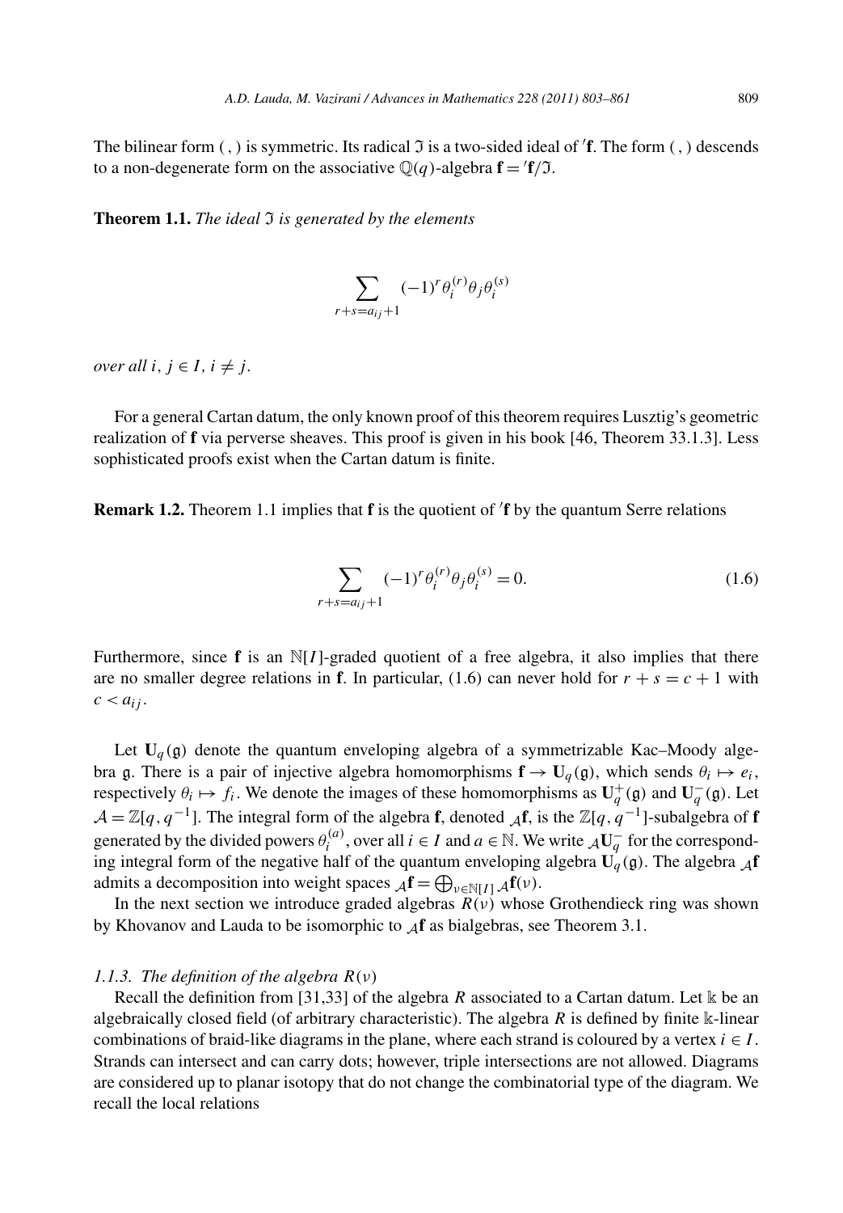The bilinear form ( , ) is symmetric. Its radical $\mathfrak{I}$ is a two-sided ideal of $'\mathbf{f}$. The form ( , ) descends to a non-degenerate form on the associative $\mathbb{Q}(q)$-algebra $\mathbf{f} = {'\mathbf{f}}/\mathfrak{I}$.

**Theorem 1.1.** *The ideal $\mathfrak{I}$ is generated by the elements*

$$\sum_{r+s=a_{ij}+1} (-1)^r \theta_i^{(r)} \theta_j \theta_i^{(s)}$$

*over all $i, j \in I$, $i \neq j$.*

For a general Cartan datum, the only known proof of this theorem requires Lusztig's geometric realization of $\mathbf{f}$ via perverse sheaves. This proof is given in his book [46, Theorem 33.1.3]. Less sophisticated proofs exist when the Cartan datum is finite.

**Remark 1.2.** Theorem 1.1 implies that $\mathbf{f}$ is the quotient of $'\mathbf{f}$ by the quantum Serre relations

$$\sum_{r+s=a_{ij}+1} (-1)^r \theta_i^{(r)} \theta_j \theta_i^{(s)} = 0. \tag{1.6}$$

Furthermore, since $\mathbf{f}$ is an $\mathbb{N}[I]$-graded quotient of a free algebra, it also implies that there are no smaller degree relations in $\mathbf{f}$. In particular, (1.6) can never hold for $r + s = c + 1$ with $c < a_{ij}$.

Let $\mathbf{U}_q(\mathfrak{g})$ denote the quantum enveloping algebra of a symmetrizable Kac–Moody algebra $\mathfrak{g}$. There is a pair of injective algebra homomorphisms $\mathbf{f} \to \mathbf{U}_q(\mathfrak{g})$, which sends $\theta_i \mapsto e_i$, respectively $\theta_i \mapsto f_i$. We denote the images of these homomorphisms as $\mathbf{U}_q^+(\mathfrak{g})$ and $\mathbf{U}_q^-(\mathfrak{g})$. Let $\mathcal{A} = \mathbb{Z}[q, q^{-1}]$. The integral form of the algebra $\mathbf{f}$, denoted ${}_{\mathcal{A}}\mathbf{f}$, is the $\mathbb{Z}[q, q^{-1}]$-subalgebra of $\mathbf{f}$ generated by the divided powers $\theta_i^{(a)}$, over all $i \in I$ and $a \in \mathbb{N}$. We write ${}_{\mathcal{A}}\mathbf{U}_q^-$ for the corresponding integral form of the negative half of the quantum enveloping algebra $\mathbf{U}_q(\mathfrak{g})$. The algebra ${}_{\mathcal{A}}\mathbf{f}$ admits a decomposition into weight spaces ${}_{\mathcal{A}}\mathbf{f} = \bigoplus_{\nu \in \mathbb{N}[I]} {}_{\mathcal{A}}\mathbf{f}(\nu)$.

In the next section we introduce graded algebras $R(\nu)$ whose Grothendieck ring was shown by Khovanov and Lauda to be isomorphic to ${}_{\mathcal{A}}\mathbf{f}$ as bialgebras, see Theorem 3.1.

### *1.1.3. The definition of the algebra $R(\nu)$*

Recall the definition from [31,33] of the algebra $R$ associated to a Cartan datum. Let $\Bbbk$ be an algebraically closed field (of arbitrary characteristic). The algebra $R$ is defined by finite $\Bbbk$-linear combinations of braid-like diagrams in the plane, where each strand is coloured by a vertex $i \in I$. Strands can intersect and can carry dots; however, triple intersections are not allowed. Diagrams are considered up to planar isotopy that do not change the combinatorial type of the diagram. We recall the local relations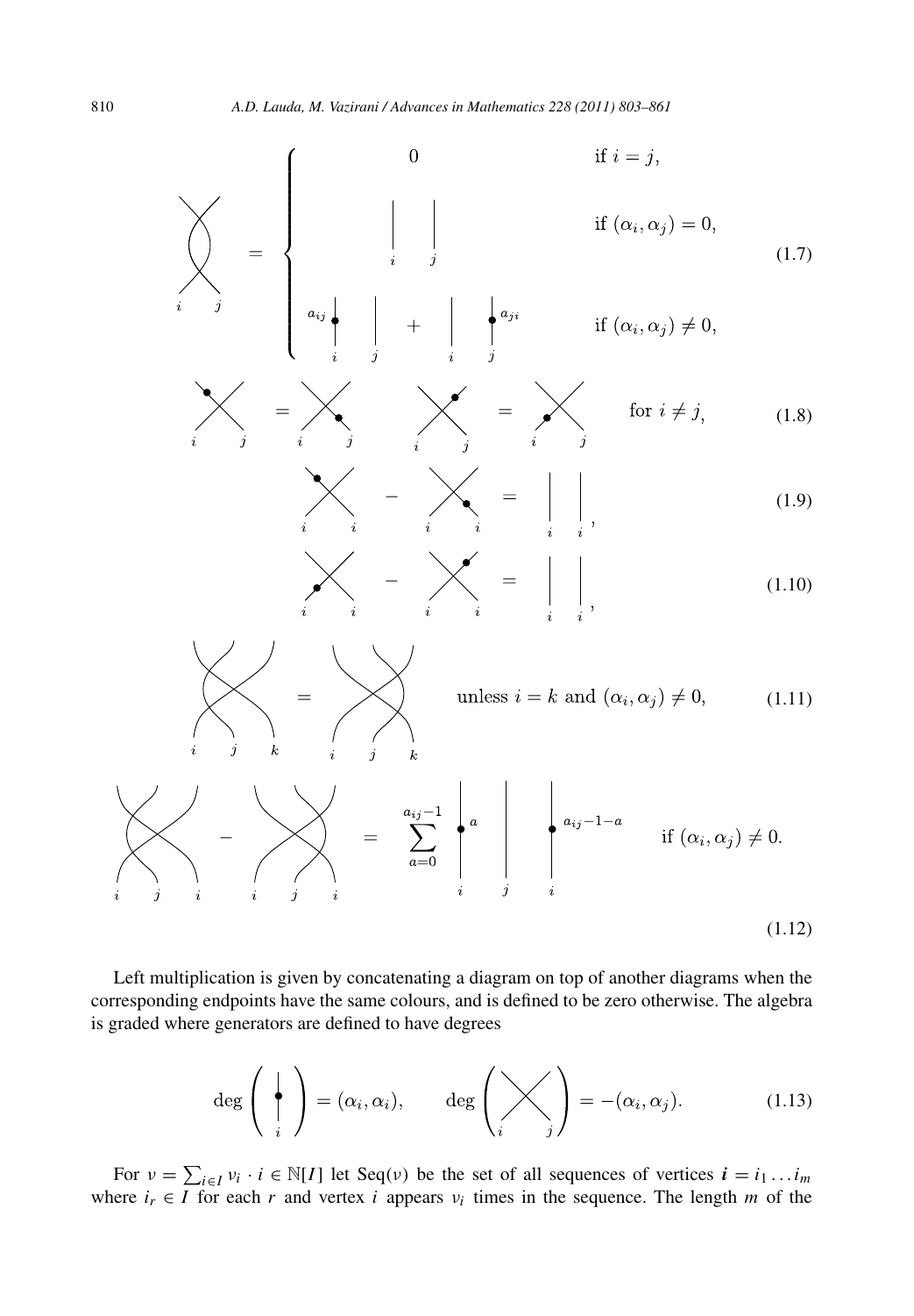$$\text{(diagram)} = \begin{cases} 0 & \text{if } i = j, \\ \text{(diagram)}_{i\,j} & \text{if } (\alpha_i, \alpha_j) = 0, \\ a_{ij}\,\text{(diagram)}_{i\,j} + \text{(diagram)}_{i\,j}\, a_{ji} & \text{if } (\alpha_i, \alpha_j) \neq 0, \end{cases} \tag{1.7}$$

$$\text{(diagram)}_{i\,j} = \text{(diagram)}_{i\,j} \qquad \text{(diagram)}_{i\,j} = \text{(diagram)}_{i\,j} \qquad \text{for } i \neq j, \tag{1.8}$$

$$\text{(diagram)}_{i\,i} - \text{(diagram)}_{i\,i} = \text{(diagram)}_{i\,i}, \tag{1.9}$$

$$\text{(diagram)}_{i\,i} - \text{(diagram)}_{i\,i} = \text{(diagram)}_{i\,i}, \tag{1.10}$$

$$\text{(diagram)}_{i\,j\,k} = \text{(diagram)}_{i\,j\,k} \qquad \text{unless } i = k \text{ and } (\alpha_i, \alpha_j) \neq 0, \tag{1.11}$$

$$\text{(diagram)}_{i\,j\,i} - \text{(diagram)}_{i\,j\,i} = \sum_{a=0}^{a_{ij}-1} \text{(diagram with dots } a \text{ and } a_{ij}-1-a)_{i\,j\,i} \qquad \text{if } (\alpha_i, \alpha_j) \neq 0. \tag{1.12}$$

Left multiplication is given by concatenating a diagram on top of another diagrams when the corresponding endpoints have the same colours, and is defined to be zero otherwise. The algebra is graded where generators are defined to have degrees

$$\deg\left(\text{(diagram)}_i\right) = (\alpha_i, \alpha_i), \qquad \deg\left(\text{(diagram)}_{i\,j}\right) = -(\alpha_i, \alpha_j). \tag{1.13}$$

For $\nu = \sum_{i \in I} \nu_i \cdot i \in \mathbb{N}[I]$ let $\mathrm{Seq}(\nu)$ be the set of all sequences of vertices $\boldsymbol{i} = i_1 \dots i_m$ where $i_r \in I$ for each $r$ and vertex $i$ appears $\nu_i$ times in the sequence. The length $m$ of the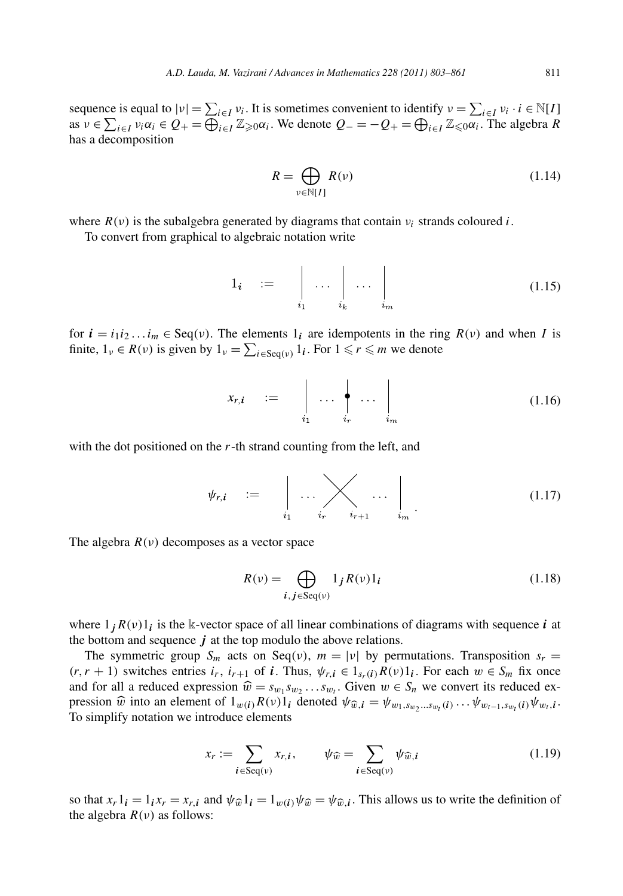sequence is equal to $|\nu| = \sum_{i \in I} \nu_i$. It is sometimes convenient to identify $\nu = \sum_{i \in I} \nu_i \cdot i \in \mathbb{N}[I]$ as $\nu \in \sum_{i \in I} \nu_i \alpha_i \in Q_+ = \bigoplus_{i \in I} \mathbb{Z}_{\geqslant 0} \alpha_i$. We denote $Q_- = -Q_+ = \bigoplus_{i \in I} \mathbb{Z}_{\leqslant 0} \alpha_i$. The algebra $R$ has a decomposition

$$R = \bigoplus_{\nu \in \mathbb{N}[I]} R(\nu) \tag{1.14}$$

where $R(\nu)$ is the subalgebra generated by diagrams that contain $\nu_i$ strands coloured $i$.

To convert from graphical to algebraic notation write

$$1_{\boldsymbol{i}} \quad := \quad \Big| \;\cdots\; \Big| \;\cdots\; \Big| \qquad (\text{strands labelled } i_1, \ldots, i_k, \ldots, i_m) \tag{1.15}$$

for $\boldsymbol{i} = i_1 i_2 \ldots i_m \in \mathrm{Seq}(\nu)$. The elements $1_{\boldsymbol{i}}$ are idempotents in the ring $R(\nu)$ and when $I$ is finite, $1_\nu \in R(\nu)$ is given by $1_\nu = \sum_{\boldsymbol{i} \in \mathrm{Seq}(\nu)} 1_{\boldsymbol{i}}$. For $1 \leqslant r \leqslant m$ we denote

$$x_{r,\boldsymbol{i}} \quad := \quad \Big| \;\cdots\; \bullet \;\cdots\; \Big| \qquad (\text{strands labelled } i_1, \ldots, i_r, \ldots, i_m) \tag{1.16}$$

with the dot positioned on the $r$-th strand counting from the left, and

$$\psi_{r,\boldsymbol{i}} \quad := \quad \Big| \;\cdots\; \times \;\cdots\; \Big| \qquad (\text{strands labelled } i_1, \ldots, i_r, i_{r+1}, \ldots, i_m). \tag{1.17}$$

The algebra $R(\nu)$ decomposes as a vector space

$$R(\nu) = \bigoplus_{\boldsymbol{i}, \boldsymbol{j} \in \mathrm{Seq}(\nu)} 1_{\boldsymbol{j}} R(\nu) 1_{\boldsymbol{i}} \tag{1.18}$$

where $1_{\boldsymbol{j}} R(\nu) 1_{\boldsymbol{i}}$ is the $\Bbbk$-vector space of all linear combinations of diagrams with sequence $\boldsymbol{i}$ at the bottom and sequence $\boldsymbol{j}$ at the top modulo the above relations.

The symmetric group $S_m$ acts on $\mathrm{Seq}(\nu)$, $m = |\nu|$ by permutations. Transposition $s_r = (r, r+1)$ switches entries $i_r$, $i_{r+1}$ of $\boldsymbol{i}$. Thus, $\psi_{r,\boldsymbol{i}} \in 1_{s_r(\boldsymbol{i})} R(\nu) 1_{\boldsymbol{i}}$. For each $w \in S_m$ fix once and for all a reduced expression $\widehat{w} = s_{w_1} s_{w_2} \ldots s_{w_t}$. Given $w \in S_n$ we convert its reduced expression $\widehat{w}$ into an element of $1_{w(\boldsymbol{i})} R(\nu) 1_{\boldsymbol{i}}$ denoted $\psi_{\widehat{w},\boldsymbol{i}} = \psi_{w_1, s_{w_2} \ldots s_{w_t}(\boldsymbol{i})} \cdots \psi_{w_{t-1}, s_{w_t}(\boldsymbol{i})} \psi_{w_t, \boldsymbol{i}}$. To simplify notation we introduce elements

$$x_r := \sum_{\boldsymbol{i} \in \mathrm{Seq}(\nu)} x_{r,\boldsymbol{i}}, \qquad \psi_{\widehat{w}} = \sum_{\boldsymbol{i} \in \mathrm{Seq}(\nu)} \psi_{\widehat{w},\boldsymbol{i}} \tag{1.19}$$

so that $x_r 1_{\boldsymbol{i}} = 1_{\boldsymbol{i}} x_r = x_{r,\boldsymbol{i}}$ and $\psi_{\widehat{w}} 1_{\boldsymbol{i}} = 1_{w(\boldsymbol{i})} \psi_{\widehat{w}} = \psi_{\widehat{w},\boldsymbol{i}}$. This allows us to write the definition of the algebra $R(\nu)$ as follows: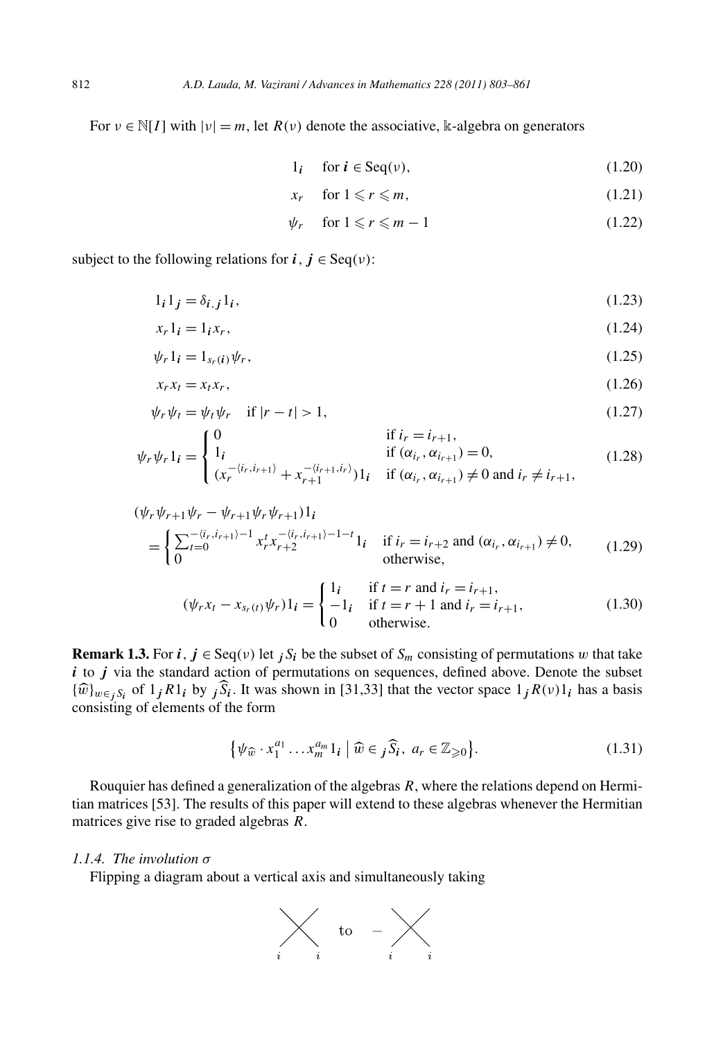For $\nu \in \mathbb{N}[I]$ with $|\nu| = m$, let $R(\nu)$ denote the associative, $\Bbbk$-algebra on generators

$$1_{\boldsymbol{i}} \quad \text{for } \boldsymbol{i} \in \mathrm{Seq}(\nu), \tag{1.20}$$

$$x_r \quad \text{for } 1 \leqslant r \leqslant m, \tag{1.21}$$

$$\psi_r \quad \text{for } 1 \leqslant r \leqslant m-1 \tag{1.22}$$

subject to the following relations for $\boldsymbol{i}, \boldsymbol{j} \in \mathrm{Seq}(\nu)$:

$$1_{\boldsymbol{i}} 1_{\boldsymbol{j}} = \delta_{\boldsymbol{i},\boldsymbol{j}} 1_{\boldsymbol{i}}, \tag{1.23}$$

$$x_r 1_{\boldsymbol{i}} = 1_{\boldsymbol{i}} x_r, \tag{1.24}$$

$$\psi_r 1_{\boldsymbol{i}} = 1_{s_r(\boldsymbol{i})} \psi_r, \tag{1.25}$$

$$x_r x_t = x_t x_r, \tag{1.26}$$

$$\psi_r \psi_t = \psi_t \psi_r \quad \text{if } |r-t| > 1, \tag{1.27}$$

$$\psi_r \psi_r 1_{\boldsymbol{i}} = \begin{cases} 0 & \text{if } i_r = i_{r+1}, \\ 1_{\boldsymbol{i}} & \text{if } (\alpha_{i_r}, \alpha_{i_{r+1}}) = 0, \\ (x_r^{-\langle i_r, i_{r+1}\rangle} + x_{r+1}^{-\langle i_{r+1}, i_r\rangle}) 1_{\boldsymbol{i}} & \text{if } (\alpha_{i_r}, \alpha_{i_{r+1}}) \neq 0 \text{ and } i_r \neq i_{r+1}, \end{cases} \tag{1.28}$$

$$\begin{aligned} &(\psi_r \psi_{r+1} \psi_r - \psi_{r+1} \psi_r \psi_{r+1}) 1_{\boldsymbol{i}} \\ &\quad = \begin{cases} \sum_{t=0}^{-\langle i_r, i_{r+1}\rangle - 1} x_r^t x_{r+2}^{-\langle i_r, i_{r+1}\rangle - 1 - t} 1_{\boldsymbol{i}} & \text{if } i_r = i_{r+2} \text{ and } (\alpha_{i_r}, \alpha_{i_{r+1}}) \neq 0, \\ 0 & \text{otherwise}, \end{cases} \end{aligned} \tag{1.29}$$

$$(\psi_r x_t - x_{s_r(t)} \psi_r) 1_{\boldsymbol{i}} = \begin{cases} 1_{\boldsymbol{i}} & \text{if } t = r \text{ and } i_r = i_{r+1}, \\ -1_{\boldsymbol{i}} & \text{if } t = r+1 \text{ and } i_r = i_{r+1}, \\ 0 & \text{otherwise}. \end{cases} \tag{1.30}$$

**Remark 1.3.** For $\boldsymbol{i}, \boldsymbol{j} \in \mathrm{Seq}(\nu)$ let ${}_{\boldsymbol{j}}S_{\boldsymbol{i}}$ be the subset of $S_m$ consisting of permutations $w$ that take $\boldsymbol{i}$ to $\boldsymbol{j}$ via the standard action of permutations on sequences, defined above. Denote the subset $\{\widehat{w}\}_{w \in {}_{\boldsymbol{j}}S_{\boldsymbol{i}}}$ of $1_{\boldsymbol{j}} R 1_{\boldsymbol{i}}$ by ${}_{\boldsymbol{j}}\widehat{S}_{\boldsymbol{i}}$. It was shown in [31,33] that the vector space $1_{\boldsymbol{j}} R(\nu) 1_{\boldsymbol{i}}$ has a basis consisting of elements of the form

$$\left\{ \psi_{\widehat{w}} \cdot x_1^{a_1} \dots x_m^{a_m} 1_{\boldsymbol{i}} \;\middle|\; \widehat{w} \in {}_{\boldsymbol{j}}\widehat{S}_{\boldsymbol{i}},\ a_r \in \mathbb{Z}_{\geqslant 0} \right\}. \tag{1.31}$$

Rouquier has defined a generalization of the algebras $R$, where the relations depend on Hermitian matrices [53]. The results of this paper will extend to these algebras whenever the Hermitian matrices give rise to graded algebras $R$.

*1.1.4. The involution $\sigma$*

Flipping a diagram about a vertical axis and simultaneously taking

$$\underset{i \qquad i}{\times} \quad \text{to} \quad - \underset{i \qquad i}{\times}$$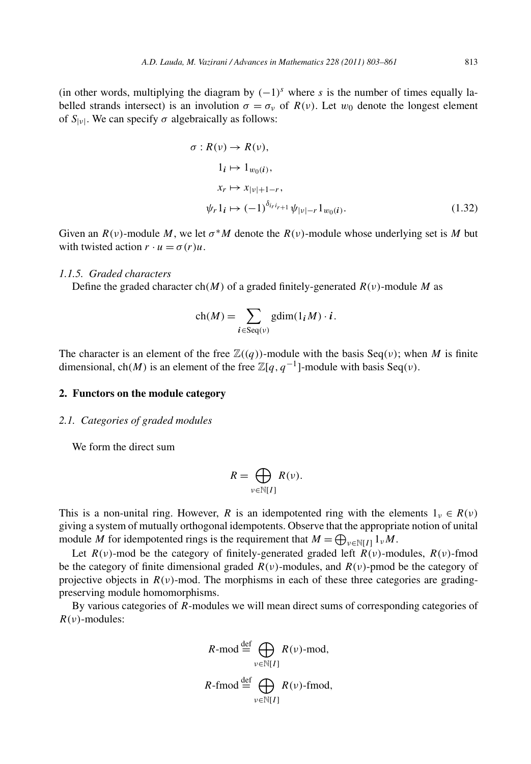(in other words, multiplying the diagram by $(-1)^s$ where $s$ is the number of times equally labelled strands intersect) is an involution $\sigma = \sigma_\nu$ of $R(\nu)$. Let $w_0$ denote the longest element of $S_{|\nu|}$. We can specify $\sigma$ algebraically as follows:

$$
\begin{aligned}
\sigma : R(\nu) &\to R(\nu), \\
1_{\boldsymbol{i}} &\mapsto 1_{w_0(\boldsymbol{i})}, \\
x_r &\mapsto x_{|\nu|+1-r}, \\
\psi_r 1_{\boldsymbol{i}} &\mapsto (-1)^{\delta_{i_r i_{r+1}}} \psi_{|\nu|-r} 1_{w_0(\boldsymbol{i})}.
\end{aligned}
\tag{1.32}
$$

Given an $R(\nu)$-module $M$, we let $\sigma^* M$ denote the $R(\nu)$-module whose underlying set is $M$ but with twisted action $r \cdot u = \sigma(r)u$.

### 1.1.5. Graded characters

Define the graded character $\mathrm{ch}(M)$ of a graded finitely-generated $R(\nu)$-module $M$ as

$$
\mathrm{ch}(M) = \sum_{\boldsymbol{i} \in \mathrm{Seq}(\nu)} \mathrm{gdim}(1_{\boldsymbol{i}} M) \cdot \boldsymbol{i}.
$$

The character is an element of the free $\mathbb{Z}((q))$-module with the basis $\mathrm{Seq}(\nu)$; when $M$ is finite dimensional, $\mathrm{ch}(M)$ is an element of the free $\mathbb{Z}[q, q^{-1}]$-module with basis $\mathrm{Seq}(\nu)$.

## 2. Functors on the module category

### 2.1. Categories of graded modules

We form the direct sum

$$
R = \bigoplus_{\nu \in \mathbb{N}[I]} R(\nu).
$$

This is a non-unital ring. However, $R$ is an idempotented ring with the elements $1_\nu \in R(\nu)$ giving a system of mutually orthogonal idempotents. Observe that the appropriate notion of unital module $M$ for idempotented rings is the requirement that $M = \bigoplus_{\nu \in \mathbb{N}[I]} 1_\nu M$.

Let $R(\nu)$-mod be the category of finitely-generated graded left $R(\nu)$-modules, $R(\nu)$-fmod be the category of finite dimensional graded $R(\nu)$-modules, and $R(\nu)$-pmod be the category of projective objects in $R(\nu)$-mod. The morphisms in each of these three categories are grading-preserving module homomorphisms.

By various categories of $R$-modules we will mean direct sums of corresponding categories of $R(\nu)$-modules:

$$
R\text{-mod} \stackrel{\text{def}}{=} \bigoplus_{\nu \in \mathbb{N}[I]} R(\nu)\text{-mod},
$$

$$
R\text{-fmod} \stackrel{\text{def}}{=} \bigoplus_{\nu \in \mathbb{N}[I]} R(\nu)\text{-fmod},
$$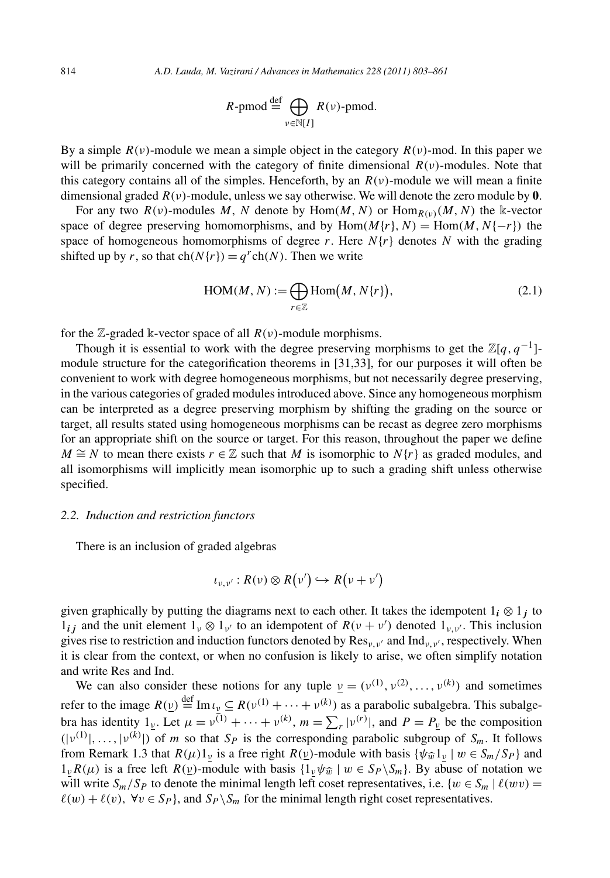$$R\text{-pmod} \stackrel{\text{def}}{=} \bigoplus_{\nu \in \mathbb{N}[I]} R(\nu)\text{-pmod}.$$

By a simple $R(\nu)$-module we mean a simple object in the category $R(\nu)$-mod. In this paper we will be primarily concerned with the category of finite dimensional $R(\nu)$-modules. Note that this category contains all of the simples. Henceforth, by an $R(\nu)$-module we will mean a finite dimensional graded $R(\nu)$-module, unless we say otherwise. We will denote the zero module by $\mathbf{0}$.

For any two $R(\nu)$-modules $M$, $N$ denote by $\mathrm{Hom}(M,N)$ or $\mathrm{Hom}_{R(\nu)}(M,N)$ the $\Bbbk$-vector space of degree preserving homomorphisms, and by $\mathrm{Hom}(M\{r\},N) = \mathrm{Hom}(M,N\{-r\})$ the space of homogeneous homomorphisms of degree $r$. Here $N\{r\}$ denotes $N$ with the grading shifted up by $r$, so that $\mathrm{ch}(N\{r\}) = q^r \mathrm{ch}(N)$. Then we write

$$\mathrm{HOM}(M,N) := \bigoplus_{r \in \mathbb{Z}} \mathrm{Hom}\big(M, N\{r\}\big), \tag{2.1}$$

for the $\mathbb{Z}$-graded $\Bbbk$-vector space of all $R(\nu)$-module morphisms.

Though it is essential to work with the degree preserving morphisms to get the $\mathbb{Z}[q,q^{-1}]$-module structure for the categorification theorems in [31,33], for our purposes it will often be convenient to work with degree homogeneous morphisms, but not necessarily degree preserving, in the various categories of graded modules introduced above. Since any homogeneous morphism can be interpreted as a degree preserving morphism by shifting the grading on the source or target, all results stated using homogeneous morphisms can be recast as degree zero morphisms for an appropriate shift on the source or target. For this reason, throughout the paper we define $M \cong N$ to mean there exists $r \in \mathbb{Z}$ such that $M$ is isomorphic to $N\{r\}$ as graded modules, and all isomorphisms will implicitly mean isomorphic up to such a grading shift unless otherwise specified.

### 2.2. Induction and restriction functors

There is an inclusion of graded algebras

$$\iota_{\nu,\nu'} : R(\nu) \otimes R(\nu') \hookrightarrow R(\nu + \nu')$$

given graphically by putting the diagrams next to each other. It takes the idempotent $1_{\boldsymbol{i}} \otimes 1_{\boldsymbol{j}}$ to $1_{\boldsymbol{ij}}$ and the unit element $1_\nu \otimes 1_{\nu'}$ to an idempotent of $R(\nu+\nu')$ denoted $1_{\nu,\nu'}$. This inclusion gives rise to restriction and induction functors denoted by $\mathrm{Res}_{\nu,\nu'}$ and $\mathrm{Ind}_{\nu,\nu'}$, respectively. When it is clear from the context, or when no confusion is likely to arise, we often simplify notation and write Res and Ind.

We can also consider these notions for any tuple $\underline{\nu} = (\nu^{(1)}, \nu^{(2)}, \dots, \nu^{(k)})$ and sometimes refer to the image $R(\underline{\nu}) \stackrel{\text{def}}{=} \mathrm{Im}\,\iota_{\underline{\nu}} \subseteq R(\nu^{(1)} + \cdots + \nu^{(k)})$ as a parabolic subalgebra. This subalgebra has identity $1_{\underline{\nu}}$. Let $\mu = \nu^{(1)} + \cdots + \nu^{(k)}$, $m = \sum_r |\nu^{(r)}|$, and $P = P_{\underline{\nu}}$ be the composition $(|\nu^{(1)}|, \dots, |\nu^{(k)}|)$ of $m$ so that $S_P$ is the corresponding parabolic subgroup of $S_m$. It follows from Remark 1.3 that $R(\mu)1_{\underline{\nu}}$ is a free right $R(\underline{\nu})$-module with basis $\{\psi_{\widehat{w}} 1_{\underline{\nu}} \mid w \in S_m/S_P\}$ and $1_{\underline{\nu}} R(\mu)$ is a free left $R(\underline{\nu})$-module with basis $\{1_{\underline{\nu}} \psi_{\widehat{w}} \mid w \in S_P \backslash S_m\}$. By abuse of notation we will write $S_m/S_P$ to denote the minimal length left coset representatives, i.e. $\{w \in S_m \mid \ell(wv) = \ell(w) + \ell(v),\ \forall v \in S_P\}$, and $S_P \backslash S_m$ for the minimal length right coset representatives.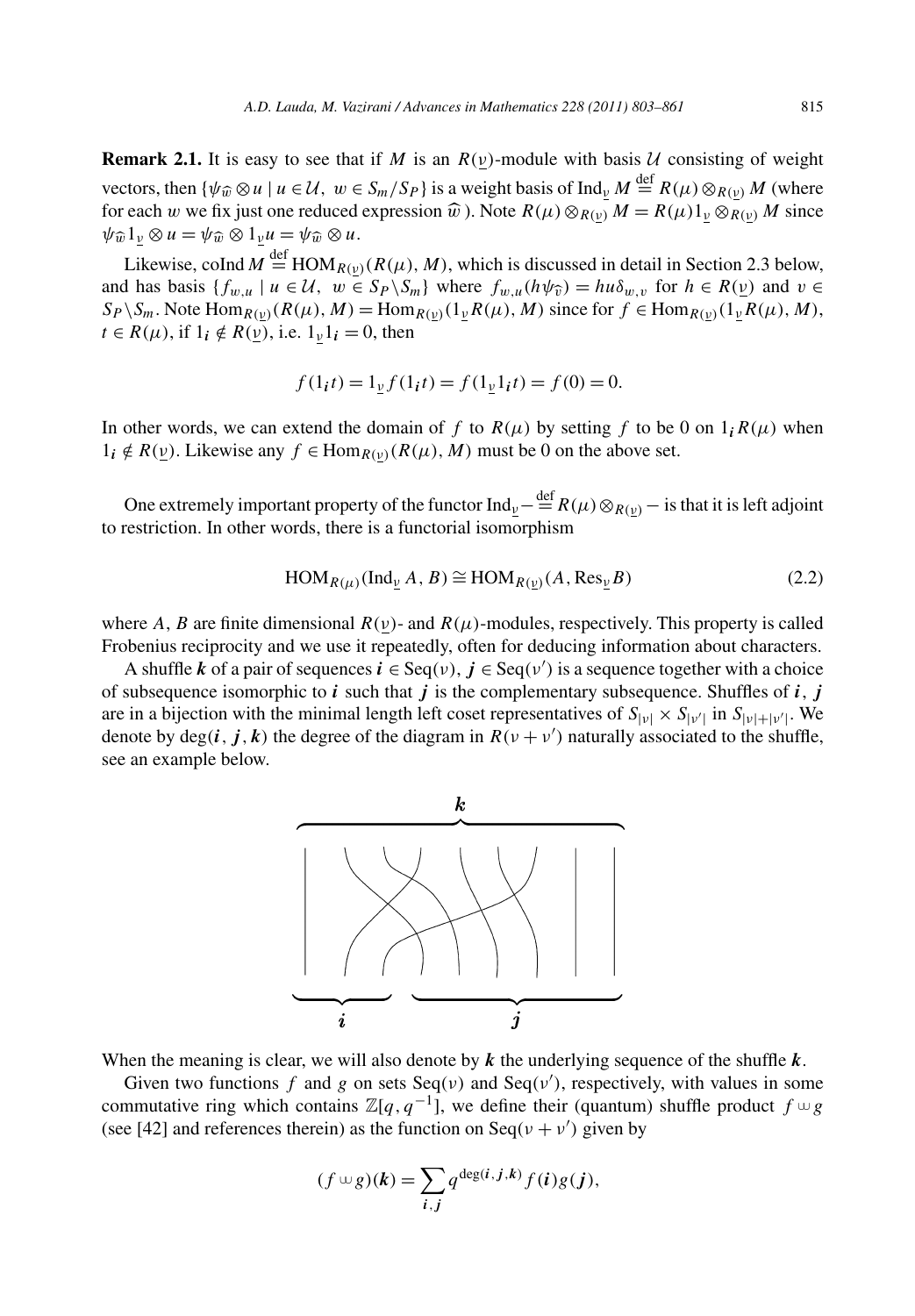**Remark 2.1.** It is easy to see that if $M$ is an $R(\underline{\nu})$-module with basis $\mathcal{U}$ consisting of weight vectors, then $\{\psi_{\widehat{w}} \otimes u \mid u \in \mathcal{U},\ w \in S_m/S_P\}$ is a weight basis of $\mathrm{Ind}_{\underline{\nu}} M \stackrel{\mathrm{def}}{=} R(\mu) \otimes_{R(\underline{\nu})} M$ (where for each $w$ we fix just one reduced expression $\widehat{w}$). Note $R(\mu) \otimes_{R(\underline{\nu})} M = R(\mu)1_{\underline{\nu}} \otimes_{R(\underline{\nu})} M$ since $\psi_{\widehat{w}} 1_{\underline{\nu}} \otimes u = \psi_{\widehat{w}} \otimes 1_{\underline{\nu}} u = \psi_{\widehat{w}} \otimes u$.

Likewise, $\mathrm{coInd}\, M \stackrel{\mathrm{def}}{=} \mathrm{HOM}_{R(\underline{\nu})}(R(\mu), M)$, which is discussed in detail in Section 2.3 below, and has basis $\{f_{w,u} \mid u \in \mathcal{U},\ w \in S_P \backslash S_m\}$ where $f_{w,u}(h\psi_{\widehat{v}}) = hu\delta_{w,v}$ for $h \in R(\underline{\nu})$ and $v \in S_P \backslash S_m$. Note $\mathrm{Hom}_{R(\underline{\nu})}(R(\mu), M) = \mathrm{Hom}_{R(\underline{\nu})}(1_{\underline{\nu}} R(\mu), M)$ since for $f \in \mathrm{Hom}_{R(\underline{\nu})}(1_{\underline{\nu}} R(\mu), M)$, $t \in R(\mu)$, if $1_{\boldsymbol{i}} \notin R(\underline{\nu})$, i.e. $1_{\underline{\nu}} 1_{\boldsymbol{i}} = 0$, then

$$f(1_{\boldsymbol{i}} t) = 1_{\underline{\nu}} f(1_{\boldsymbol{i}} t) = f(1_{\underline{\nu}} 1_{\boldsymbol{i}} t) = f(0) = 0.$$

In other words, we can extend the domain of $f$ to $R(\mu)$ by setting $f$ to be 0 on $1_{\boldsymbol{i}} R(\mu)$ when $1_{\boldsymbol{i}} \notin R(\underline{\nu})$. Likewise any $f \in \mathrm{Hom}_{R(\underline{\nu})}(R(\mu), M)$ must be 0 on the above set.

One extremely important property of the functor $\mathrm{Ind}_{\underline{\nu}} - \stackrel{\mathrm{def}}{=} R(\mu) \otimes_{R(\underline{\nu})} -$ is that it is left adjoint to restriction. In other words, there is a functorial isomorphism

$$\mathrm{HOM}_{R(\mu)}(\mathrm{Ind}_{\underline{\nu}} A, B) \cong \mathrm{HOM}_{R(\underline{\nu})}(A, \mathrm{Res}_{\underline{\nu}} B) \tag{2.2}$$

where $A$, $B$ are finite dimensional $R(\underline{\nu})$- and $R(\mu)$-modules, respectively. This property is called Frobenius reciprocity and we use it repeatedly, often for deducing information about characters.

A shuffle $\boldsymbol{k}$ of a pair of sequences $\boldsymbol{i} \in \mathrm{Seq}(\nu)$, $\boldsymbol{j} \in \mathrm{Seq}(\nu')$ is a sequence together with a choice of subsequence isomorphic to $\boldsymbol{i}$ such that $\boldsymbol{j}$ is the complementary subsequence. Shuffles of $\boldsymbol{i}$, $\boldsymbol{j}$ are in a bijection with the minimal length left coset representatives of $S_{|\nu|} \times S_{|\nu'|}$ in $S_{|\nu|+|\nu'|}$. We denote by $\deg(\boldsymbol{i}, \boldsymbol{j}, \boldsymbol{k})$ the degree of the diagram in $R(\nu + \nu')$ naturally associated to the shuffle, see an example below.

$\boldsymbol{k}$

$\boldsymbol{i}$ $\boldsymbol{j}$

When the meaning is clear, we will also denote by $\boldsymbol{k}$ the underlying sequence of the shuffle $\boldsymbol{k}$.

Given two functions $f$ and $g$ on sets $\mathrm{Seq}(\nu)$ and $\mathrm{Seq}(\nu')$, respectively, with values in some commutative ring which contains $\mathbb{Z}[q, q^{-1}]$, we define their (quantum) shuffle product $f \sqcup\!\sqcup\, g$ (see [42] and references therein) as the function on $\mathrm{Seq}(\nu + \nu')$ given by

$$(f \sqcup\!\sqcup\, g)(\boldsymbol{k}) = \sum_{\boldsymbol{i}, \boldsymbol{j}} q^{\deg(\boldsymbol{i}, \boldsymbol{j}, \boldsymbol{k})} f(\boldsymbol{i}) g(\boldsymbol{j}),$$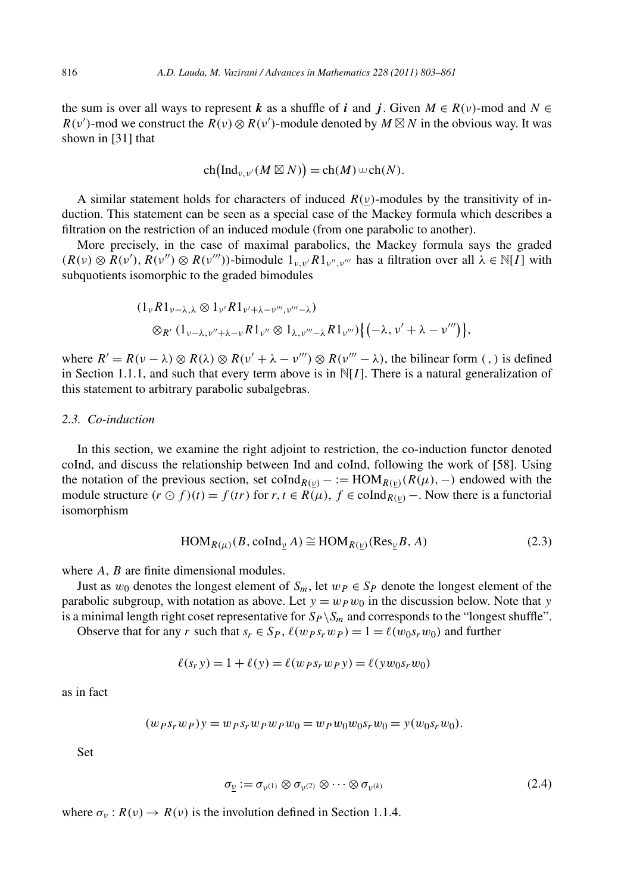the sum is over all ways to represent $\boldsymbol{k}$ as a shuffle of $\boldsymbol{i}$ and $\boldsymbol{j}$. Given $M \in R(\nu)$-mod and $N \in R(\nu')$-mod we construct the $R(\nu) \otimes R(\nu')$-module denoted by $M \boxtimes N$ in the obvious way. It was shown in [31] that

$$\mathrm{ch}\big(\mathrm{Ind}_{\nu,\nu'}(M \boxtimes N)\big) = \mathrm{ch}(M) \sqcup\!\sqcup \, \mathrm{ch}(N).$$

A similar statement holds for characters of induced $R(\underline{\nu})$-modules by the transitivity of induction. This statement can be seen as a special case of the Mackey formula which describes a filtration on the restriction of an induced module (from one parabolic to another).

More precisely, in the case of maximal parabolics, the Mackey formula says the graded $(R(\nu) \otimes R(\nu'), R(\nu'') \otimes R(\nu'''))$-bimodule $1_{\nu,\nu'} R 1_{\nu'',\nu'''}$ has a filtration over all $\lambda \in \mathbb{N}[I]$ with subquotients isomorphic to the graded bimodules

$$\begin{aligned}
&(1_\nu R 1_{\nu-\lambda,\lambda} \otimes 1_{\nu'} R 1_{\nu'+\lambda-\nu''',\nu'''-\lambda}) \\
&\quad \otimes_{R'} (1_{\nu-\lambda,\nu''+\lambda-\nu} R 1_{\nu''} \otimes 1_{\lambda,\nu'''-\lambda} R 1_{\nu'''})\big\{\big(-\lambda, \nu'+\lambda-\nu'''\big)\big\},
\end{aligned}$$

where $R' = R(\nu-\lambda) \otimes R(\lambda) \otimes R(\nu'+\lambda-\nu''') \otimes R(\nu'''-\lambda)$, the bilinear form $(\,,)$ is defined in Section 1.1.1, and such that every term above is in $\mathbb{N}[I]$. There is a natural generalization of this statement to arbitrary parabolic subalgebras.

### 2.3. Co-induction

In this section, we examine the right adjoint to restriction, the co-induction functor denoted coInd, and discuss the relationship between Ind and coInd, following the work of [58]. Using the notation of the previous section, set $\mathrm{coInd}_{R(\underline{\nu})} - := \mathrm{HOM}_{R(\underline{\nu})}(R(\mu), -)$ endowed with the module structure $(r \odot f)(t) = f(tr)$ for $r, t \in R(\mu)$, $f \in \mathrm{coInd}_{R(\underline{\nu})} -$. Now there is a functorial isomorphism

$$\mathrm{HOM}_{R(\mu)}(B, \mathrm{coInd}_{\underline{\nu}} A) \cong \mathrm{HOM}_{R(\underline{\nu})}(\mathrm{Res}_{\underline{\nu}} B, A) \tag{2.3}$$

where $A$, $B$ are finite dimensional modules.

Just as $w_0$ denotes the longest element of $S_m$, let $w_P \in S_P$ denote the longest element of the parabolic subgroup, with notation as above. Let $y = w_P w_0$ in the discussion below. Note that $y$ is a minimal length right coset representative for $S_P \backslash S_m$ and corresponds to the "longest shuffle".

Observe that for any $r$ such that $s_r \in S_P$, $\ell(w_P s_r w_P) = 1 = \ell(w_0 s_r w_0)$ and further

$$\ell(s_r y) = 1 + \ell(y) = \ell(w_P s_r w_P y) = \ell(y w_0 s_r w_0)$$

as in fact

$$(w_P s_r w_P) y = w_P s_r w_P w_P w_0 = w_P w_0 w_0 s_r w_0 = y(w_0 s_r w_0).$$

Set

$$\sigma_{\underline{\nu}} := \sigma_{\nu^{(1)}} \otimes \sigma_{\nu^{(2)}} \otimes \cdots \otimes \sigma_{\nu^{(k)}} \tag{2.4}$$

where $\sigma_\nu : R(\nu) \to R(\nu)$ is the involution defined in Section 1.1.4.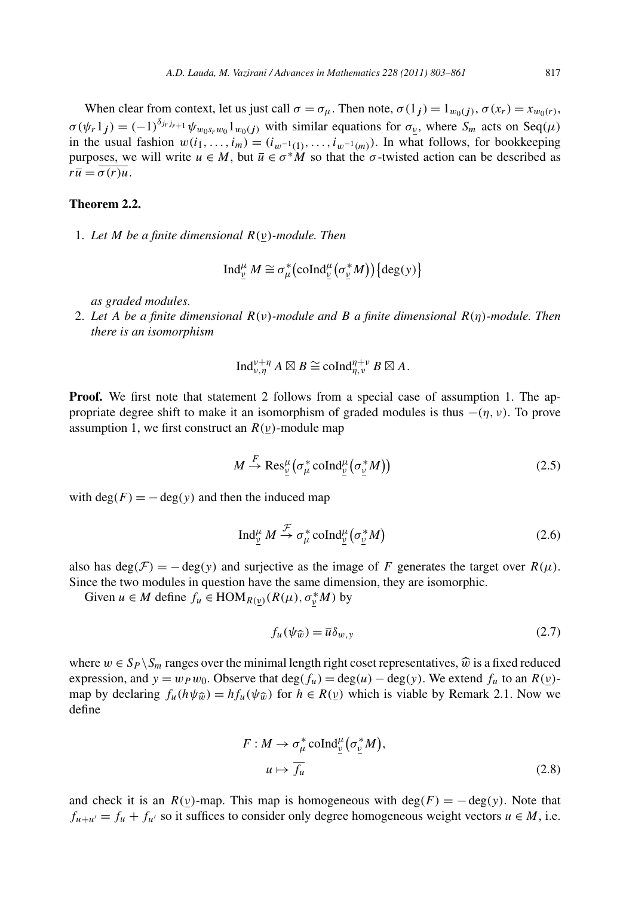When clear from context, let us just call $\sigma = \sigma_\mu$. Then note, $\sigma(1_{\boldsymbol{j}}) = 1_{w_0(\boldsymbol{j})}$, $\sigma(x_r) = x_{w_0(r)}$, $\sigma(\psi_r 1_{\boldsymbol{j}}) = (-1)^{\delta_{j_r j_{r+1}}} \psi_{w_0 s_r w_0} 1_{w_0(\boldsymbol{j})}$ with similar equations for $\sigma_{\underline{\nu}}$, where $S_m$ acts on $\mathrm{Seq}(\mu)$ in the usual fashion $w(i_1, \ldots, i_m) = (i_{w^{-1}(1)}, \ldots, i_{w^{-1}(m)})$. In what follows, for bookkeeping purposes, we will write $u \in M$, but $\bar{u} \in \sigma^* M$ so that the $\sigma$-twisted action can be described as $r\bar{u} = \overline{\sigma(r)u}$.

**Theorem 2.2.**

1. *Let $M$ be a finite dimensional $R(\underline{\nu})$-module. Then*

$$\mathrm{Ind}_{\underline{\nu}}^{\mu} M \cong \sigma_\mu^*\big(\mathrm{coInd}_{\underline{\nu}}^{\mu}\big(\sigma_{\underline{\nu}}^* M\big)\big)\big\{\deg(y)\big\}$$

*as graded modules.*

2. *Let $A$ be a finite dimensional $R(\nu)$-module and $B$ a finite dimensional $R(\eta)$-module. Then there is an isomorphism*

$$\mathrm{Ind}_{\nu,\eta}^{\nu+\eta} A \boxtimes B \cong \mathrm{coInd}_{\eta,\nu}^{\eta+\nu} B \boxtimes A.$$

**Proof.** We first note that statement 2 follows from a special case of assumption 1. The appropriate degree shift to make it an isomorphism of graded modules is thus $-(\eta, \nu)$. To prove assumption 1, we first construct an $R(\underline{\nu})$-module map

$$M \xrightarrow{F} \mathrm{Res}_{\underline{\nu}}^{\mu}\big(\sigma_\mu^* \,\mathrm{coInd}_{\underline{\nu}}^{\mu}\big(\sigma_{\underline{\nu}}^* M\big)\big) \tag{2.5}$$

with $\deg(F) = -\deg(y)$ and then the induced map

$$\mathrm{Ind}_{\underline{\nu}}^{\mu} M \xrightarrow{\mathcal{F}} \sigma_\mu^* \,\mathrm{coInd}_{\underline{\nu}}^{\mu}\big(\sigma_{\underline{\nu}}^* M\big) \tag{2.6}$$

also has $\deg(\mathcal{F}) = -\deg(y)$ and surjective as the image of $F$ generates the target over $R(\mu)$. Since the two modules in question have the same dimension, they are isomorphic.

Given $u \in M$ define $f_u \in \mathrm{HOM}_{R(\underline{\nu})}(R(\mu), \sigma_{\underline{\nu}}^* M)$ by

$$f_u(\psi_{\widehat{w}}) = \bar{u}\delta_{w,y} \tag{2.7}$$

where $w \in S_P \backslash S_m$ ranges over the minimal length right coset representatives, $\widehat{w}$ is a fixed reduced expression, and $y = w_P w_0$. Observe that $\deg(f_u) = \deg(u) - \deg(y)$. We extend $f_u$ to an $R(\underline{\nu})$-map by declaring $f_u(h\psi_{\widehat{w}}) = hf_u(\psi_{\widehat{w}})$ for $h \in R(\underline{\nu})$ which is viable by Remark 2.1. Now we define

$$\begin{aligned} F : M &\to \sigma_\mu^* \,\mathrm{coInd}_{\underline{\nu}}^{\mu}\big(\sigma_{\underline{\nu}}^* M\big), \\ u &\mapsto \overline{f_u} \end{aligned} \tag{2.8}$$

and check it is an $R(\underline{\nu})$-map. This map is homogeneous with $\deg(F) = -\deg(y)$. Note that $f_{u+u'} = f_u + f_{u'}$ so it suffices to consider only degree homogeneous weight vectors $u \in M$, i.e.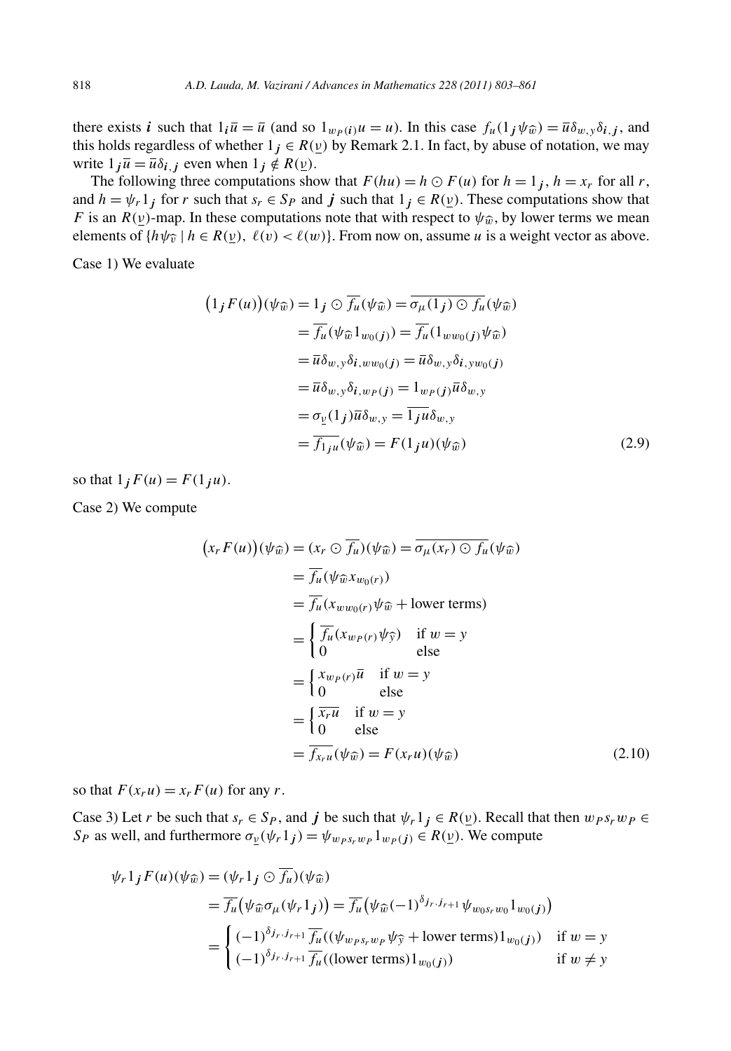there exists $\boldsymbol{i}$ such that $1_{\boldsymbol{i}}\overline{u} = \overline{u}$ (and so $1_{w_P(\boldsymbol{i})}u = u$). In this case $f_u(1_{\boldsymbol{j}}\psi_{\widehat{w}}) = \overline{u}\delta_{w,y}\delta_{\boldsymbol{i},\boldsymbol{j}}$, and this holds regardless of whether $1_{\boldsymbol{j}} \in R(\underline{\nu})$ by Remark 2.1. In fact, by abuse of notation, we may write $1_{\boldsymbol{j}}\overline{u} = \overline{u}\delta_{\boldsymbol{i},\boldsymbol{j}}$ even when $1_{\boldsymbol{j}} \notin R(\underline{\nu})$.

The following three computations show that $F(hu) = h \odot F(u)$ for $h = 1_{\boldsymbol{j}}$, $h = x_r$ for all $r$, and $h = \psi_r 1_{\boldsymbol{j}}$ for $r$ such that $s_r \in S_P$ and $\boldsymbol{j}$ such that $1_{\boldsymbol{j}} \in R(\underline{\nu})$. These computations show that $F$ is an $R(\underline{\nu})$-map. In these computations note that with respect to $\psi_{\widehat{w}}$, by lower terms we mean elements of $\{h\psi_{\widehat{v}} \mid h \in R(\underline{\nu}),\ \ell(v) < \ell(w)\}$. From now on, assume $u$ is a weight vector as above.

Case 1) We evaluate

$$
\begin{aligned}
\big(1_{\boldsymbol{j}}F(u)\big)(\psi_{\widehat{w}}) &= 1_{\boldsymbol{j}} \odot \overline{f_u}(\psi_{\widehat{w}}) = \overline{\sigma_\mu(1_{\boldsymbol{j}}) \odot f_u}(\psi_{\widehat{w}}) \\
&= \overline{f_u}(\psi_{\widehat{w}}1_{w_0(\boldsymbol{j})}) = \overline{f_u}(1_{ww_0(\boldsymbol{j})}\psi_{\widehat{w}}) \\
&= \overline{u}\delta_{w,y}\delta_{\boldsymbol{i},ww_0(\boldsymbol{j})} = \overline{u}\delta_{w,y}\delta_{\boldsymbol{i},yw_0(\boldsymbol{j})} \\
&= \overline{u}\delta_{w,y}\delta_{\boldsymbol{i},w_P(\boldsymbol{j})} = 1_{w_P(\boldsymbol{j})}\overline{u}\delta_{w,y} \\
&= \sigma_{\underline{\nu}}(1_{\boldsymbol{j}})\overline{u}\delta_{w,y} = \overline{1_{\boldsymbol{j}}u}\delta_{w,y} \\
&= \overline{f_{1_{\boldsymbol{j}}u}}(\psi_{\widehat{w}}) = F(1_{\boldsymbol{j}}u)(\psi_{\widehat{w}})
\end{aligned}
\tag{2.9}
$$

so that $1_{\boldsymbol{j}}F(u) = F(1_{\boldsymbol{j}}u)$.

Case 2) We compute

$$
\begin{aligned}
\big(x_rF(u)\big)(\psi_{\widehat{w}}) &= (x_r \odot \overline{f_u})(\psi_{\widehat{w}}) = \overline{\sigma_\mu(x_r) \odot f_u}(\psi_{\widehat{w}}) \\
&= \overline{f_u}(\psi_{\widehat{w}}x_{w_0(r)}) \\
&= \overline{f_u}(x_{ww_0(r)}\psi_{\widehat{w}} + \text{lower terms}) \\
&= \begin{cases} \overline{f_u}(x_{w_P(r)}\psi_{\widehat{y}}) & \text{if } w = y \\ 0 & \text{else} \end{cases} \\
&= \begin{cases} x_{w_P(r)}\overline{u} & \text{if } w = y \\ 0 & \text{else} \end{cases} \\
&= \begin{cases} \overline{x_ru} & \text{if } w = y \\ 0 & \text{else} \end{cases} \\
&= \overline{f_{x_ru}}(\psi_{\widehat{w}}) = F(x_ru)(\psi_{\widehat{w}})
\end{aligned}
\tag{2.10}
$$

so that $F(x_ru) = x_rF(u)$ for any $r$.

Case 3) Let $r$ be such that $s_r \in S_P$, and $\boldsymbol{j}$ be such that $\psi_r 1_{\boldsymbol{j}} \in R(\underline{\nu})$. Recall that then $w_Ps_rw_P \in S_P$ as well, and furthermore $\sigma_{\underline{\nu}}(\psi_r 1_{\boldsymbol{j}}) = \psi_{w_Ps_rw_P}1_{w_P(\boldsymbol{j})} \in R(\underline{\nu})$. We compute

$$
\begin{aligned}
\psi_r 1_{\boldsymbol{j}}F(u)(\psi_{\widehat{w}}) &= (\psi_r 1_{\boldsymbol{j}} \odot \overline{f_u})(\psi_{\widehat{w}}) \\
&= \overline{f_u}\big(\psi_{\widehat{w}}\sigma_\mu(\psi_r 1_{\boldsymbol{j}})\big) = \overline{f_u}\big(\psi_{\widehat{w}}(-1)^{\delta_{j_r,j_{r+1}}}\psi_{w_0s_rw_0}1_{w_0(\boldsymbol{j})}\big) \\
&= \begin{cases} (-1)^{\delta_{j_r,j_{r+1}}}\,\overline{f_u}((\psi_{w_Ps_rw_P}\psi_{\widehat{y}} + \text{lower terms})1_{w_0(\boldsymbol{j})}) & \text{if } w = y \\ (-1)^{\delta_{j_r,j_{r+1}}}\,\overline{f_u}((\text{lower terms})1_{w_0(\boldsymbol{j})}) & \text{if } w \neq y \end{cases}
\end{aligned}
$$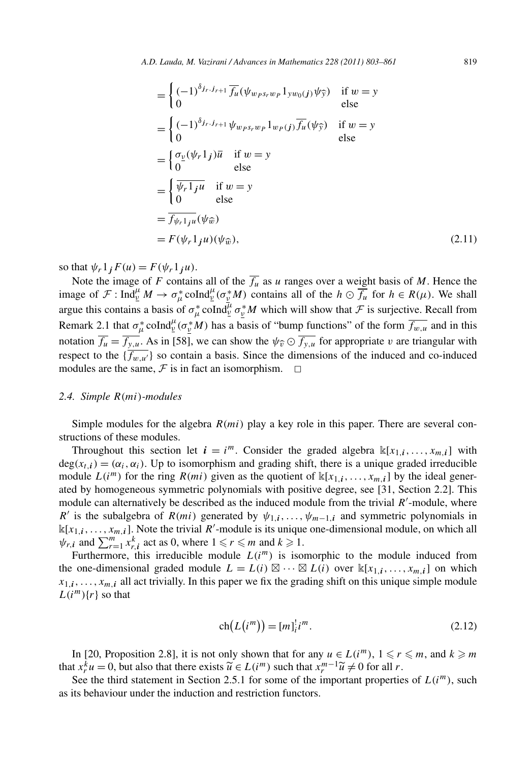$$
\begin{aligned}
&= \begin{cases} (-1)^{\delta_{j_r,j_{r+1}}}\,\overline{f_u}(\psi_{w_P s_r w_P} 1_{y w_0(\boldsymbol{j})} \psi_{\widehat{y}}) & \text{if } w = y \\ 0 & \text{else} \end{cases} \\
&= \begin{cases} (-1)^{\delta_{j_r,j_{r+1}}}\,\psi_{w_P s_r w_P} 1_{w_P(\boldsymbol{j})} \overline{f_u}(\psi_{\widehat{y}}) & \text{if } w = y \\ 0 & \text{else} \end{cases} \\
&= \begin{cases} \sigma_{\underline{\nu}}(\psi_r 1_{\boldsymbol{j}})\overline{u} & \text{if } w = y \\ 0 & \text{else} \end{cases} \\
&= \begin{cases} \overline{\psi_r 1_{\boldsymbol{j}} u} & \text{if } w = y \\ 0 & \text{else} \end{cases} \\
&= \overline{f_{\psi_r 1_{\boldsymbol{j}} u}}(\psi_{\widehat{w}}) \\
&= F(\psi_r 1_{\boldsymbol{j}} u)(\psi_{\widehat{w}}),
\end{aligned}
\tag{2.11}
$$

so that $\psi_r 1_{\boldsymbol{j}} F(u) = F(\psi_r 1_{\boldsymbol{j}} u)$.

Note the image of $F$ contains all of the $\overline{f_u}$ as $u$ ranges over a weight basis of $M$. Hence the image of $\mathcal{F} : \mathrm{Ind}_{\underline{\nu}}^{\mu} M \to \sigma_{\mu}^{*} \mathrm{coInd}_{\underline{\nu}}^{\mu}(\sigma_{\underline{\nu}}^{*} M)$ contains all of the $h \odot \overline{f_u}$ for $h \in R(\mu)$. We shall argue this contains a basis of $\sigma_{\mu}^{*} \mathrm{coInd}_{\underline{\nu}}^{\mu} \sigma_{\underline{\nu}}^{*} M$ which will show that $\mathcal{F}$ is surjective. Recall from Remark 2.1 that $\sigma_{\mu}^{*} \mathrm{coInd}_{\underline{\nu}}^{\mu}(\sigma_{\underline{\nu}}^{*} M)$ has a basis of "bump functions" of the form $\overline{f_{w,u}}$ and in this notation $\overline{f_u} = \overline{f_{y,u}}$. As in [58], we can show the $\psi_{\widehat{v}} \odot \overline{f_{y,u}}$ for appropriate $v$ are triangular with respect to the $\{\overline{f_{w,u'}}\}$ so contain a basis. Since the dimensions of the induced and co-induced modules are the same, $\mathcal{F}$ is in fact an isomorphism. $\square$

### 2.4. Simple $R(mi)$-modules

Simple modules for the algebra $R(mi)$ play a key role in this paper. There are several constructions of these modules.

Throughout this section let $\boldsymbol{i} = i^m$. Consider the graded algebra $\Bbbk[x_{1,\boldsymbol{i}}, \dots, x_{m,\boldsymbol{i}}]$ with $\deg(x_{t,\boldsymbol{i}}) = (\alpha_i, \alpha_i)$. Up to isomorphism and grading shift, there is a unique graded irreducible module $L(i^m)$ for the ring $R(mi)$ given as the quotient of $\Bbbk[x_{1,\boldsymbol{i}}, \dots, x_{m,\boldsymbol{i}}]$ by the ideal generated by homogeneous symmetric polynomials with positive degree, see [31, Section 2.2]. This module can alternatively be described as the induced module from the trivial $R'$-module, where $R'$ is the subalgebra of $R(mi)$ generated by $\psi_{1,\boldsymbol{i}}, \dots, \psi_{m-1,\boldsymbol{i}}$ and symmetric polynomials in $\Bbbk[x_{1,\boldsymbol{i}}, \dots, x_{m,\boldsymbol{i}}]$. Note the trivial $R'$-module is its unique one-dimensional module, on which all $\psi_{r,\boldsymbol{i}}$ and $\sum_{r=1}^{m} x_{r,\boldsymbol{i}}^{k}$ act as 0, where $1 \leqslant r \leqslant m$ and $k \geqslant 1$.

Furthermore, this irreducible module $L(i^m)$ is isomorphic to the module induced from the one-dimensional graded module $L = L(i) \boxtimes \cdots \boxtimes L(i)$ over $\Bbbk[x_{1,\boldsymbol{i}}, \dots, x_{m,\boldsymbol{i}}]$ on which $x_{1,\boldsymbol{i}}, \dots, x_{m,\boldsymbol{i}}$ all act trivially. In this paper we fix the grading shift on this unique simple module $L(i^m)\{r\}$ so that

$$
\mathrm{ch}\big(L\big(i^m\big)\big) = [m]_i^! i^m. \tag{2.12}
$$

In [20, Proposition 2.8], it is not only shown that for any $u \in L(i^m)$, $1 \leqslant r \leqslant m$, and $k \geqslant m$ that $x_r^k u = 0$, but also that there exists $\widetilde{u} \in L(i^m)$ such that $x_r^{m-1} \widetilde{u} \neq 0$ for all $r$.

See the third statement in Section 2.5.1 for some of the important properties of $L(i^m)$, such as its behaviour under the induction and restriction functors.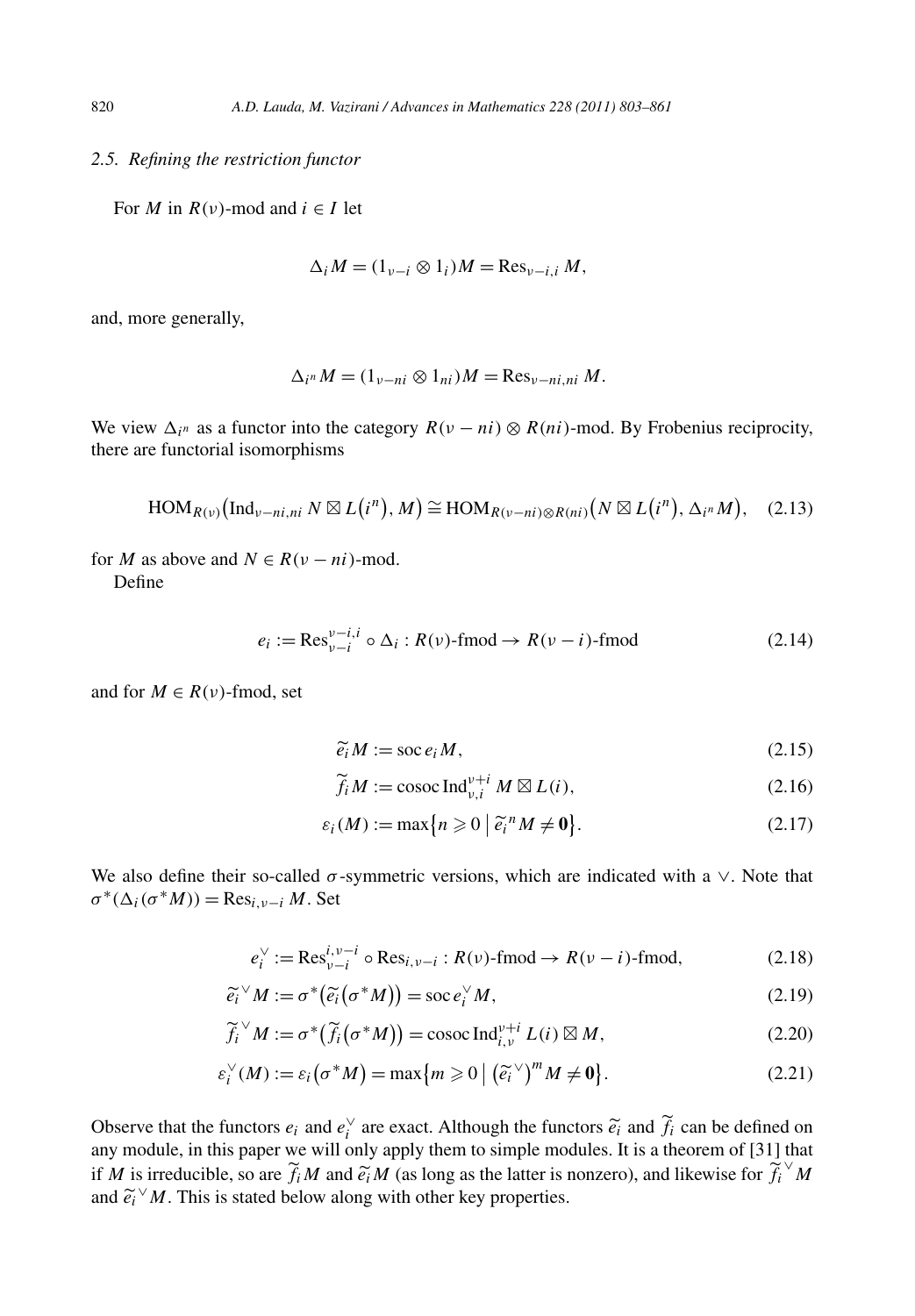### 2.5. Refining the restriction functor

For $M$ in $R(\nu)$-mod and $i \in I$ let

$$\Delta_i M = (1_{\nu-i} \otimes 1_i)M = \mathrm{Res}_{\nu-i,i} M,$$

and, more generally,

$$\Delta_{i^n} M = (1_{\nu-ni} \otimes 1_{ni})M = \mathrm{Res}_{\nu-ni,ni} M.$$

We view $\Delta_{i^n}$ as a functor into the category $R(\nu - ni) \otimes R(ni)$-mod. By Frobenius reciprocity, there are functorial isomorphisms

$$\mathrm{HOM}_{R(\nu)}\big(\mathrm{Ind}_{\nu-ni,ni} N \boxtimes L\big(i^n\big), M\big) \cong \mathrm{HOM}_{R(\nu-ni)\otimes R(ni)}\big(N \boxtimes L\big(i^n\big), \Delta_{i^n} M\big), \quad (2.13)$$

for $M$ as above and $N \in R(\nu - ni)$-mod.

Define

$$e_i := \mathrm{Res}^{\nu-i,i}_{\nu-i} \circ \Delta_i : R(\nu)\text{-fmod} \to R(\nu - i)\text{-fmod} \quad (2.14)$$

and for $M \in R(\nu)$-fmod, set

$$\widetilde{e_i} M := \mathrm{soc}\, e_i M, \quad (2.15)$$

$$\widetilde{f_i} M := \mathrm{cosoc}\, \mathrm{Ind}^{\nu+i}_{\nu,i} M \boxtimes L(i), \quad (2.16)$$

$$\varepsilon_i(M) := \max\big\{n \geqslant 0 \;\big|\; \widetilde{e_i}^{\,n} M \neq \mathbf{0}\big\}. \quad (2.17)$$

We also define their so-called $\sigma$-symmetric versions, which are indicated with a $\vee$. Note that $\sigma^*(\Delta_i(\sigma^* M)) = \mathrm{Res}_{i,\nu-i} M$. Set

$$e_i^\vee := \mathrm{Res}^{i,\nu-i}_{\nu-i} \circ \mathrm{Res}_{i,\nu-i} : R(\nu)\text{-fmod} \to R(\nu - i)\text{-fmod}, \quad (2.18)$$

$$\widetilde{e_i}^{\vee} M := \sigma^*\big(\widetilde{e_i}\big(\sigma^* M\big)\big) = \mathrm{soc}\, e_i^\vee M, \quad (2.19)$$

$$\widetilde{f_i}^{\vee} M := \sigma^*\big(\widetilde{f_i}\big(\sigma^* M\big)\big) = \mathrm{cosoc}\, \mathrm{Ind}^{\nu+i}_{i,\nu} L(i) \boxtimes M, \quad (2.20)$$

$$\varepsilon_i^\vee(M) := \varepsilon_i\big(\sigma^* M\big) = \max\big\{m \geqslant 0 \;\big|\; \big(\widetilde{e_i}^{\vee}\big)^m M \neq \mathbf{0}\big\}. \quad (2.21)$$

Observe that the functors $e_i$ and $e_i^\vee$ are exact. Although the functors $\widetilde{e_i}$ and $\widetilde{f_i}$ can be defined on any module, in this paper we will only apply them to simple modules. It is a theorem of [31] that if $M$ is irreducible, so are $\widetilde{f_i} M$ and $\widetilde{e_i} M$ (as long as the latter is nonzero), and likewise for $\widetilde{f_i}^{\vee} M$ and $\widetilde{e_i}^{\vee} M$. This is stated below along with other key properties.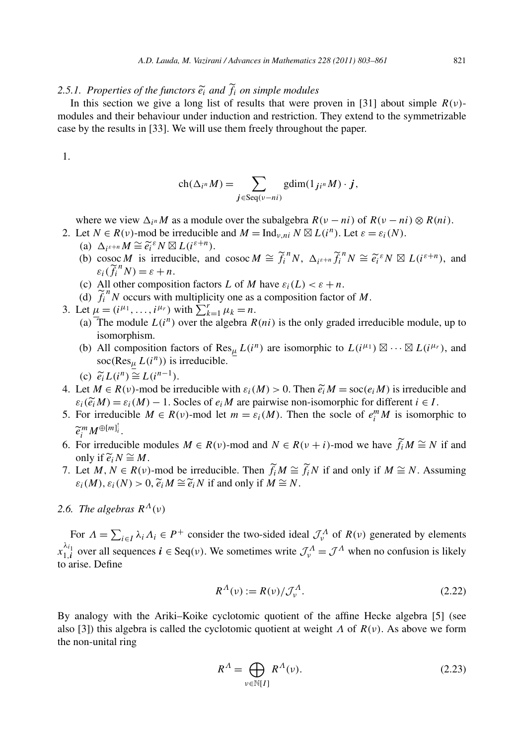#### 2.5.1. Properties of the functors $\widetilde{e}_i$ and $\widetilde{f}_i$ on simple modules

In this section we give a long list of results that were proven in [31] about simple $R(\nu)$-modules and their behaviour under induction and restriction. They extend to the symmetrizable case by the results in [33]. We will use them freely throughout the paper.

1.

$$\mathrm{ch}(\Delta_{i^n} M) = \sum_{\boldsymbol{j} \in \mathrm{Seq}(\nu - ni)} \mathrm{gdim}(1_{\boldsymbol{j} i^n} M) \cdot \boldsymbol{j},$$

where we view $\Delta_{i^n} M$ as a module over the subalgebra $R(\nu - ni)$ of $R(\nu - ni) \otimes R(ni)$.

2. Let $N \in R(\nu)$-mod be irreducible and $M = \mathrm{Ind}_{\nu, ni} N \boxtimes L(i^n)$. Let $\varepsilon = \varepsilon_i(N)$.
   (a) $\Delta_{i^{\varepsilon+n}} M \cong \widetilde{e}_i^{\,\varepsilon} N \boxtimes L(i^{\varepsilon+n})$.
   (b) $\mathrm{cosoc}\, M$ is irreducible, and $\mathrm{cosoc}\, M \cong \widetilde{f}_i^{\,n} N$, $\Delta_{i^{\varepsilon+n}} \widetilde{f}_i^{\,n} N \cong \widetilde{e}_i^{\,\varepsilon} N \boxtimes L(i^{\varepsilon+n})$, and $\varepsilon_i(\widetilde{f}_i^{\,n} N) = \varepsilon + n$.
   (c) All other composition factors $L$ of $M$ have $\varepsilon_i(L) < \varepsilon + n$.
   (d) $\widetilde{f}_i^{\,n} N$ occurs with multiplicity one as a composition factor of $M$.
3. Let $\underline{\mu} = (i^{\mu_1}, \ldots, i^{\mu_r})$ with $\sum_{k=1}^{r} \mu_k = n$.
   (a) The module $L(i^n)$ over the algebra $R(ni)$ is the only graded irreducible module, up to isomorphism.
   (b) All composition factors of $\mathrm{Res}_{\underline{\mu}} L(i^n)$ are isomorphic to $L(i^{\mu_1}) \boxtimes \cdots \boxtimes L(i^{\mu_r})$, and $\mathrm{soc}(\mathrm{Res}_{\underline{\mu}} L(i^n))$ is irreducible.
   (c) $\widetilde{e}_i L(i^n) \cong L(i^{n-1})$.
4. Let $M \in R(\nu)$-mod be irreducible with $\varepsilon_i(M) > 0$. Then $\widetilde{e}_i M = \mathrm{soc}(e_i M)$ is irreducible and $\varepsilon_i(\widetilde{e}_i M) = \varepsilon_i(M) - 1$. Socles of $e_i M$ are pairwise non-isomorphic for different $i \in I$.
5. For irreducible $M \in R(\nu)$-mod let $m = \varepsilon_i(M)$. Then the socle of $e_i^m M$ is isomorphic to $\widetilde{e}_i^{\,m} M^{\oplus [m]_i^!}$.
6. For irreducible modules $M \in R(\nu)$-mod and $N \in R(\nu + i)$-mod we have $\widetilde{f}_i M \cong N$ if and only if $\widetilde{e}_i N \cong M$.
7. Let $M, N \in R(\nu)$-mod be irreducible. Then $\widetilde{f}_i M \cong \widetilde{f}_i N$ if and only if $M \cong N$. Assuming $\varepsilon_i(M), \varepsilon_i(N) > 0$, $\widetilde{e}_i M \cong \widetilde{e}_i N$ if and only if $M \cong N$.

### 2.6. The algebras $R^{\Lambda}(\nu)$

For $\Lambda = \sum_{i \in I} \lambda_i \Lambda_i \in P^+$ consider the two-sided ideal $\mathcal{J}_\nu^\Lambda$ of $R(\nu)$ generated by elements $x_{1,\boldsymbol{i}}^{\lambda_{i_1}}$ over all sequences $\boldsymbol{i} \in \mathrm{Seq}(\nu)$. We sometimes write $\mathcal{J}_\nu^\Lambda = \mathcal{J}^\Lambda$ when no confusion is likely to arise. Define

$$R^{\Lambda}(\nu) := R(\nu)/\mathcal{J}_\nu^\Lambda. \tag{2.22}$$

By analogy with the Ariki–Koike cyclotomic quotient of the affine Hecke algebra [5] (see also [3]) this algebra is called the cyclotomic quotient at weight $\Lambda$ of $R(\nu)$. As above we form the non-unital ring

$$R^{\Lambda} = \bigoplus_{\nu \in \mathbb{N}[I]} R^{\Lambda}(\nu). \tag{2.23}$$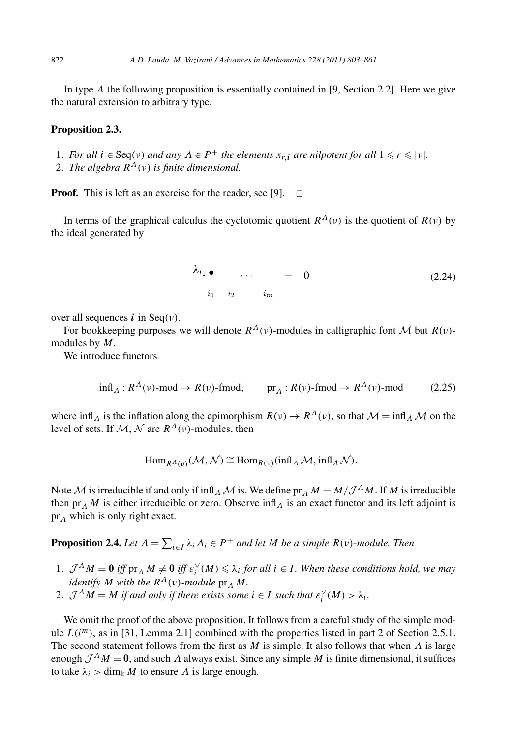In type $A$ the following proposition is essentially contained in [9, Section 2.2]. Here we give the natural extension to arbitrary type.

**Proposition 2.3.**

1. *For all $\boldsymbol{i} \in \mathrm{Seq}(\nu)$ and any $\Lambda \in P^+$ the elements $x_{r,\boldsymbol{i}}$ are nilpotent for all $1 \leqslant r \leqslant |\nu|$.*
2. *The algebra $R^\Lambda(\nu)$ is finite dimensional.*

**Proof.** This is left as an exercise for the reader, see [9]. $\square$

In terms of the graphical calculus the cyclotomic quotient $R^\Lambda(\nu)$ is the quotient of $R(\nu)$ by the ideal generated by

$$\lambda_{i_1} \bullet \; \Big| \; \Big| \; \cdots \; \Big| \quad = \quad 0 \qquad (i_1 \quad i_2 \quad \cdots \quad i_m) \tag{2.24}$$

over all sequences $\boldsymbol{i}$ in $\mathrm{Seq}(\nu)$.

For bookkeeping purposes we will denote $R^\Lambda(\nu)$-modules in calligraphic font $\mathcal{M}$ but $R(\nu)$-modules by $M$.

We introduce functors

$$\mathrm{infl}_\Lambda : R^\Lambda(\nu)\text{-mod} \to R(\nu)\text{-fmod}, \qquad \mathrm{pr}_\Lambda : R(\nu)\text{-fmod} \to R^\Lambda(\nu)\text{-mod} \tag{2.25}$$

where $\mathrm{infl}_\Lambda$ is the inflation along the epimorphism $R(\nu) \to R^\Lambda(\nu)$, so that $\mathcal{M} = \mathrm{infl}_\Lambda \mathcal{M}$ on the level of sets. If $\mathcal{M}, \mathcal{N}$ are $R^\Lambda(\nu)$-modules, then

$$\mathrm{Hom}_{R^\Lambda(\nu)}(\mathcal{M}, \mathcal{N}) \cong \mathrm{Hom}_{R(\nu)}(\mathrm{infl}_\Lambda \mathcal{M}, \mathrm{infl}_\Lambda \mathcal{N}).$$

Note $\mathcal{M}$ is irreducible if and only if $\mathrm{infl}_\Lambda \mathcal{M}$ is. We define $\mathrm{pr}_\Lambda M = M/\mathcal{J}^\Lambda M$. If $M$ is irreducible then $\mathrm{pr}_\Lambda M$ is either irreducible or zero. Observe $\mathrm{infl}_\Lambda$ is an exact functor and its left adjoint is $\mathrm{pr}_\Lambda$ which is only right exact.

**Proposition 2.4.** *Let $\Lambda = \sum_{i \in I} \lambda_i \Lambda_i \in P^+$ and let $M$ be a simple $R(\nu)$-module. Then*

1. *$\mathcal{J}^\Lambda M = \mathbf{0}$ iff $\mathrm{pr}_\Lambda M \neq \mathbf{0}$ iff $\varepsilon_i^\vee(M) \leqslant \lambda_i$ for all $i \in I$. When these conditions hold, we may identify $M$ with the $R^\Lambda(\nu)$-module $\mathrm{pr}_\Lambda M$.*
2. *$\mathcal{J}^\Lambda M = M$ if and only if there exists some $i \in I$ such that $\varepsilon_i^\vee(M) > \lambda_i$.*

We omit the proof of the above proposition. It follows from a careful study of the simple module $L(i^m)$, as in [31, Lemma 2.1] combined with the properties listed in part 2 of Section 2.5.1. The second statement follows from the first as $M$ is simple. It also follows that when $\Lambda$ is large enough $\mathcal{J}^\Lambda M = \mathbf{0}$, and such $\Lambda$ always exist. Since any simple $M$ is finite dimensional, it suffices to take $\lambda_i > \dim_{\Bbbk} M$ to ensure $\Lambda$ is large enough.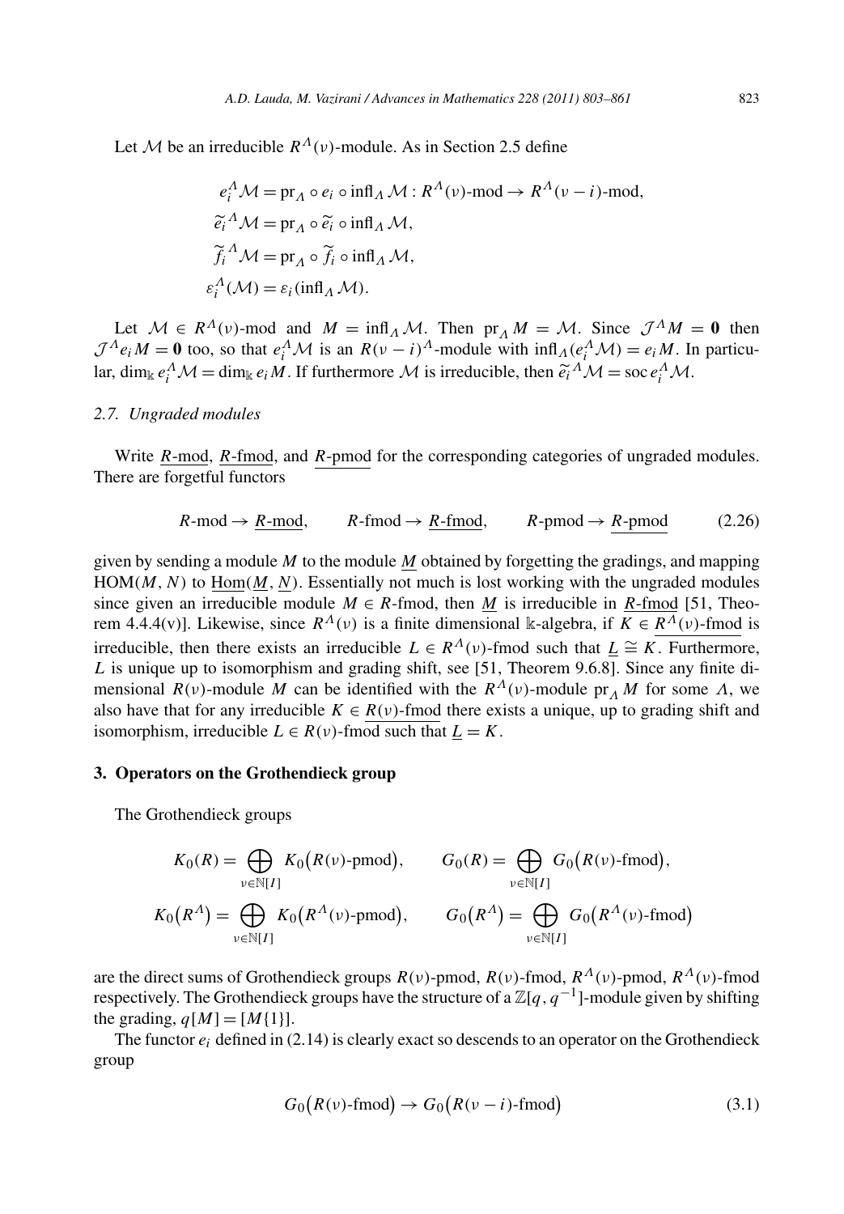Let $\mathcal{M}$ be an irreducible $R^{\Lambda}(\nu)$-module. As in Section 2.5 define

$$
\begin{aligned}
e_i^{\Lambda}\mathcal{M} &= \mathrm{pr}_{\Lambda} \circ e_i \circ \mathrm{infl}_{\Lambda} \mathcal{M} : R^{\Lambda}(\nu)\text{-mod} \to R^{\Lambda}(\nu - i)\text{-mod},\\
\widetilde{e_i}^{\Lambda}\mathcal{M} &= \mathrm{pr}_{\Lambda} \circ \widetilde{e_i} \circ \mathrm{infl}_{\Lambda} \mathcal{M},\\
\widetilde{f_i}^{\Lambda}\mathcal{M} &= \mathrm{pr}_{\Lambda} \circ \widetilde{f_i} \circ \mathrm{infl}_{\Lambda} \mathcal{M},\\
\varepsilon_i^{\Lambda}(\mathcal{M}) &= \varepsilon_i(\mathrm{infl}_{\Lambda} \mathcal{M}).
\end{aligned}
$$

Let $\mathcal{M} \in R^{\Lambda}(\nu)$-mod and $M = \mathrm{infl}_{\Lambda} \mathcal{M}$. Then $\mathrm{pr}_{\Lambda} M = \mathcal{M}$. Since $\mathcal{J}^{\Lambda} M = \mathbf{0}$ then $\mathcal{J}^{\Lambda} e_i M = \mathbf{0}$ too, so that $e_i^{\Lambda}\mathcal{M}$ is an $R(\nu - i)^{\Lambda}$-module with $\mathrm{infl}_{\Lambda}(e_i^{\Lambda}\mathcal{M}) = e_i M$. In particular, $\dim_{\Bbbk} e_i^{\Lambda}\mathcal{M} = \dim_{\Bbbk} e_i M$. If furthermore $\mathcal{M}$ is irreducible, then $\widetilde{e_i}^{\Lambda}\mathcal{M} = \mathrm{soc}\, e_i^{\Lambda}\mathcal{M}$.

### 2.7. Ungraded modules

Write $\underline{R\text{-mod}}$, $\underline{R\text{-fmod}}$, and $\underline{R\text{-pmod}}$ for the corresponding categories of ungraded modules. There are forgetful functors

$$
R\text{-mod} \to \underline{R\text{-mod}}, \qquad R\text{-fmod} \to \underline{R\text{-fmod}}, \qquad R\text{-pmod} \to \underline{R\text{-pmod}} \tag{2.26}
$$

given by sending a module $M$ to the module $\underline{M}$ obtained by forgetting the gradings, and mapping $\mathrm{HOM}(M, N)$ to $\underline{\mathrm{Hom}}(\underline{M}, \underline{N})$. Essentially not much is lost working with the ungraded modules since given an irreducible module $M \in R$-fmod, then $\underline{M}$ is irreducible in $\underline{R\text{-fmod}}$ [51, Theorem 4.4.4(v)]. Likewise, since $R^{\Lambda}(\nu)$ is a finite dimensional $\Bbbk$-algebra, if $K \in \underline{R^{\Lambda}(\nu)\text{-fmod}}$ is irreducible, then there exists an irreducible $L \in R^{\Lambda}(\nu)$-fmod such that $\underline{L} \cong K$. Furthermore, $L$ is unique up to isomorphism and grading shift, see [51, Theorem 9.6.8]. Since any finite dimensional $R(\nu)$-module $M$ can be identified with the $R^{\Lambda}(\nu)$-module $\mathrm{pr}_{\Lambda} M$ for some $\Lambda$, we also have that for any irreducible $K \in \underline{R(\nu)\text{-fmod}}$ there exists a unique, up to grading shift and isomorphism, irreducible $L \in R(\nu)$-fmod such that $\underline{L} = K$.

## 3. Operators on the Grothendieck group

The Grothendieck groups

$$
\begin{aligned}
K_0(R) &= \bigoplus_{\nu \in \mathbb{N}[I]} K_0\big(R(\nu)\text{-pmod}\big), & G_0(R) &= \bigoplus_{\nu \in \mathbb{N}[I]} G_0\big(R(\nu)\text{-fmod}\big),\\
K_0\big(R^{\Lambda}\big) &= \bigoplus_{\nu \in \mathbb{N}[I]} K_0\big(R^{\Lambda}(\nu)\text{-pmod}\big), & G_0\big(R^{\Lambda}\big) &= \bigoplus_{\nu \in \mathbb{N}[I]} G_0\big(R^{\Lambda}(\nu)\text{-fmod}\big)
\end{aligned}
$$

are the direct sums of Grothendieck groups $R(\nu)$-pmod, $R(\nu)$-fmod, $R^{\Lambda}(\nu)$-pmod, $R^{\Lambda}(\nu)$-fmod respectively. The Grothendieck groups have the structure of a $\mathbb{Z}[q, q^{-1}]$-module given by shifting the grading, $q[M] = [M\{1\}]$.

The functor $e_i$ defined in (2.14) is clearly exact so descends to an operator on the Grothendieck group

$$
G_0\big(R(\nu)\text{-fmod}\big) \to G_0\big(R(\nu - i)\text{-fmod}\big) \tag{3.1}
$$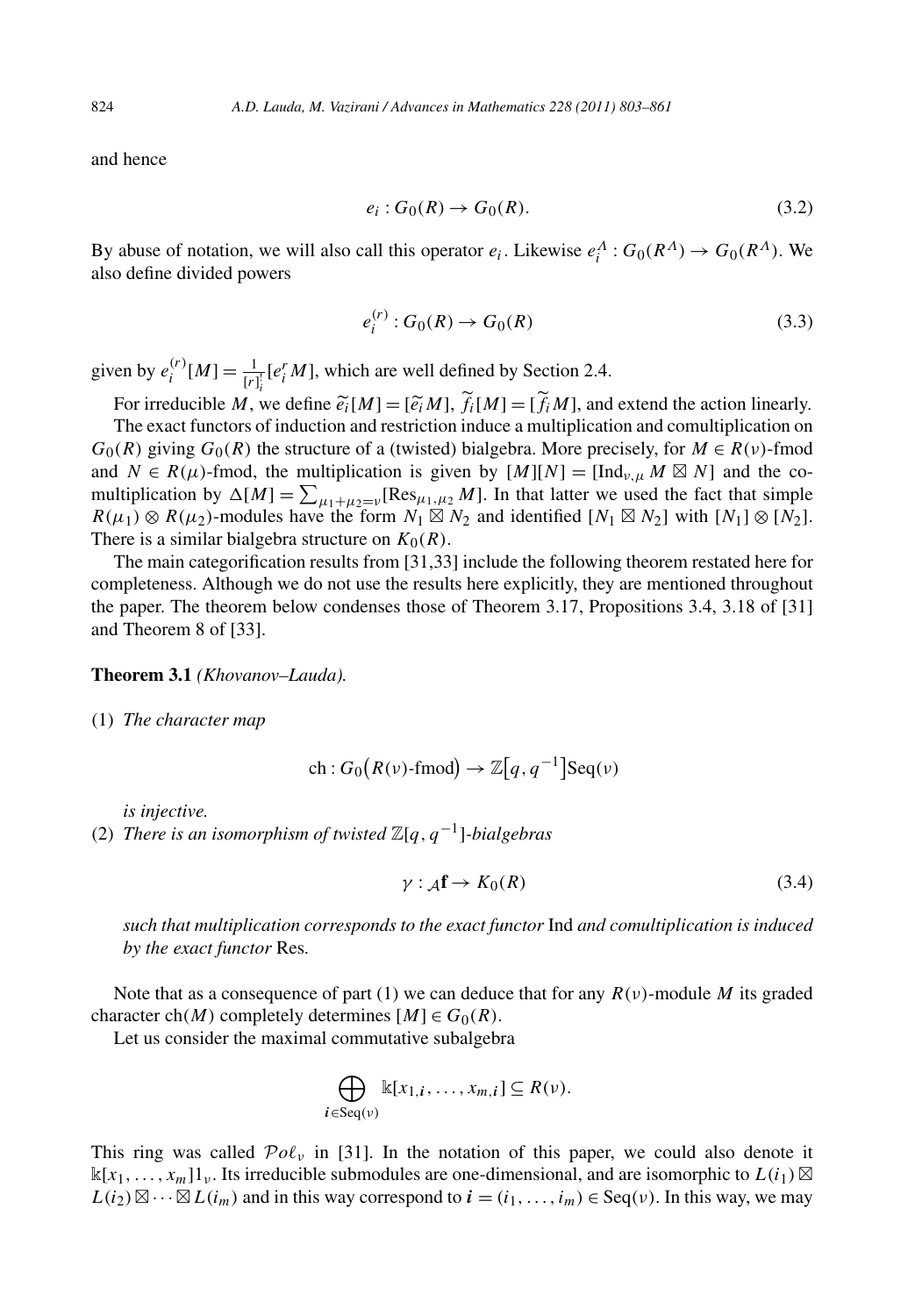and hence

$$e_i : G_0(R) \to G_0(R). \tag{3.2}$$

By abuse of notation, we will also call this operator $e_i$. Likewise $e_i^{\Lambda} : G_0(R^{\Lambda}) \to G_0(R^{\Lambda})$. We also define divided powers

$$e_i^{(r)} : G_0(R) \to G_0(R) \tag{3.3}$$

given by $e_i^{(r)}[M] = \frac{1}{[r]_i^!}[e_i^r M]$, which are well defined by Section 2.4.

For irreducible $M$, we define $\widetilde{e}_i[M] = [\widetilde{e}_i M]$, $\widetilde{f}_i[M] = [\widetilde{f}_i M]$, and extend the action linearly.

The exact functors of induction and restriction induce a multiplication and comultiplication on $G_0(R)$ giving $G_0(R)$ the structure of a (twisted) bialgebra. More precisely, for $M \in R(\nu)$-fmod and $N \in R(\mu)$-fmod, the multiplication is given by $[M][N] = [\mathrm{Ind}_{\nu,\mu} M \boxtimes N]$ and the comultiplication by $\Delta[M] = \sum_{\mu_1+\mu_2=\nu} [\mathrm{Res}_{\mu_1,\mu_2} M]$. In that latter we used the fact that simple $R(\mu_1) \otimes R(\mu_2)$-modules have the form $N_1 \boxtimes N_2$ and identified $[N_1 \boxtimes N_2]$ with $[N_1] \otimes [N_2]$. There is a similar bialgebra structure on $K_0(R)$.

The main categorification results from [31,33] include the following theorem restated here for completeness. Although we do not use the results here explicitly, they are mentioned throughout the paper. The theorem below condenses those of Theorem 3.17, Propositions 3.4, 3.18 of [31] and Theorem 8 of [33].

**Theorem 3.1** *(Khovanov–Lauda).*

(1) *The character map*

$$\mathrm{ch} : G_0\big(R(\nu)\text{-fmod}\big) \to \mathbb{Z}\big[q, q^{-1}\big]\mathrm{Seq}(\nu)$$

*is injective.*

(2) *There is an isomorphism of twisted $\mathbb{Z}[q, q^{-1}]$-bialgebras*

$$\gamma : {}_{\mathcal{A}}\mathbf{f} \to K_0(R) \tag{3.4}$$

*such that multiplication corresponds to the exact functor* Ind *and comultiplication is induced by the exact functor* Res*.*

Note that as a consequence of part (1) we can deduce that for any $R(\nu)$-module $M$ its graded character $\mathrm{ch}(M)$ completely determines $[M] \in G_0(R)$.

Let us consider the maximal commutative subalgebra

$$\bigoplus_{\boldsymbol{i} \in \mathrm{Seq}(\nu)} \Bbbk[x_{1,\boldsymbol{i}}, \dots, x_{m,\boldsymbol{i}}] \subseteq R(\nu).$$

This ring was called $\mathcal{P}o\ell_\nu$ in [31]. In the notation of this paper, we could also denote it $\Bbbk[x_1, \dots, x_m]1_\nu$. Its irreducible submodules are one-dimensional, and are isomorphic to $L(i_1) \boxtimes L(i_2) \boxtimes \cdots \boxtimes L(i_m)$ and in this way correspond to $\boldsymbol{i} = (i_1, \dots, i_m) \in \mathrm{Seq}(\nu)$. In this way, we may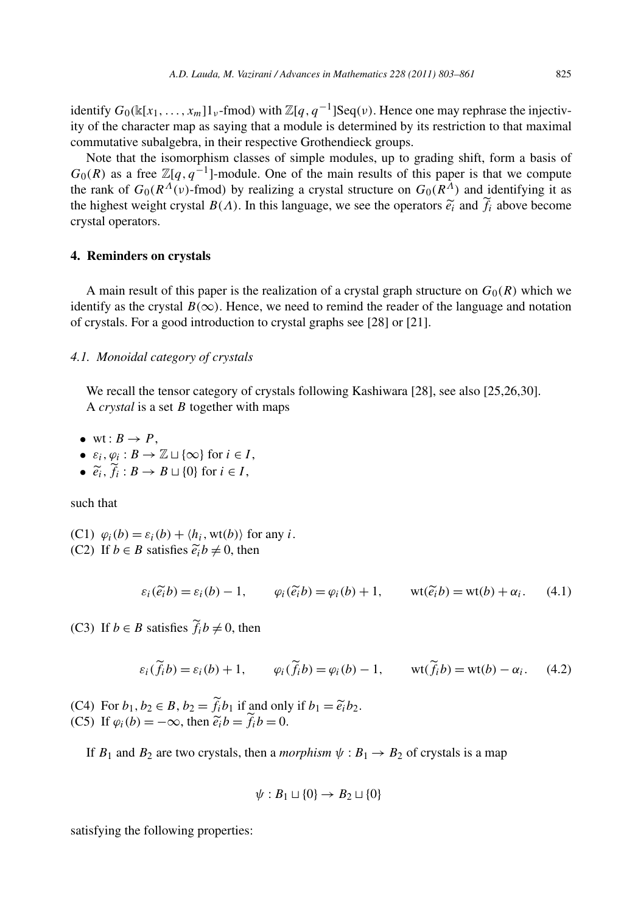identify $G_0(\Bbbk[x_1,\dots,x_m]1_\nu\text{-fmod})$ with $\mathbb{Z}[q,q^{-1}]\mathrm{Seq}(\nu)$. Hence one may rephrase the injectivity of the character map as saying that a module is determined by its restriction to that maximal commutative subalgebra, in their respective Grothendieck groups.

Note that the isomorphism classes of simple modules, up to grading shift, form a basis of $G_0(R)$ as a free $\mathbb{Z}[q,q^{-1}]$-module. One of the main results of this paper is that we compute the rank of $G_0(R^\Lambda(\nu)\text{-fmod})$ by realizing a crystal structure on $G_0(R^\Lambda)$ and identifying it as the highest weight crystal $B(\Lambda)$. In this language, we see the operators $\widetilde{e}_i$ and $\widetilde{f}_i$ above become crystal operators.

## 4. Reminders on crystals

A main result of this paper is the realization of a crystal graph structure on $G_0(R)$ which we identify as the crystal $B(\infty)$. Hence, we need to remind the reader of the language and notation of crystals. For a good introduction to crystal graphs see [28] or [21].

### 4.1. Monoidal category of crystals

We recall the tensor category of crystals following Kashiwara [28], see also [25,26,30].

A *crystal* is a set $B$ together with maps

- $\mathrm{wt}: B \to P$,
- $\varepsilon_i, \varphi_i : B \to \mathbb{Z} \sqcup \{\infty\}$ for $i \in I$,
- $\widetilde{e}_i, \widetilde{f}_i : B \to B \sqcup \{0\}$ for $i \in I$,

such that

(C1) $\varphi_i(b) = \varepsilon_i(b) + \langle h_i, \mathrm{wt}(b)\rangle$ for any $i$.

(C2) If $b \in B$ satisfies $\widetilde{e}_i b \neq 0$, then

$$\varepsilon_i(\widetilde{e}_i b) = \varepsilon_i(b) - 1, \qquad \varphi_i(\widetilde{e}_i b) = \varphi_i(b) + 1, \qquad \mathrm{wt}(\widetilde{e}_i b) = \mathrm{wt}(b) + \alpha_i. \tag{4.1}$$

(C3) If $b \in B$ satisfies $\widetilde{f}_i b \neq 0$, then

$$\varepsilon_i(\widetilde{f}_i b) = \varepsilon_i(b) + 1, \qquad \varphi_i(\widetilde{f}_i b) = \varphi_i(b) - 1, \qquad \mathrm{wt}(\widetilde{f}_i b) = \mathrm{wt}(b) - \alpha_i. \tag{4.2}$$

(C4) For $b_1, b_2 \in B$, $b_2 = \widetilde{f}_i b_1$ if and only if $b_1 = \widetilde{e}_i b_2$.

(C5) If $\varphi_i(b) = -\infty$, then $\widetilde{e}_i b = \widetilde{f}_i b = 0$.

If $B_1$ and $B_2$ are two crystals, then a *morphism* $\psi : B_1 \to B_2$ of crystals is a map

$$\psi : B_1 \sqcup \{0\} \to B_2 \sqcup \{0\}$$

satisfying the following properties: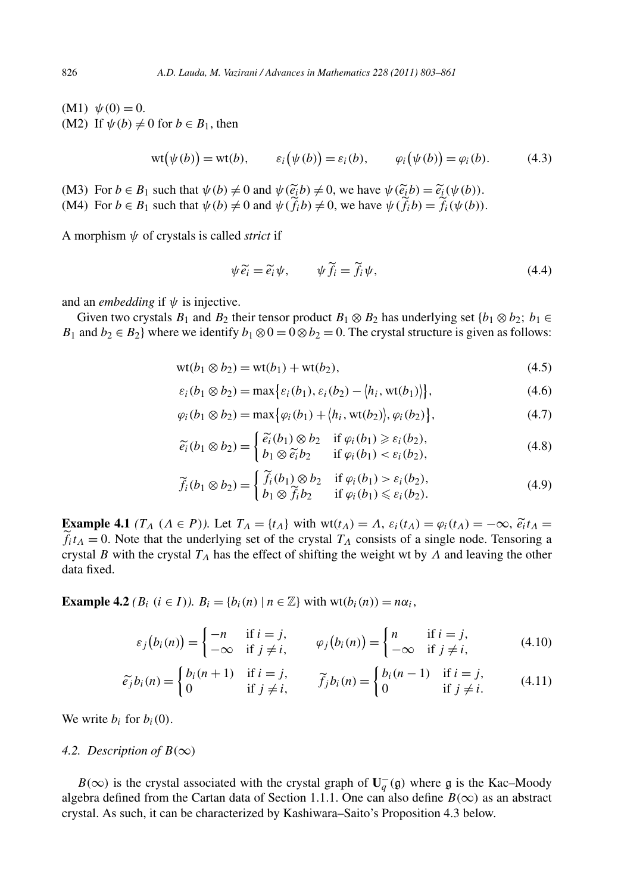(M1) $\psi(0) = 0$.

(M2) If $\psi(b) \neq 0$ for $b \in B_1$, then

$$\mathrm{wt}(\psi(b)) = \mathrm{wt}(b), \qquad \varepsilon_i(\psi(b)) = \varepsilon_i(b), \qquad \varphi_i(\psi(b)) = \varphi_i(b). \tag{4.3}$$

(M3) For $b \in B_1$ such that $\psi(b) \neq 0$ and $\psi(\widetilde{e}_i b) \neq 0$, we have $\psi(\widetilde{e}_i b) = \widetilde{e}_i(\psi(b))$.

(M4) For $b \in B_1$ such that $\psi(b) \neq 0$ and $\psi(\widetilde{f}_i b) \neq 0$, we have $\psi(\widetilde{f}_i b) = \widetilde{f}_i(\psi(b))$.

A morphism $\psi$ of crystals is called *strict* if

$$\psi \widetilde{e}_i = \widetilde{e}_i \psi, \qquad \psi \widetilde{f}_i = \widetilde{f}_i \psi, \tag{4.4}$$

and an *embedding* if $\psi$ is injective.

Given two crystals $B_1$ and $B_2$ their tensor product $B_1 \otimes B_2$ has underlying set $\{b_1 \otimes b_2;\ b_1 \in B_1 \text{ and } b_2 \in B_2\}$ where we identify $b_1 \otimes 0 = 0 \otimes b_2 = 0$. The crystal structure is given as follows:

$$\mathrm{wt}(b_1 \otimes b_2) = \mathrm{wt}(b_1) + \mathrm{wt}(b_2), \tag{4.5}$$

$$\varepsilon_i(b_1 \otimes b_2) = \max\{\varepsilon_i(b_1), \varepsilon_i(b_2) - \langle h_i, \mathrm{wt}(b_1)\rangle\}, \tag{4.6}$$

$$\varphi_i(b_1 \otimes b_2) = \max\{\varphi_i(b_1) + \langle h_i, \mathrm{wt}(b_2)\rangle, \varphi_i(b_2)\}, \tag{4.7}$$

$$\widetilde{e}_i(b_1 \otimes b_2) = \begin{cases} \widetilde{e}_i(b_1) \otimes b_2 & \text{if } \varphi_i(b_1) \geqslant \varepsilon_i(b_2), \\ b_1 \otimes \widetilde{e}_i b_2 & \text{if } \varphi_i(b_1) < \varepsilon_i(b_2), \end{cases} \tag{4.8}$$

$$\widetilde{f}_i(b_1 \otimes b_2) = \begin{cases} \widetilde{f}_i(b_1) \otimes b_2 & \text{if } \varphi_i(b_1) > \varepsilon_i(b_2), \\ b_1 \otimes \widetilde{f}_i b_2 & \text{if } \varphi_i(b_1) \leqslant \varepsilon_i(b_2). \end{cases} \tag{4.9}$$

**Example 4.1** *($T_\Lambda$ ($\Lambda \in P$)).* Let $T_\Lambda = \{t_\Lambda\}$ with $\mathrm{wt}(t_\Lambda) = \Lambda$, $\varepsilon_i(t_\Lambda) = \varphi_i(t_\Lambda) = -\infty$, $\widetilde{e}_i t_\Lambda = \widetilde{f}_i t_\Lambda = 0$. Note that the underlying set of the crystal $T_\Lambda$ consists of a single node. Tensoring a crystal $B$ with the crystal $T_\Lambda$ has the effect of shifting the weight wt by $\Lambda$ and leaving the other data fixed.

**Example 4.2** *($B_i$ ($i \in I$)).* $B_i = \{b_i(n) \mid n \in \mathbb{Z}\}$ with $\mathrm{wt}(b_i(n)) = n\alpha_i$,

$$\varepsilon_j(b_i(n)) = \begin{cases} -n & \text{if } i = j, \\ -\infty & \text{if } j \neq i, \end{cases} \qquad \varphi_j(b_i(n)) = \begin{cases} n & \text{if } i = j, \\ -\infty & \text{if } j \neq i, \end{cases} \tag{4.10}$$

$$\widetilde{e}_j b_i(n) = \begin{cases} b_i(n+1) & \text{if } i = j, \\ 0 & \text{if } j \neq i, \end{cases} \qquad \widetilde{f}_j b_i(n) = \begin{cases} b_i(n-1) & \text{if } i = j, \\ 0 & \text{if } j \neq i. \end{cases} \tag{4.11}$$

We write $b_i$ for $b_i(0)$.

### 4.2. Description of $B(\infty)$

$B(\infty)$ is the crystal associated with the crystal graph of $\mathbf{U}_q^-(\mathfrak{g})$ where $\mathfrak{g}$ is the Kac–Moody algebra defined from the Cartan data of Section 1.1.1. One can also define $B(\infty)$ as an abstract crystal. As such, it can be characterized by Kashiwara–Saito's Proposition 4.3 below.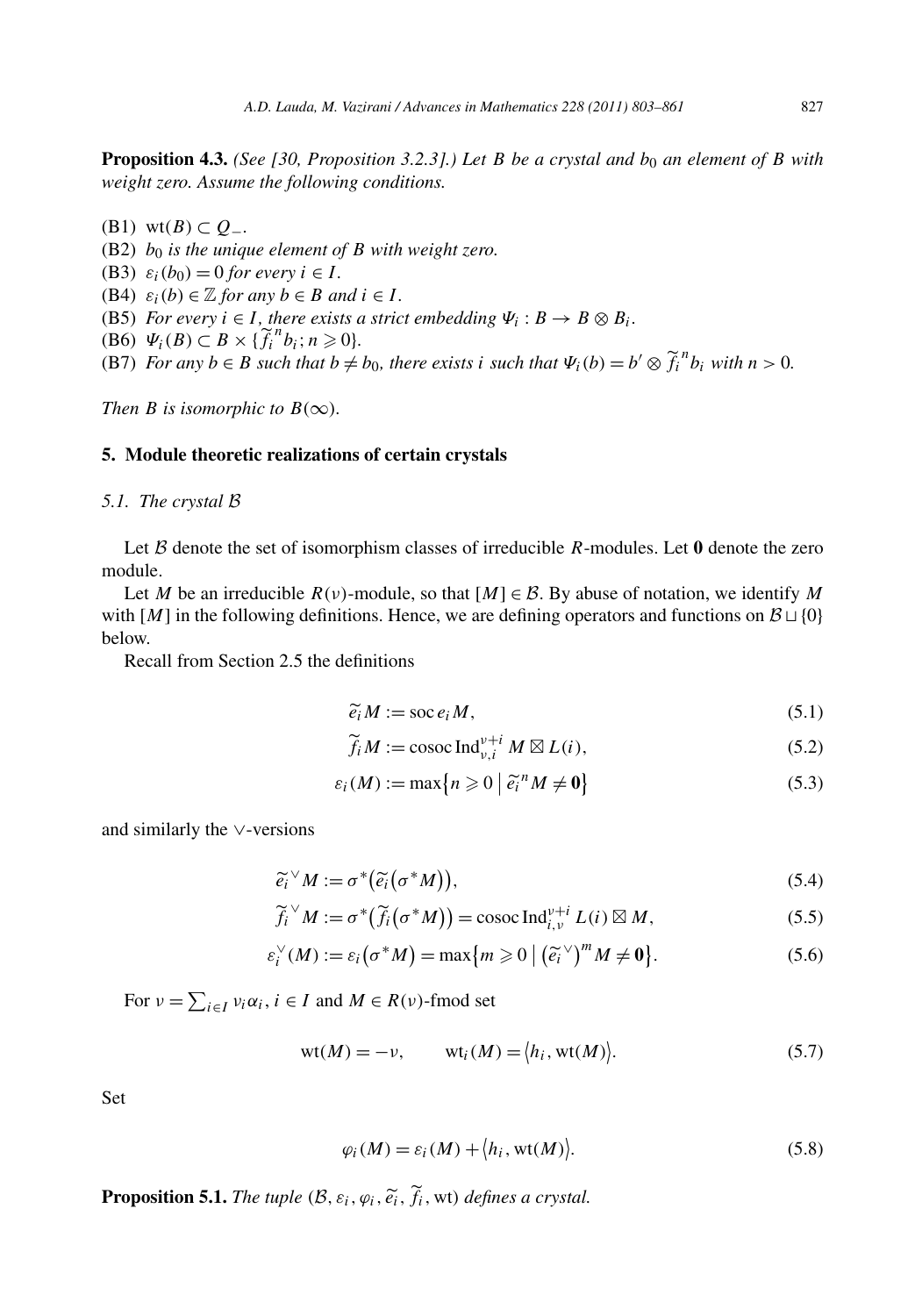**Proposition 4.3.** *(See [30, Proposition 3.2.3].) Let $B$ be a crystal and $b_0$ an element of $B$ with weight zero. Assume the following conditions.*

(B1) $\mathrm{wt}(B) \subset Q_-$.
(B2) *$b_0$ is the unique element of $B$ with weight zero.*
(B3) *$\varepsilon_i(b_0) = 0$ for every $i \in I$.*
(B4) *$\varepsilon_i(b) \in \mathbb{Z}$ for any $b \in B$ and $i \in I$.*
(B5) *For every $i \in I$, there exists a strict embedding $\Psi_i : B \to B \otimes B_i$.*
(B6) *$\Psi_i(B) \subset B \times \{\widetilde{f}_i^{\,n} b_i; n \geqslant 0\}$.*
(B7) *For any $b \in B$ such that $b \neq b_0$, there exists $i$ such that $\Psi_i(b) = b' \otimes \widetilde{f}_i^{\,n} b_i$ with $n > 0$.*

*Then $B$ is isomorphic to $B(\infty)$.*

## 5. Module theoretic realizations of certain crystals

### 5.1. The crystal $\mathcal{B}$

Let $\mathcal{B}$ denote the set of isomorphism classes of irreducible $R$-modules. Let $\mathbf{0}$ denote the zero module.

Let $M$ be an irreducible $R(\nu)$-module, so that $[M] \in \mathcal{B}$. By abuse of notation, we identify $M$ with $[M]$ in the following definitions. Hence, we are defining operators and functions on $\mathcal{B} \sqcup \{0\}$ below.

Recall from Section 2.5 the definitions

$$\widetilde{e}_i M := \operatorname{soc} e_i M, \tag{5.1}$$

$$\widetilde{f}_i M := \operatorname{cosoc} \operatorname{Ind}_{\nu,i}^{\nu+i} M \boxtimes L(i), \tag{5.2}$$

$$\varepsilon_i(M) := \max\{n \geqslant 0 \mid \widetilde{e}_i^{\,n} M \neq \mathbf{0}\} \tag{5.3}$$

and similarly the $\vee$-versions

$$\widetilde{e}_i^{\,\vee} M := \sigma^*\big(\widetilde{e}_i\big(\sigma^* M\big)\big), \tag{5.4}$$

$$\widetilde{f}_i^{\,\vee} M := \sigma^*\big(\widetilde{f}_i\big(\sigma^* M\big)\big) = \operatorname{cosoc} \operatorname{Ind}_{i,\nu}^{\nu+i} L(i) \boxtimes M, \tag{5.5}$$

$$\varepsilon_i^{\vee}(M) := \varepsilon_i\big(\sigma^* M\big) = \max\big\{m \geqslant 0 \mid \big(\widetilde{e}_i^{\,\vee}\big)^m M \neq \mathbf{0}\big\}. \tag{5.6}$$

For $\nu = \sum_{i\in I} \nu_i \alpha_i$, $i \in I$ and $M \in R(\nu)$-fmod set

$$\mathrm{wt}(M) = -\nu, \qquad \mathrm{wt}_i(M) = \langle h_i, \mathrm{wt}(M)\rangle. \tag{5.7}$$

Set

$$\varphi_i(M) = \varepsilon_i(M) + \langle h_i, \mathrm{wt}(M)\rangle. \tag{5.8}$$

**Proposition 5.1.** *The tuple $(\mathcal{B}, \varepsilon_i, \varphi_i, \widetilde{e}_i, \widetilde{f}_i, \mathrm{wt})$ defines a crystal.*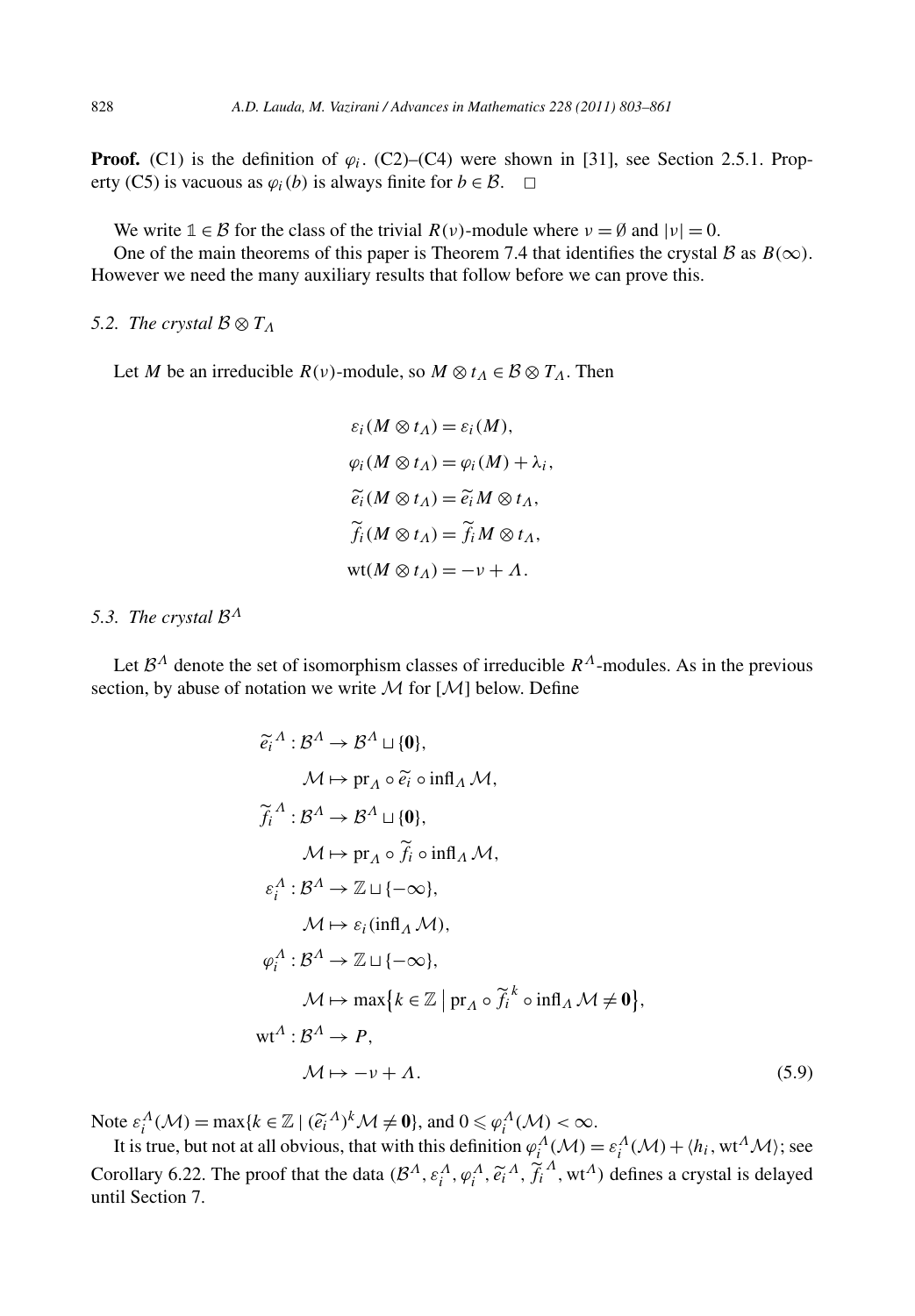**Proof.** (C1) is the definition of $\varphi_i$. (C2)–(C4) were shown in [31], see Section 2.5.1. Property (C5) is vacuous as $\varphi_i(b)$ is always finite for $b \in \mathcal{B}$. $\square$

We write $\mathbb{1} \in \mathcal{B}$ for the class of the trivial $R(\nu)$-module where $\nu = \emptyset$ and $|\nu| = 0$.

One of the main theorems of this paper is Theorem 7.4 that identifies the crystal $\mathcal{B}$ as $B(\infty)$. However we need the many auxiliary results that follow before we can prove this.

### 5.2. *The crystal $\mathcal{B} \otimes T_\Lambda$*

Let $M$ be an irreducible $R(\nu)$-module, so $M \otimes t_\Lambda \in \mathcal{B} \otimes T_\Lambda$. Then

$$
\begin{aligned}
\varepsilon_i(M \otimes t_\Lambda) &= \varepsilon_i(M), \\
\varphi_i(M \otimes t_\Lambda) &= \varphi_i(M) + \lambda_i, \\
\widetilde{e}_i(M \otimes t_\Lambda) &= \widetilde{e}_i M \otimes t_\Lambda, \\
\widetilde{f}_i(M \otimes t_\Lambda) &= \widetilde{f}_i M \otimes t_\Lambda, \\
\mathrm{wt}(M \otimes t_\Lambda) &= -\nu + \Lambda.
\end{aligned}
$$

### 5.3. *The crystal $\mathcal{B}^\Lambda$*

Let $\mathcal{B}^\Lambda$ denote the set of isomorphism classes of irreducible $R^\Lambda$-modules. As in the previous section, by abuse of notation we write $\mathcal{M}$ for $[\mathcal{M}]$ below. Define

$$
\begin{aligned}
\widetilde{e}_i^{\,\Lambda} &: \mathcal{B}^\Lambda \to \mathcal{B}^\Lambda \sqcup \{\mathbf{0}\}, \\
&\quad \mathcal{M} \mapsto \mathrm{pr}_\Lambda \circ \widetilde{e}_i \circ \mathrm{infl}_\Lambda \mathcal{M}, \\
\widetilde{f}_i^{\,\Lambda} &: \mathcal{B}^\Lambda \to \mathcal{B}^\Lambda \sqcup \{\mathbf{0}\}, \\
&\quad \mathcal{M} \mapsto \mathrm{pr}_\Lambda \circ \widetilde{f}_i \circ \mathrm{infl}_\Lambda \mathcal{M}, \\
\varepsilon_i^\Lambda &: \mathcal{B}^\Lambda \to \mathbb{Z} \sqcup \{-\infty\}, \\
&\quad \mathcal{M} \mapsto \varepsilon_i(\mathrm{infl}_\Lambda \mathcal{M}), \\
\varphi_i^\Lambda &: \mathcal{B}^\Lambda \to \mathbb{Z} \sqcup \{-\infty\}, \\
&\quad \mathcal{M} \mapsto \max\bigl\{k \in \mathbb{Z} \bigm| \mathrm{pr}_\Lambda \circ \widetilde{f}_i^{\,k} \circ \mathrm{infl}_\Lambda \mathcal{M} \neq \mathbf{0}\bigr\}, \\
\mathrm{wt}^\Lambda &: \mathcal{B}^\Lambda \to P, \\
&\quad \mathcal{M} \mapsto -\nu + \Lambda.
\end{aligned}
\tag{5.9}
$$

Note $\varepsilon_i^\Lambda(\mathcal{M}) = \max\{k \in \mathbb{Z} \mid (\widetilde{e}_i^{\,\Lambda})^k \mathcal{M} \neq \mathbf{0}\}$, and $0 \leqslant \varphi_i^\Lambda(\mathcal{M}) < \infty$.

It is true, but not at all obvious, that with this definition $\varphi_i^\Lambda(\mathcal{M}) = \varepsilon_i^\Lambda(\mathcal{M}) + \langle h_i, \mathrm{wt}^\Lambda \mathcal{M}\rangle$; see Corollary 6.22. The proof that the data $(\mathcal{B}^\Lambda, \varepsilon_i^\Lambda, \varphi_i^\Lambda, \widetilde{e}_i^{\,\Lambda}, \widetilde{f}_i^{\,\Lambda}, \mathrm{wt}^\Lambda)$ defines a crystal is delayed until Section 7.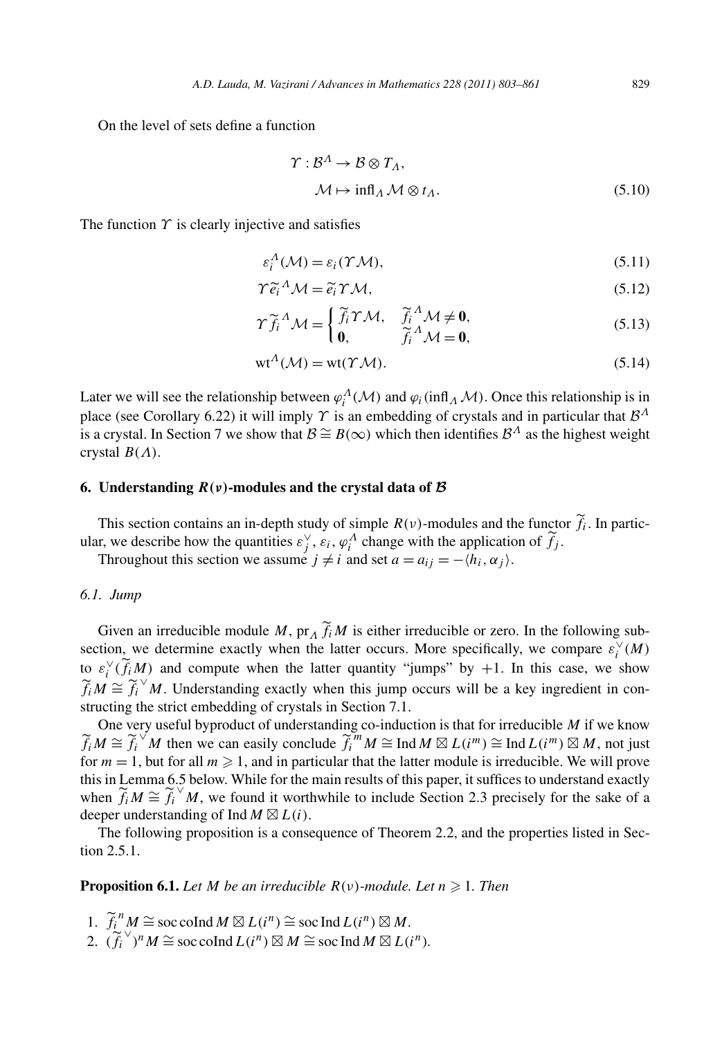On the level of sets define a function

$$\Upsilon : \mathcal{B}^\Lambda \to \mathcal{B} \otimes T_\Lambda,$$
$$\mathcal{M} \mapsto \operatorname{infl}_\Lambda \mathcal{M} \otimes t_\Lambda. \tag{5.10}$$

The function $\Upsilon$ is clearly injective and satisfies

$$\varepsilon_i^\Lambda(\mathcal{M}) = \varepsilon_i(\Upsilon\mathcal{M}), \tag{5.11}$$

$$\Upsilon \widetilde{e}_i{}^\Lambda \mathcal{M} = \widetilde{e}_i \Upsilon \mathcal{M}, \tag{5.12}$$

$$\Upsilon \widetilde{f}_i{}^\Lambda \mathcal{M} = \begin{cases} \widetilde{f}_i \Upsilon \mathcal{M}, & \widetilde{f}_i{}^\Lambda \mathcal{M} \neq \mathbf{0}, \\ \mathbf{0}, & \widetilde{f}_i{}^\Lambda \mathcal{M} = \mathbf{0}, \end{cases} \tag{5.13}$$

$$\operatorname{wt}^\Lambda(\mathcal{M}) = \operatorname{wt}(\Upsilon\mathcal{M}). \tag{5.14}$$

Later we will see the relationship between $\varphi_i^\Lambda(\mathcal{M})$ and $\varphi_i(\operatorname{infl}_\Lambda \mathcal{M})$. Once this relationship is in place (see Corollary 6.22) it will imply $\Upsilon$ is an embedding of crystals and in particular that $\mathcal{B}^\Lambda$ is a crystal. In Section 7 we show that $\mathcal{B} \cong B(\infty)$ which then identifies $\mathcal{B}^\Lambda$ as the highest weight crystal $B(\Lambda)$.

## 6. Understanding $R(\nu)$-modules and the crystal data of $\mathcal{B}$

This section contains an in-depth study of simple $R(\nu)$-modules and the functor $\widetilde{f}_i$. In particular, we describe how the quantities $\varepsilon_j^\vee$, $\varepsilon_i$, $\varphi_i^\Lambda$ change with the application of $\widetilde{f}_j$.

Throughout this section we assume $j \neq i$ and set $a = a_{ij} = -\langle h_i, \alpha_j \rangle$.

### 6.1. Jump

Given an irreducible module $M$, $\operatorname{pr}_\Lambda \widetilde{f}_i M$ is either irreducible or zero. In the following subsection, we determine exactly when the latter occurs. More specifically, we compare $\varepsilon_i^\vee(M)$ to $\varepsilon_i^\vee(\widetilde{f}_i M)$ and compute when the latter quantity "jumps" by $+1$. In this case, we show $\widetilde{f}_i M \cong \widetilde{f}_i{}^\vee M$. Understanding exactly when this jump occurs will be a key ingredient in constructing the strict embedding of crystals in Section 7.1.

One very useful byproduct of understanding co-induction is that for irreducible $M$ if we know $\widetilde{f}_i M \cong \widetilde{f}_i{}^\vee M$ then we can easily conclude $\widetilde{f}_i{}^m M \cong \operatorname{Ind} M \boxtimes L(i^m) \cong \operatorname{Ind} L(i^m) \boxtimes M$, not just for $m = 1$, but for all $m \geqslant 1$, and in particular that the latter module is irreducible. We will prove this in Lemma 6.5 below. While for the main results of this paper, it suffices to understand exactly when $\widetilde{f}_i M \cong \widetilde{f}_i{}^\vee M$, we found it worthwhile to include Section 2.3 precisely for the sake of a deeper understanding of $\operatorname{Ind} M \boxtimes L(i)$.

The following proposition is a consequence of Theorem 2.2, and the properties listed in Section 2.5.1.

**Proposition 6.1.** *Let $M$ be an irreducible $R(\nu)$-module. Let $n \geqslant 1$. Then*

1. $\widetilde{f}_i{}^n M \cong \operatorname{soc} \operatorname{coInd} M \boxtimes L(i^n) \cong \operatorname{soc} \operatorname{Ind} L(i^n) \boxtimes M$.
2. $(\widetilde{f}_i{}^\vee)^n M \cong \operatorname{soc} \operatorname{coInd} L(i^n) \boxtimes M \cong \operatorname{soc} \operatorname{Ind} M \boxtimes L(i^n)$.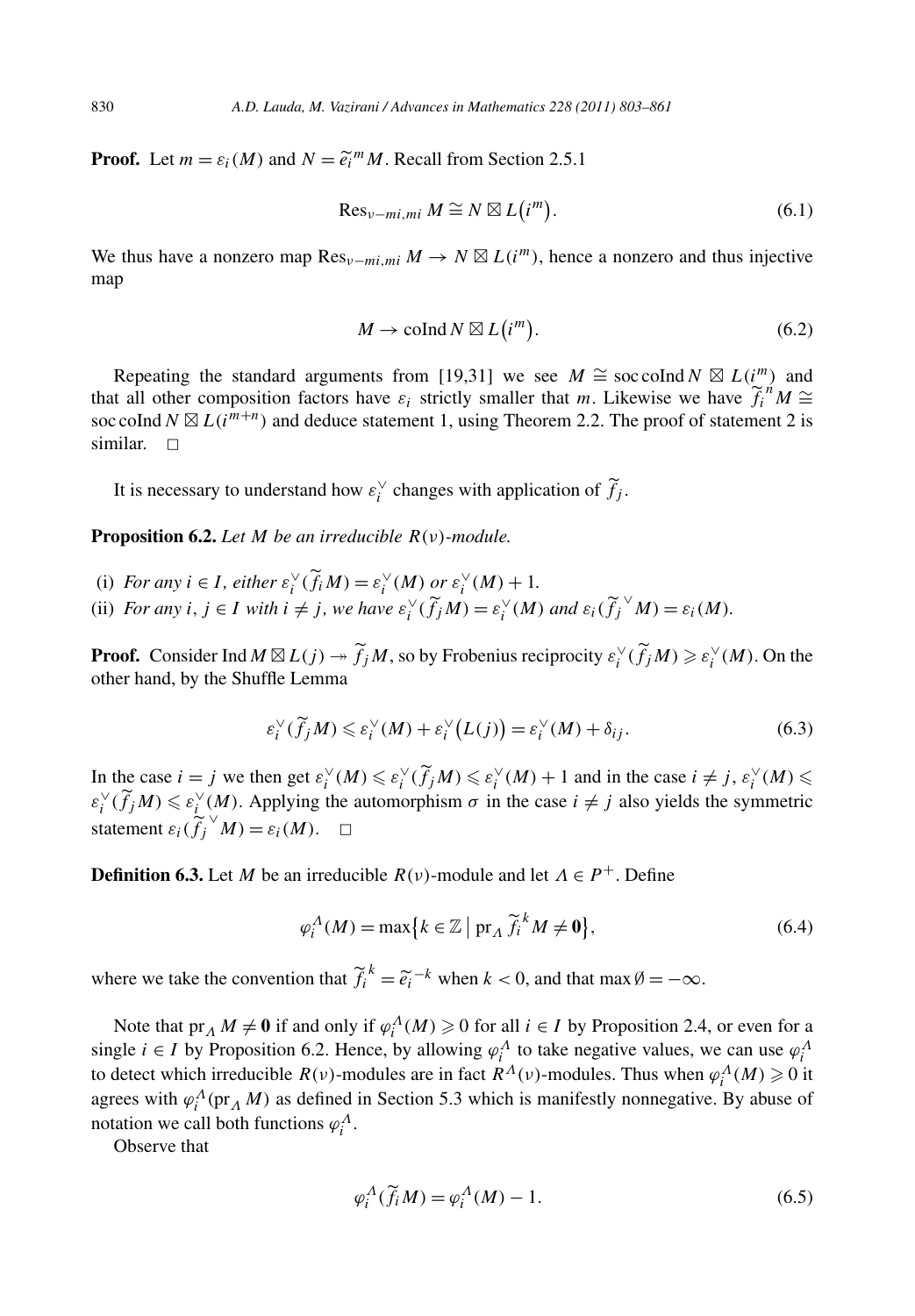**Proof.** Let $m = \varepsilon_i(M)$ and $N = \widetilde{e}_i^{\,m} M$. Recall from Section 2.5.1

$$\operatorname{Res}_{\nu - mi, mi} M \cong N \boxtimes L(i^m). \tag{6.1}$$

We thus have a nonzero map $\operatorname{Res}_{\nu - mi, mi} M \to N \boxtimes L(i^m)$, hence a nonzero and thus injective map

$$M \to \operatorname{coInd} N \boxtimes L(i^m). \tag{6.2}$$

Repeating the standard arguments from [19,31] we see $M \cong \operatorname{soc} \operatorname{coInd} N \boxtimes L(i^m)$ and that all other composition factors have $\varepsilon_i$ strictly smaller that $m$. Likewise we have $\widetilde{f}_i^{\,n} M \cong \operatorname{soc} \operatorname{coInd} N \boxtimes L(i^{m+n})$ and deduce statement 1, using Theorem 2.2. The proof of statement 2 is similar. $\square$

It is necessary to understand how $\varepsilon_i^\vee$ changes with application of $\widetilde{f}_j$.

**Proposition 6.2.** *Let $M$ be an irreducible $R(\nu)$-module.*

(i) *For any $i \in I$, either $\varepsilon_i^\vee(\widetilde{f}_i M) = \varepsilon_i^\vee(M)$ or $\varepsilon_i^\vee(M) + 1$.*
(ii) *For any $i, j \in I$ with $i \neq j$, we have $\varepsilon_i^\vee(\widetilde{f}_j M) = \varepsilon_i^\vee(M)$ and $\varepsilon_i(\widetilde{f}_j^{\,\vee} M) = \varepsilon_i(M)$.*

**Proof.** Consider $\operatorname{Ind} M \boxtimes L(j) \twoheadrightarrow \widetilde{f}_j M$, so by Frobenius reciprocity $\varepsilon_i^\vee(\widetilde{f}_j M) \geqslant \varepsilon_i^\vee(M)$. On the other hand, by the Shuffle Lemma

$$\varepsilon_i^\vee(\widetilde{f}_j M) \leqslant \varepsilon_i^\vee(M) + \varepsilon_i^\vee\big(L(j)\big) = \varepsilon_i^\vee(M) + \delta_{ij}. \tag{6.3}$$

In the case $i = j$ we then get $\varepsilon_i^\vee(M) \leqslant \varepsilon_i^\vee(\widetilde{f}_j M) \leqslant \varepsilon_i^\vee(M) + 1$ and in the case $i \neq j$, $\varepsilon_i^\vee(M) \leqslant \varepsilon_i^\vee(\widetilde{f}_j M) \leqslant \varepsilon_i^\vee(M)$. Applying the automorphism $\sigma$ in the case $i \neq j$ also yields the symmetric statement $\varepsilon_i(\widetilde{f}_j^{\,\vee} M) = \varepsilon_i(M)$. $\square$

**Definition 6.3.** Let $M$ be an irreducible $R(\nu)$-module and let $\Lambda \in P^+$. Define

$$\varphi_i^\Lambda(M) = \max\big\{k \in \mathbb{Z} \mid \operatorname{pr}_\Lambda \widetilde{f}_i^{\,k} M \neq \mathbf{0}\big\}, \tag{6.4}$$

where we take the convention that $\widetilde{f}_i^{\,k} = \widetilde{e}_i^{\,-k}$ when $k < 0$, and that $\max \emptyset = -\infty$.

Note that $\operatorname{pr}_\Lambda M \neq \mathbf{0}$ if and only if $\varphi_i^\Lambda(M) \geqslant 0$ for all $i \in I$ by Proposition 2.4, or even for a single $i \in I$ by Proposition 6.2. Hence, by allowing $\varphi_i^\Lambda$ to take negative values, we can use $\varphi_i^\Lambda$ to detect which irreducible $R(\nu)$-modules are in fact $R^\Lambda(\nu)$-modules. Thus when $\varphi_i^\Lambda(M) \geqslant 0$ it agrees with $\varphi_i^\Lambda(\operatorname{pr}_\Lambda M)$ as defined in Section 5.3 which is manifestly nonnegative. By abuse of notation we call both functions $\varphi_i^\Lambda$.

Observe that

$$\varphi_i^\Lambda(\widetilde{f}_i M) = \varphi_i^\Lambda(M) - 1. \tag{6.5}$$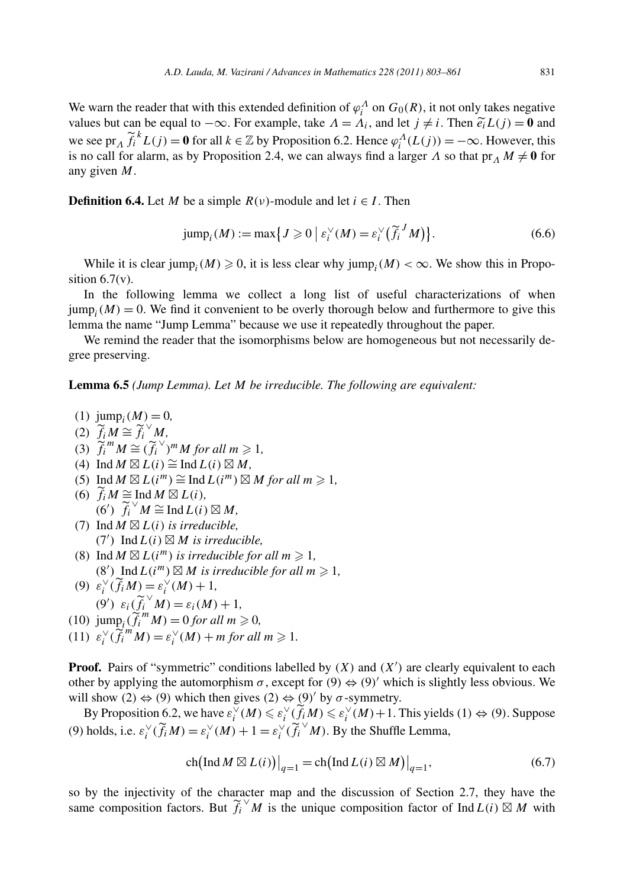We warn the reader that with this extended definition of $\varphi_i^\Lambda$ on $G_0(R)$, it not only takes negative values but can be equal to $-\infty$. For example, take $\Lambda = \Lambda_i$, and let $j \neq i$. Then $\widetilde{e}_i L(j) = \mathbf{0}$ and we see $\mathrm{pr}_\Lambda \widetilde{f}_i^{\,k} L(j) = \mathbf{0}$ for all $k \in \mathbb{Z}$ by Proposition 6.2. Hence $\varphi_i^\Lambda(L(j)) = -\infty$. However, this is no call for alarm, as by Proposition 2.4, we can always find a larger $\Lambda$ so that $\mathrm{pr}_\Lambda M \neq \mathbf{0}$ for any given $M$.

**Definition 6.4.** Let $M$ be a simple $R(\nu)$-module and let $i \in I$. Then

$$\mathrm{jump}_i(M) := \max\bigl\{J \geqslant 0 \bigm| \varepsilon_i^\vee(M) = \varepsilon_i^\vee\bigl(\widetilde{f}_i^{\,J} M\bigr)\bigr\}. \tag{6.6}$$

While it is clear $\mathrm{jump}_i(M) \geqslant 0$, it is less clear why $\mathrm{jump}_i(M) < \infty$. We show this in Proposition 6.7(v).

In the following lemma we collect a long list of useful characterizations of when $\mathrm{jump}_i(M) = 0$. We find it convenient to be overly thorough below and furthermore to give this lemma the name "Jump Lemma" because we use it repeatedly throughout the paper.

We remind the reader that the isomorphisms below are homogeneous but not necessarily degree preserving.

**Lemma 6.5** *(Jump Lemma). Let $M$ be irreducible. The following are equivalent:*

- (1) $\mathrm{jump}_i(M) = 0$,
- (2) $\widetilde{f}_i M \cong \widetilde{f}_i^{\vee} M$,
- (3) $\widetilde{f}_i^{\,m} M \cong (\widetilde{f}_i^{\vee})^m M$ *for all* $m \geqslant 1$,
- (4) $\mathrm{Ind}\, M \boxtimes L(i) \cong \mathrm{Ind}\, L(i) \boxtimes M$,
- (5) $\mathrm{Ind}\, M \boxtimes L(i^m) \cong \mathrm{Ind}\, L(i^m) \boxtimes M$ *for all* $m \geqslant 1$,
- (6) $\widetilde{f}_i M \cong \mathrm{Ind}\, M \boxtimes L(i)$,
  (6′) $\widetilde{f}_i^{\vee} M \cong \mathrm{Ind}\, L(i) \boxtimes M$,
- (7) $\mathrm{Ind}\, M \boxtimes L(i)$ *is irreducible,*
  (7′) $\mathrm{Ind}\, L(i) \boxtimes M$ *is irreducible,*
- (8) $\mathrm{Ind}\, M \boxtimes L(i^m)$ *is irreducible for all* $m \geqslant 1$,
  (8′) $\mathrm{Ind}\, L(i^m) \boxtimes M$ *is irreducible for all* $m \geqslant 1$,
- (9) $\varepsilon_i^\vee(\widetilde{f}_i M) = \varepsilon_i^\vee(M) + 1$,
  (9′) $\varepsilon_i(\widetilde{f}_i^{\vee} M) = \varepsilon_i(M) + 1$,
- (10) $\mathrm{jump}_i(\widetilde{f}_i^{\,m} M) = 0$ *for all* $m \geqslant 0$,
- (11) $\varepsilon_i^\vee(\widetilde{f}_i^{\,m} M) = \varepsilon_i^\vee(M) + m$ *for all* $m \geqslant 1$.

**Proof.** Pairs of "symmetric" conditions labelled by $(X)$ and $(X')$ are clearly equivalent to each other by applying the automorphism $\sigma$, except for (9) $\Leftrightarrow$ (9)′ which is slightly less obvious. We will show (2) $\Leftrightarrow$ (9) which then gives (2) $\Leftrightarrow$ (9)′ by $\sigma$-symmetry.

By Proposition 6.2, we have $\varepsilon_i^\vee(M) \leqslant \varepsilon_i^\vee(\widetilde{f}_i M) \leqslant \varepsilon_i^\vee(M) + 1$. This yields (1) $\Leftrightarrow$ (9). Suppose (9) holds, i.e. $\varepsilon_i^\vee(\widetilde{f}_i M) = \varepsilon_i^\vee(M) + 1 = \varepsilon_i^\vee(\widetilde{f}_i^{\vee} M)$. By the Shuffle Lemma,

$$\mathrm{ch}\bigl(\mathrm{Ind}\, M \boxtimes L(i)\bigr)\big|_{q=1} = \mathrm{ch}\bigl(\mathrm{Ind}\, L(i) \boxtimes M\bigr)\big|_{q=1}, \tag{6.7}$$

so by the injectivity of the character map and the discussion of Section 2.7, they have the same composition factors. But $\widetilde{f}_i^{\vee} M$ is the unique composition factor of $\mathrm{Ind}\, L(i) \boxtimes M$ with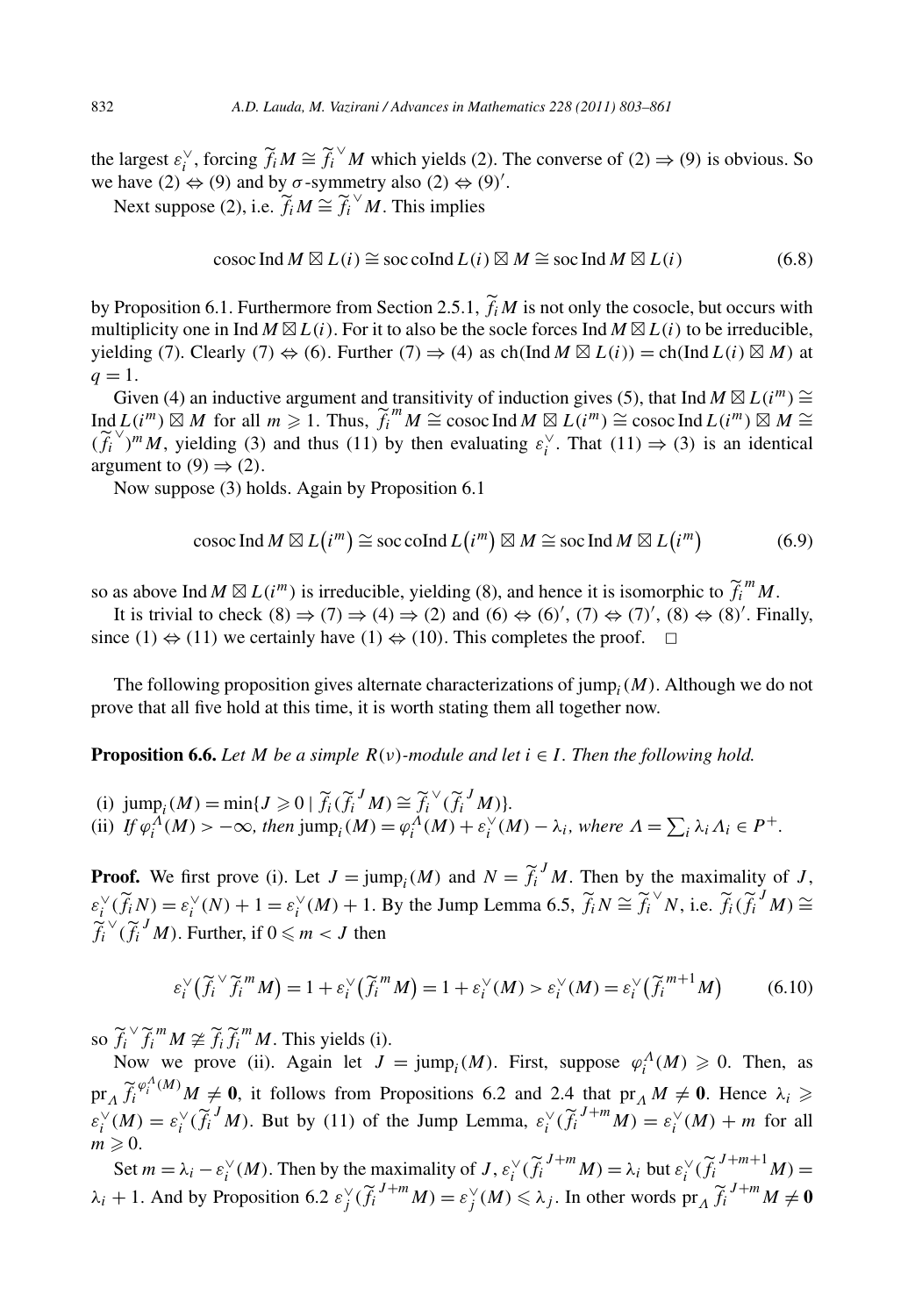the largest $\varepsilon_i^\vee$, forcing $\widetilde{f}_i M \cong \widetilde{f}_i^{\vee} M$ which yields (2). The converse of (2) $\Rightarrow$ (9) is obvious. So we have (2) $\Leftrightarrow$ (9) and by $\sigma$-symmetry also (2) $\Leftrightarrow$ (9)$'$.

Next suppose (2), i.e. $\widetilde{f}_i M \cong \widetilde{f}_i^{\vee} M$. This implies

$$\operatorname{cosoc} \operatorname{Ind} M \boxtimes L(i) \cong \operatorname{soc} \operatorname{coInd} L(i) \boxtimes M \cong \operatorname{soc} \operatorname{Ind} M \boxtimes L(i) \tag{6.8}$$

by Proposition 6.1. Furthermore from Section 2.5.1, $\widetilde{f}_i M$ is not only the cosocle, but occurs with multiplicity one in $\operatorname{Ind} M \boxtimes L(i)$. For it to also be the socle forces $\operatorname{Ind} M \boxtimes L(i)$ to be irreducible, yielding (7). Clearly (7) $\Leftrightarrow$ (6). Further (7) $\Rightarrow$ (4) as $\operatorname{ch}(\operatorname{Ind} M \boxtimes L(i)) = \operatorname{ch}(\operatorname{Ind} L(i) \boxtimes M)$ at $q = 1$.

Given (4) an inductive argument and transitivity of induction gives (5), that $\operatorname{Ind} M \boxtimes L(i^m) \cong \operatorname{Ind} L(i^m) \boxtimes M$ for all $m \geqslant 1$. Thus, $\widetilde{f}_i^{\,m} M \cong \operatorname{cosoc} \operatorname{Ind} M \boxtimes L(i^m) \cong \operatorname{cosoc} \operatorname{Ind} L(i^m) \boxtimes M \cong (\widetilde{f}_i^{\vee})^m M$, yielding (3) and thus (11) by then evaluating $\varepsilon_i^\vee$. That (11) $\Rightarrow$ (3) is an identical argument to (9) $\Rightarrow$ (2).

Now suppose (3) holds. Again by Proposition 6.1

$$\operatorname{cosoc} \operatorname{Ind} M \boxtimes L\big(i^m\big) \cong \operatorname{soc} \operatorname{coInd} L\big(i^m\big) \boxtimes M \cong \operatorname{soc} \operatorname{Ind} M \boxtimes L\big(i^m\big) \tag{6.9}$$

so as above $\operatorname{Ind} M \boxtimes L(i^m)$ is irreducible, yielding (8), and hence it is isomorphic to $\widetilde{f}_i^{\,m} M$.

It is trivial to check (8) $\Rightarrow$ (7) $\Rightarrow$ (4) $\Rightarrow$ (2) and (6) $\Leftrightarrow$ (6)$'$, (7) $\Leftrightarrow$ (7)$'$, (8) $\Leftrightarrow$ (8)$'$. Finally, since (1) $\Leftrightarrow$ (11) we certainly have (1) $\Leftrightarrow$ (10). This completes the proof. $\square$

The following proposition gives alternate characterizations of $\operatorname{jump}_i(M)$. Although we do not prove that all five hold at this time, it is worth stating them all together now.

**Proposition 6.6.** *Let $M$ be a simple $R(\nu)$-module and let $i \in I$. Then the following hold.*

(i) $\operatorname{jump}_i(M) = \min\{J \geqslant 0 \mid \widetilde{f}_i(\widetilde{f}_i^{\,J} M) \cong \widetilde{f}_i^{\vee}(\widetilde{f}_i^{\,J} M)\}$.
(ii) *If $\varphi_i^\Lambda(M) > -\infty$, then $\operatorname{jump}_i(M) = \varphi_i^\Lambda(M) + \varepsilon_i^\vee(M) - \lambda_i$, where $\Lambda = \sum_i \lambda_i \Lambda_i \in P^+$.*

**Proof.** We first prove (i). Let $J = \operatorname{jump}_i(M)$ and $N = \widetilde{f}_i^{\,J} M$. Then by the maximality of $J$, $\varepsilon_i^\vee(\widetilde{f}_i N) = \varepsilon_i^\vee(N) + 1 = \varepsilon_i^\vee(M) + 1$. By the Jump Lemma 6.5, $\widetilde{f}_i N \cong \widetilde{f}_i^{\vee} N$, i.e. $\widetilde{f}_i(\widetilde{f}_i^{\,J} M) \cong \widetilde{f}_i^{\vee}(\widetilde{f}_i^{\,J} M)$. Further, if $0 \leqslant m < J$ then

$$\varepsilon_i^\vee\big(\widetilde{f}_i^{\vee} \widetilde{f}_i^{\,m} M\big) = 1 + \varepsilon_i^\vee\big(\widetilde{f}_i^{\,m} M\big) = 1 + \varepsilon_i^\vee(M) > \varepsilon_i^\vee(M) = \varepsilon_i^\vee\big(\widetilde{f}_i^{\,m+1} M\big) \tag{6.10}$$

so $\widetilde{f}_i^{\vee} \widetilde{f}_i^{\,m} M \ncong \widetilde{f}_i \widetilde{f}_i^{\,m} M$. This yields (i).

Now we prove (ii). Again let $J = \operatorname{jump}_i(M)$. First, suppose $\varphi_i^\Lambda(M) \geqslant 0$. Then, as $\operatorname{pr}_\Lambda \widetilde{f}_i^{\,\varphi_i^\Lambda(M)} M \neq \mathbf{0}$, it follows from Propositions 6.2 and 2.4 that $\operatorname{pr}_\Lambda M \neq \mathbf{0}$. Hence $\lambda_i \geqslant \varepsilon_i^\vee(M) = \varepsilon_i^\vee(\widetilde{f}_i^{\,J} M)$. But by (11) of the Jump Lemma, $\varepsilon_i^\vee(\widetilde{f}_i^{\,J+m} M) = \varepsilon_i^\vee(M) + m$ for all $m \geqslant 0$.

Set $m = \lambda_i - \varepsilon_i^\vee(M)$. Then by the maximality of $J$, $\varepsilon_i^\vee(\widetilde{f}_i^{\,J+m} M) = \lambda_i$ but $\varepsilon_i^\vee(\widetilde{f}_i^{\,J+m+1} M) = \lambda_i + 1$. And by Proposition 6.2 $\varepsilon_j^\vee(\widetilde{f}_i^{\,J+m} M) = \varepsilon_j^\vee(M) \leqslant \lambda_j$. In other words $\operatorname{pr}_\Lambda \widetilde{f}_i^{\,J+m} M \neq \mathbf{0}$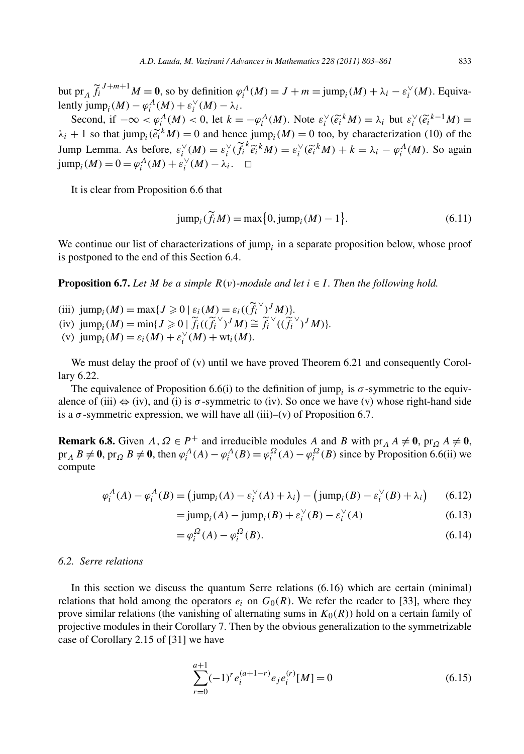but $\mathrm{pr}_\Lambda \widetilde{f}_i^{\,J+m+1} M = \mathbf{0}$, so by definition $\varphi_i^\Lambda(M) = J + m = \mathrm{jump}_i(M) + \lambda_i - \varepsilon_i^\vee(M)$. Equivalently $\mathrm{jump}_i(M) - \varphi_i^\Lambda(M) + \varepsilon_i^\vee(M) - \lambda_i$.

Second, if $-\infty < \varphi_i^\Lambda(M) < 0$, let $k = -\varphi_i^\Lambda(M)$. Note $\varepsilon_i^\vee(\widetilde{e}_i^{\,k} M) = \lambda_i$ but $\varepsilon_i^\vee(\widetilde{e}_i^{\,k-1} M) = \lambda_i + 1$ so that $\mathrm{jump}_i(\widetilde{e}_i^{\,k} M) = 0$ and hence $\mathrm{jump}_i(M) = 0$ too, by characterization (10) of the Jump Lemma. As before, $\varepsilon_i^\vee(M) = \varepsilon_i^\vee(\widetilde{f}_i^{\,k} \widetilde{e}_i^{\,k} M) = \varepsilon_i^\vee(\widetilde{e}_i^{\,k} M) + k = \lambda_i - \varphi_i^\Lambda(M)$. So again $\mathrm{jump}_i(M) = 0 = \varphi_i^\Lambda(M) + \varepsilon_i^\vee(M) - \lambda_i$. $\square$

It is clear from Proposition 6.6 that

$$\mathrm{jump}_i(\widetilde{f}_i M) = \max\{0, \mathrm{jump}_i(M) - 1\}. \tag{6.11}$$

We continue our list of characterizations of $\mathrm{jump}_i$ in a separate proposition below, whose proof is postponed to the end of this Section 6.4.

**Proposition 6.7.** *Let $M$ be a simple $R(\nu)$-module and let $i \in I$. Then the following hold.*

(iii) $\mathrm{jump}_i(M) = \max\{J \geqslant 0 \mid \varepsilon_i(M) = \varepsilon_i((\widetilde{f}_i^{\,\vee})^J M)\}$.
(iv) $\mathrm{jump}_i(M) = \min\{J \geqslant 0 \mid \widetilde{f}_i((\widetilde{f}_i^{\,\vee})^J M) \cong \widetilde{f}_i^{\,\vee}((\widetilde{f}_i^{\,\vee})^J M)\}$.
(v) $\mathrm{jump}_i(M) = \varepsilon_i(M) + \varepsilon_i^\vee(M) + \mathrm{wt}_i(M)$.

We must delay the proof of (v) until we have proved Theorem 6.21 and consequently Corollary 6.22.

The equivalence of Proposition 6.6(i) to the definition of $\mathrm{jump}_i$ is $\sigma$-symmetric to the equivalence of (iii) $\Leftrightarrow$ (iv), and (i) is $\sigma$-symmetric to (iv). So once we have (v) whose right-hand side is a $\sigma$-symmetric expression, we will have all (iii)–(v) of Proposition 6.7.

**Remark 6.8.** Given $\Lambda, \Omega \in P^+$ and irreducible modules $A$ and $B$ with $\mathrm{pr}_\Lambda A \neq \mathbf{0}$, $\mathrm{pr}_\Omega A \neq \mathbf{0}$, $\mathrm{pr}_\Lambda B \neq \mathbf{0}$, $\mathrm{pr}_\Omega B \neq \mathbf{0}$, then $\varphi_i^\Lambda(A) - \varphi_i^\Lambda(B) = \varphi_i^\Omega(A) - \varphi_i^\Omega(B)$ since by Proposition 6.6(ii) we compute

$$\varphi_i^\Lambda(A) - \varphi_i^\Lambda(B) = \left(\mathrm{jump}_i(A) - \varepsilon_i^\vee(A) + \lambda_i\right) - \left(\mathrm{jump}_i(B) - \varepsilon_i^\vee(B) + \lambda_i\right) \tag{6.12}$$

$$= \mathrm{jump}_i(A) - \mathrm{jump}_i(B) + \varepsilon_i^\vee(B) - \varepsilon_i^\vee(A) \tag{6.13}$$

$$= \varphi_i^\Omega(A) - \varphi_i^\Omega(B). \tag{6.14}$$

### 6.2. Serre relations

In this section we discuss the quantum Serre relations (6.16) which are certain (minimal) relations that hold among the operators $e_i$ on $G_0(R)$. We refer the reader to [33], where they prove similar relations (the vanishing of alternating sums in $K_0(R)$) hold on a certain family of projective modules in their Corollary 7. Then by the obvious generalization to the symmetrizable case of Corollary 2.15 of [31] we have

$$\sum_{r=0}^{a+1} (-1)^r e_i^{(a+1-r)} e_j e_i^{(r)} [M] = 0 \tag{6.15}$$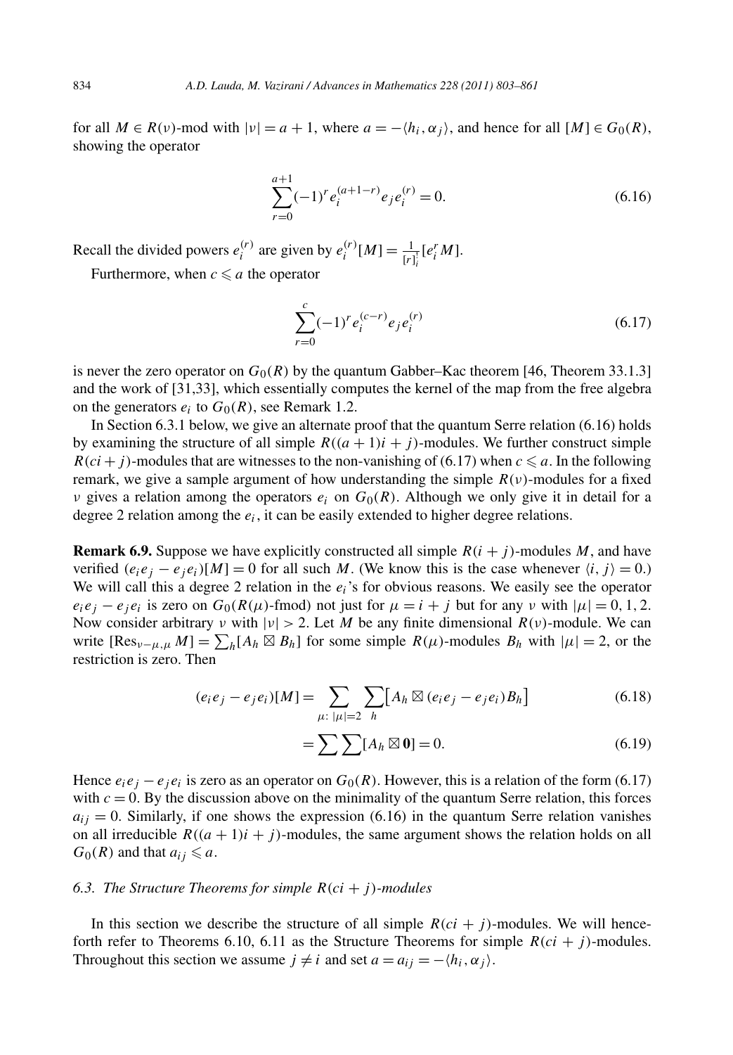for all $M \in R(\nu)$-mod with $|\nu| = a+1$, where $a = -\langle h_i, \alpha_j \rangle$, and hence for all $[M] \in G_0(R)$, showing the operator

$$\sum_{r=0}^{a+1} (-1)^r e_i^{(a+1-r)} e_j e_i^{(r)} = 0. \tag{6.16}$$

Recall the divided powers $e_i^{(r)}$ are given by $e_i^{(r)}[M] = \frac{1}{[r]_i^!}[e_i^r M]$.

Furthermore, when $c \leqslant a$ the operator

$$\sum_{r=0}^{c} (-1)^r e_i^{(c-r)} e_j e_i^{(r)} \tag{6.17}$$

is never the zero operator on $G_0(R)$ by the quantum Gabber–Kac theorem [46, Theorem 33.1.3] and the work of [31,33], which essentially computes the kernel of the map from the free algebra on the generators $e_i$ to $G_0(R)$, see Remark 1.2.

In Section 6.3.1 below, we give an alternate proof that the quantum Serre relation (6.16) holds by examining the structure of all simple $R((a+1)i+j)$-modules. We further construct simple $R(ci+j)$-modules that are witnesses to the non-vanishing of (6.17) when $c \leqslant a$. In the following remark, we give a sample argument of how understanding the simple $R(\nu)$-modules for a fixed $\nu$ gives a relation among the operators $e_i$ on $G_0(R)$. Although we only give it in detail for a degree 2 relation among the $e_i$, it can be easily extended to higher degree relations.

**Remark 6.9.** Suppose we have explicitly constructed all simple $R(i+j)$-modules $M$, and have verified $(e_i e_j - e_j e_i)[M] = 0$ for all such $M$. (We know this is the case whenever $\langle i, j \rangle = 0$.) We will call this a degree 2 relation in the $e_i$'s for obvious reasons. We easily see the operator $e_i e_j - e_j e_i$ is zero on $G_0(R(\mu)\text{-fmod})$ not just for $\mu = i+j$ but for any $\nu$ with $|\mu| = 0, 1, 2$. Now consider arbitrary $\nu$ with $|\nu| > 2$. Let $M$ be any finite dimensional $R(\nu)$-module. We can write $[\operatorname{Res}_{\nu-\mu,\mu} M] = \sum_h [A_h \boxtimes B_h]$ for some simple $R(\mu)$-modules $B_h$ with $|\mu| = 2$, or the restriction is zero. Then

$$(e_i e_j - e_j e_i)[M] = \sum_{\mu:\, |\mu|=2} \sum_h \big[A_h \boxtimes (e_i e_j - e_j e_i) B_h\big] \tag{6.18}$$

$$= \sum \sum [A_h \boxtimes \mathbf{0}] = 0. \tag{6.19}$$

Hence $e_i e_j - e_j e_i$ is zero as an operator on $G_0(R)$. However, this is a relation of the form (6.17) with $c = 0$. By the discussion above on the minimality of the quantum Serre relation, this forces $a_{ij} = 0$. Similarly, if one shows the expression (6.16) in the quantum Serre relation vanishes on all irreducible $R((a+1)i+j)$-modules, the same argument shows the relation holds on all $G_0(R)$ and that $a_{ij} \leqslant a$.

### 6.3. The Structure Theorems for simple $R(ci+j)$-modules

In this section we describe the structure of all simple $R(ci+j)$-modules. We will henceforth refer to Theorems 6.10, 6.11 as the Structure Theorems for simple $R(ci+j)$-modules. Throughout this section we assume $j \neq i$ and set $a = a_{ij} = -\langle h_i, \alpha_j \rangle$.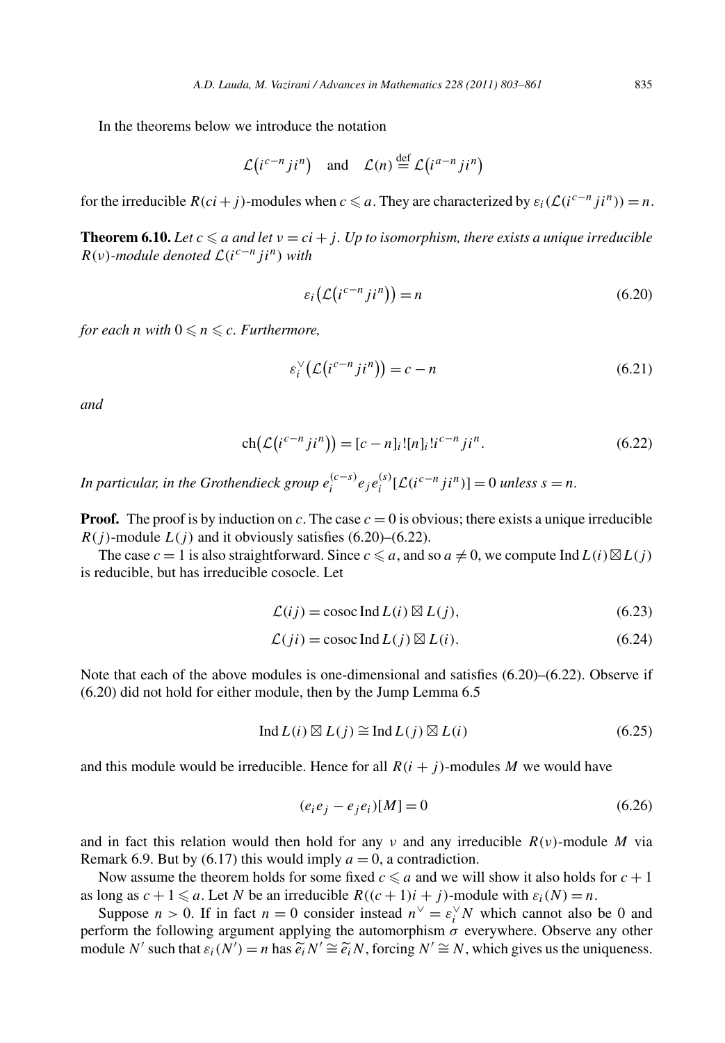In the theorems below we introduce the notation

$$\mathcal{L}\big(i^{c-n} j i^n\big) \quad \text{and} \quad \mathcal{L}(n) \stackrel{\text{def}}{=} \mathcal{L}\big(i^{a-n} j i^n\big)$$

for the irreducible $R(ci+j)$-modules when $c \leqslant a$. They are characterized by $\varepsilon_i(\mathcal{L}(i^{c-n} j i^n)) = n$.

**Theorem 6.10.** *Let $c \leqslant a$ and let $\nu = ci + j$. Up to isomorphism, there exists a unique irreducible $R(\nu)$-module denoted $\mathcal{L}(i^{c-n} j i^n)$ with*

$$\varepsilon_i\big(\mathcal{L}\big(i^{c-n} j i^n\big)\big) = n \tag{6.20}$$

*for each $n$ with $0 \leqslant n \leqslant c$. Furthermore,*

$$\varepsilon_i^{\vee}\big(\mathcal{L}\big(i^{c-n} j i^n\big)\big) = c - n \tag{6.21}$$

*and*

$$\operatorname{ch}\big(\mathcal{L}\big(i^{c-n} j i^n\big)\big) = [c-n]_i! [n]_i! i^{c-n} j i^n. \tag{6.22}$$

*In particular, in the Grothendieck group $e_i^{(c-s)} e_j e_i^{(s)} [\mathcal{L}(i^{c-n} j i^n)] = 0$ unless $s = n$.*

**Proof.** The proof is by induction on $c$. The case $c = 0$ is obvious; there exists a unique irreducible $R(j)$-module $L(j)$ and it obviously satisfies (6.20)–(6.22).

The case $c = 1$ is also straightforward. Since $c \leqslant a$, and so $a \neq 0$, we compute $\operatorname{Ind} L(i) \boxtimes L(j)$ is reducible, but has irreducible cosocle. Let

$$\mathcal{L}(ij) = \operatorname{cosoc} \operatorname{Ind} L(i) \boxtimes L(j), \tag{6.23}$$

$$\mathcal{L}(ji) = \operatorname{cosoc} \operatorname{Ind} L(j) \boxtimes L(i). \tag{6.24}$$

Note that each of the above modules is one-dimensional and satisfies (6.20)–(6.22). Observe if (6.20) did not hold for either module, then by the Jump Lemma 6.5

$$\operatorname{Ind} L(i) \boxtimes L(j) \cong \operatorname{Ind} L(j) \boxtimes L(i) \tag{6.25}$$

and this module would be irreducible. Hence for all $R(i+j)$-modules $M$ we would have

$$(e_i e_j - e_j e_i)[M] = 0 \tag{6.26}$$

and in fact this relation would then hold for any $\nu$ and any irreducible $R(\nu)$-module $M$ via Remark 6.9. But by (6.17) this would imply $a = 0$, a contradiction.

Now assume the theorem holds for some fixed $c \leqslant a$ and we will show it also holds for $c+1$ as long as $c+1 \leqslant a$. Let $N$ be an irreducible $R((c+1)i + j)$-module with $\varepsilon_i(N) = n$.

Suppose $n > 0$. If in fact $n = 0$ consider instead $n^{\vee} = \varepsilon_i^{\vee} N$ which cannot also be 0 and perform the following argument applying the automorphism $\sigma$ everywhere. Observe any other module $N'$ such that $\varepsilon_i(N') = n$ has $\widetilde{e}_i N' \cong \widetilde{e}_i N$, forcing $N' \cong N$, which gives us the uniqueness.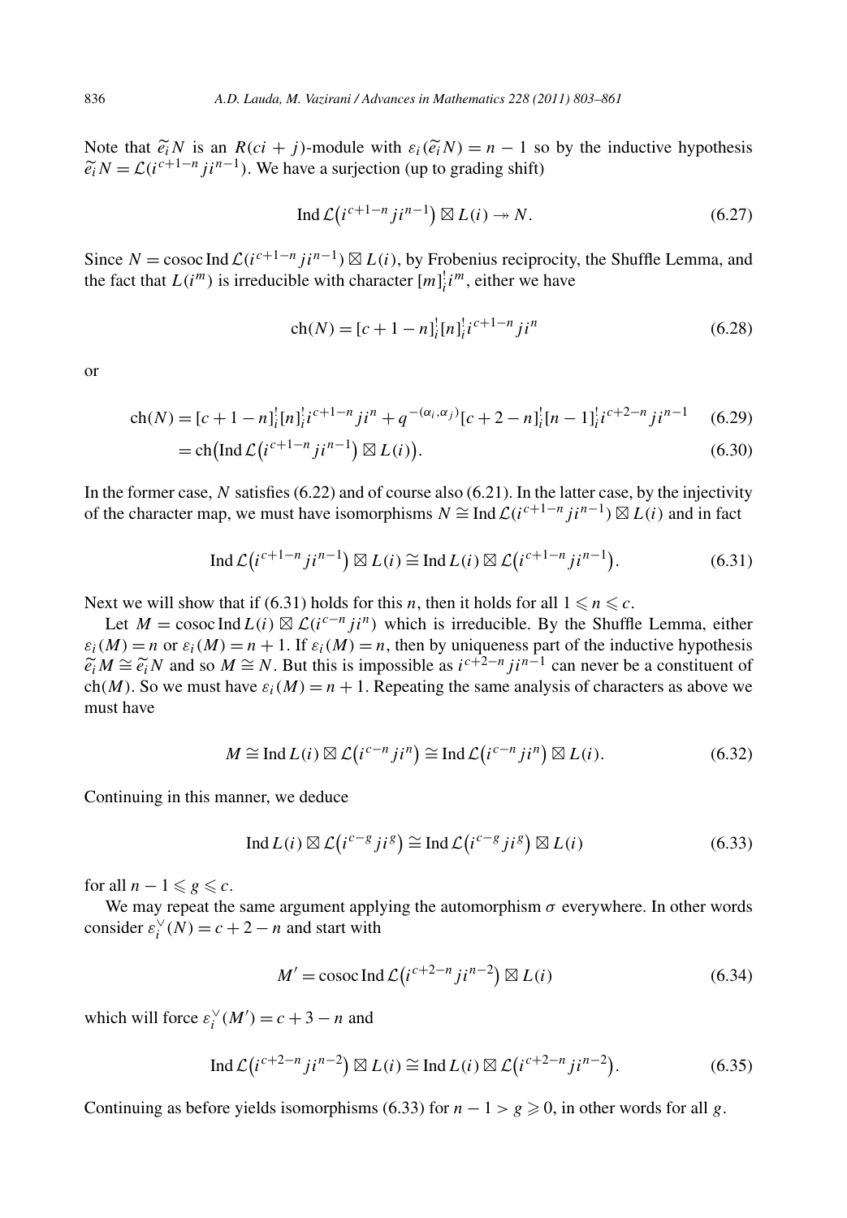Note that $\widetilde{e}_i N$ is an $R(ci + j)$-module with $\varepsilon_i(\widetilde{e}_i N) = n - 1$ so by the inductive hypothesis $\widetilde{e}_i N = \mathcal{L}(i^{c+1-n} j i^{n-1})$. We have a surjection (up to grading shift)

$$\operatorname{Ind} \mathcal{L}\left(i^{c+1-n} j i^{n-1}\right) \boxtimes L(i) \twoheadrightarrow N. \tag{6.27}$$

Since $N = \operatorname{cosoc} \operatorname{Ind} \mathcal{L}(i^{c+1-n} j i^{n-1}) \boxtimes L(i)$, by Frobenius reciprocity, the Shuffle Lemma, and the fact that $L(i^m)$ is irreducible with character $[m]_i^! i^m$, either we have

$$\operatorname{ch}(N) = [c + 1 - n]_i^! [n]_i^! i^{c+1-n} j i^n \tag{6.28}$$

or

$$\begin{aligned} \operatorname{ch}(N) &= [c + 1 - n]_i^! [n]_i^! i^{c+1-n} j i^n + q^{-(\alpha_i, \alpha_j)} [c + 2 - n]_i^! [n - 1]_i^! i^{c+2-n} j i^{n-1} &(6.29)\\ &= \operatorname{ch}\left(\operatorname{Ind} \mathcal{L}\left(i^{c+1-n} j i^{n-1}\right) \boxtimes L(i)\right). &(6.30) \end{aligned}$$

In the former case, $N$ satisfies (6.22) and of course also (6.21). In the latter case, by the injectivity of the character map, we must have isomorphisms $N \cong \operatorname{Ind} \mathcal{L}(i^{c+1-n} j i^{n-1}) \boxtimes L(i)$ and in fact

$$\operatorname{Ind} \mathcal{L}\left(i^{c+1-n} j i^{n-1}\right) \boxtimes L(i) \cong \operatorname{Ind} L(i) \boxtimes \mathcal{L}\left(i^{c+1-n} j i^{n-1}\right). \tag{6.31}$$

Next we will show that if (6.31) holds for this $n$, then it holds for all $1 \leqslant n \leqslant c$.

Let $M = \operatorname{cosoc} \operatorname{Ind} L(i) \boxtimes \mathcal{L}(i^{c-n} j i^n)$ which is irreducible. By the Shuffle Lemma, either $\varepsilon_i(M) = n$ or $\varepsilon_i(M) = n + 1$. If $\varepsilon_i(M) = n$, then by uniqueness part of the inductive hypothesis $\widetilde{e}_i M \cong \widetilde{e}_i N$ and so $M \cong N$. But this is impossible as $i^{c+2-n} j i^{n-1}$ can never be a constituent of $\operatorname{ch}(M)$. So we must have $\varepsilon_i(M) = n + 1$. Repeating the same analysis of characters as above we must have

$$M \cong \operatorname{Ind} L(i) \boxtimes \mathcal{L}\left(i^{c-n} j i^n\right) \cong \operatorname{Ind} \mathcal{L}\left(i^{c-n} j i^n\right) \boxtimes L(i). \tag{6.32}$$

Continuing in this manner, we deduce

$$\operatorname{Ind} L(i) \boxtimes \mathcal{L}\left(i^{c-g} j i^g\right) \cong \operatorname{Ind} \mathcal{L}\left(i^{c-g} j i^g\right) \boxtimes L(i) \tag{6.33}$$

for all $n - 1 \leqslant g \leqslant c$.

We may repeat the same argument applying the automorphism $\sigma$ everywhere. In other words consider $\varepsilon_i^\vee(N) = c + 2 - n$ and start with

$$M' = \operatorname{cosoc} \operatorname{Ind} \mathcal{L}\left(i^{c+2-n} j i^{n-2}\right) \boxtimes L(i) \tag{6.34}$$

which will force $\varepsilon_i^\vee(M') = c + 3 - n$ and

$$\operatorname{Ind} \mathcal{L}\left(i^{c+2-n} j i^{n-2}\right) \boxtimes L(i) \cong \operatorname{Ind} L(i) \boxtimes \mathcal{L}\left(i^{c+2-n} j i^{n-2}\right). \tag{6.35}$$

Continuing as before yields isomorphisms (6.33) for $n - 1 > g \geqslant 0$, in other words for all $g$.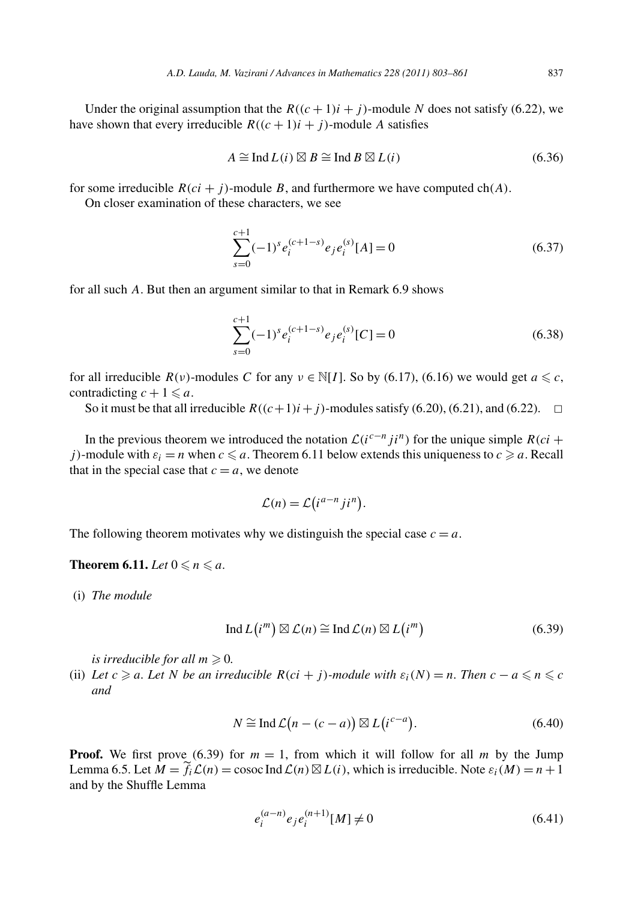Under the original assumption that the $R((c+1)i+j)$-module $N$ does not satisfy (6.22), we have shown that every irreducible $R((c+1)i+j)$-module $A$ satisfies

$$A \cong \operatorname{Ind} L(i) \boxtimes B \cong \operatorname{Ind} B \boxtimes L(i) \tag{6.36}$$

for some irreducible $R(ci+j)$-module $B$, and furthermore we have computed $\operatorname{ch}(A)$.

On closer examination of these characters, we see

$$\sum_{s=0}^{c+1} (-1)^s e_i^{(c+1-s)} e_j e_i^{(s)}[A] = 0 \tag{6.37}$$

for all such $A$. But then an argument similar to that in Remark 6.9 shows

$$\sum_{s=0}^{c+1} (-1)^s e_i^{(c+1-s)} e_j e_i^{(s)}[C] = 0 \tag{6.38}$$

for all irreducible $R(\nu)$-modules $C$ for any $\nu \in \mathbb{N}[I]$. So by (6.17), (6.16) we would get $a \leqslant c$, contradicting $c+1 \leqslant a$.

So it must be that all irreducible $R((c+1)i+j)$-modules satisfy (6.20), (6.21), and (6.22). $\square$

In the previous theorem we introduced the notation $\mathcal{L}(i^{c-n} j i^n)$ for the unique simple $R(ci+j)$-module with $\varepsilon_i = n$ when $c \leqslant a$. Theorem 6.11 below extends this uniqueness to $c \geqslant a$. Recall that in the special case that $c = a$, we denote

$$\mathcal{L}(n) = \mathcal{L}\big(i^{a-n} j i^n\big).$$

The following theorem motivates why we distinguish the special case $c = a$.

**Theorem 6.11.** *Let $0 \leqslant n \leqslant a$.*

(i) *The module*

$$\operatorname{Ind} L\big(i^m\big) \boxtimes \mathcal{L}(n) \cong \operatorname{Ind} \mathcal{L}(n) \boxtimes L\big(i^m\big) \tag{6.39}$$

*is irreducible for all $m \geqslant 0$.*

(ii) *Let $c \geqslant a$. Let $N$ be an irreducible $R(ci+j)$-module with $\varepsilon_i(N) = n$. Then $c - a \leqslant n \leqslant c$ and*

$$N \cong \operatorname{Ind} \mathcal{L}\big(n - (c-a)\big) \boxtimes L\big(i^{c-a}\big). \tag{6.40}$$

**Proof.** We first prove (6.39) for $m = 1$, from which it will follow for all $m$ by the Jump Lemma 6.5. Let $M = \widetilde{f}_i \mathcal{L}(n) = \operatorname{cosoc} \operatorname{Ind} \mathcal{L}(n) \boxtimes L(i)$, which is irreducible. Note $\varepsilon_i(M) = n+1$ and by the Shuffle Lemma

$$e_i^{(a-n)} e_j e_i^{(n+1)}[M] \neq 0 \tag{6.41}$$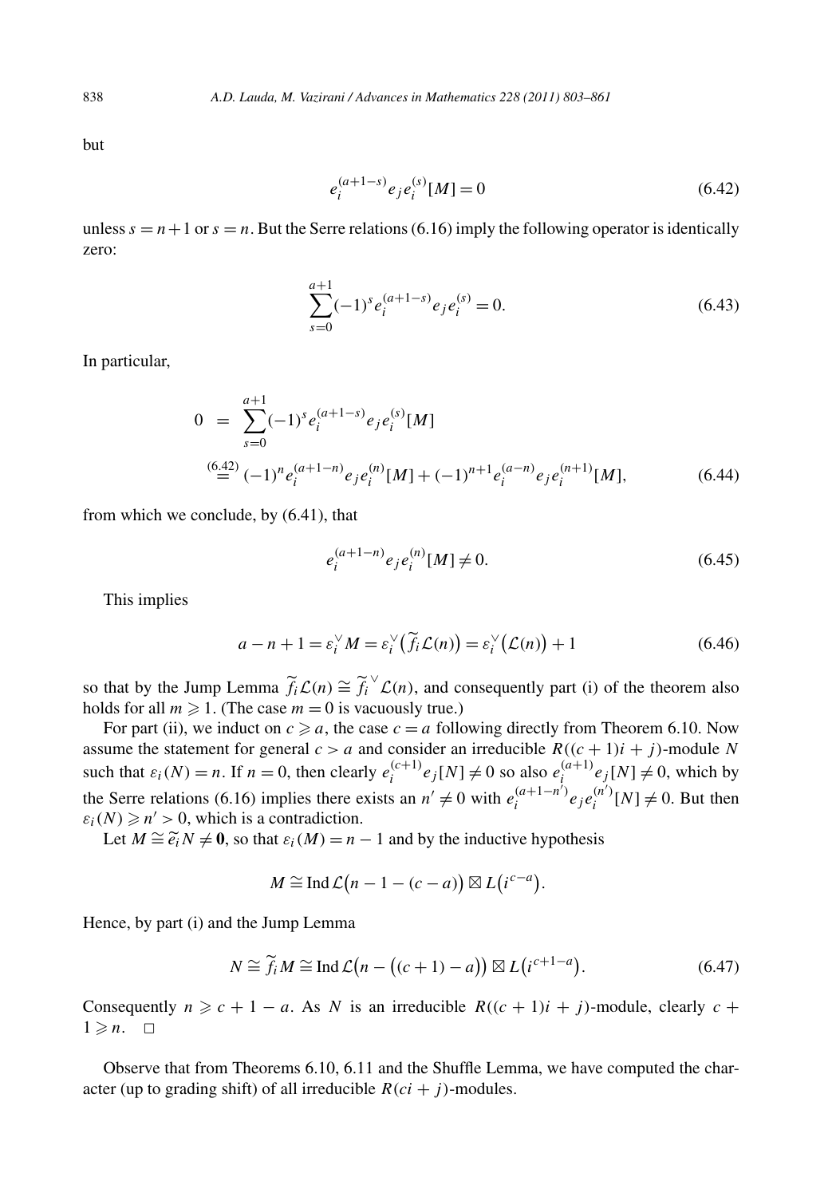but

$$e_i^{(a+1-s)} e_j e_i^{(s)}[M] = 0 \tag{6.42}$$

unless $s = n+1$ or $s = n$. But the Serre relations (6.16) imply the following operator is identically zero:

$$\sum_{s=0}^{a+1} (-1)^s e_i^{(a+1-s)} e_j e_i^{(s)} = 0. \tag{6.43}$$

In particular,

$$\begin{aligned} 0 &= \sum_{s=0}^{a+1} (-1)^s e_i^{(a+1-s)} e_j e_i^{(s)}[M] \\ &\overset{(6.42)}{=} (-1)^n e_i^{(a+1-n)} e_j e_i^{(n)}[M] + (-1)^{n+1} e_i^{(a-n)} e_j e_i^{(n+1)}[M], \end{aligned} \tag{6.44}$$

from which we conclude, by (6.41), that

$$e_i^{(a+1-n)} e_j e_i^{(n)}[M] \neq 0. \tag{6.45}$$

This implies

$$a - n + 1 = \varepsilon_i^\vee M = \varepsilon_i^\vee\big(\widetilde{f}_i \mathcal{L}(n)\big) = \varepsilon_i^\vee\big(\mathcal{L}(n)\big) + 1 \tag{6.46}$$

so that by the Jump Lemma $\widetilde{f}_i \mathcal{L}(n) \cong \widetilde{f}_i^{\vee} \mathcal{L}(n)$, and consequently part (i) of the theorem also holds for all $m \geqslant 1$. (The case $m = 0$ is vacuously true.)

For part (ii), we induct on $c \geqslant a$, the case $c = a$ following directly from Theorem 6.10. Now assume the statement for general $c > a$ and consider an irreducible $R((c+1)i + j)$-module $N$ such that $\varepsilon_i(N) = n$. If $n = 0$, then clearly $e_i^{(c+1)} e_j[N] \neq 0$ so also $e_i^{(a+1)} e_j[N] \neq 0$, which by the Serre relations (6.16) implies there exists an $n' \neq 0$ with $e_i^{(a+1-n')} e_j e_i^{(n')}[N] \neq 0$. But then $\varepsilon_i(N) \geqslant n' > 0$, which is a contradiction.

Let $M \cong \widetilde{e}_i N \neq \mathbf{0}$, so that $\varepsilon_i(M) = n - 1$ and by the inductive hypothesis

$$M \cong \operatorname{Ind} \mathcal{L}\big(n - 1 - (c - a)\big) \boxtimes L\big(i^{c-a}\big).$$

Hence, by part (i) and the Jump Lemma

$$N \cong \widetilde{f}_i M \cong \operatorname{Ind} \mathcal{L}\big(n - \big((c+1) - a\big)\big) \boxtimes L\big(i^{c+1-a}\big). \tag{6.47}$$

Consequently $n \geqslant c + 1 - a$. As $N$ is an irreducible $R((c+1)i + j)$-module, clearly $c + 1 \geqslant n$. $\square$

Observe that from Theorems 6.10, 6.11 and the Shuffle Lemma, we have computed the character (up to grading shift) of all irreducible $R(ci + j)$-modules.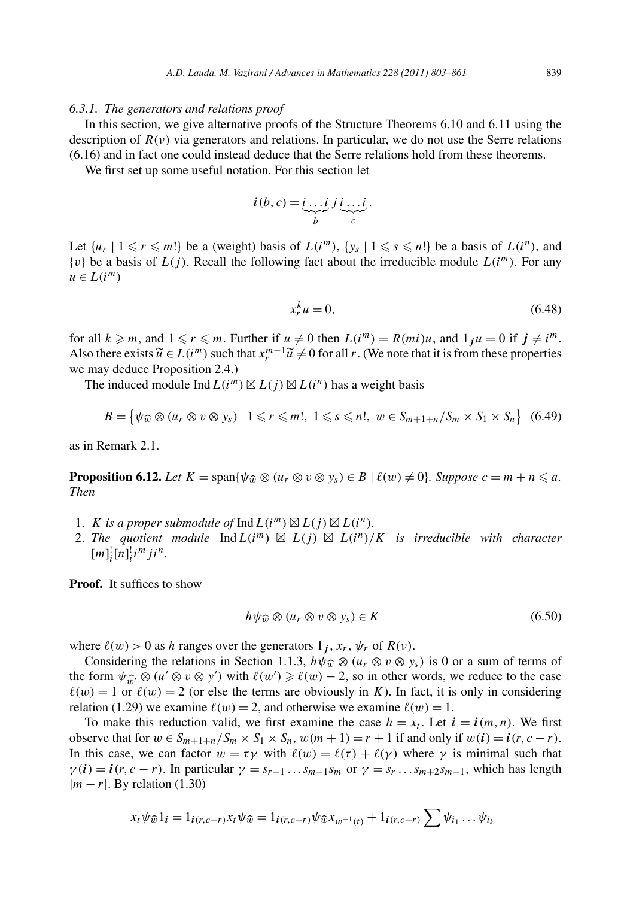### 6.3.1. The generators and relations proof

In this section, we give alternative proofs of the Structure Theorems 6.10 and 6.11 using the description of $R(\nu)$ via generators and relations. In particular, we do not use the Serre relations (6.16) and in fact one could instead deduce that the Serre relations hold from these theorems.

We first set up some useful notation. For this section let

$$\boldsymbol{i}(b,c) = \underbrace{i\dots i}_{b}\, j\, \underbrace{i\dots i}_{c}.$$

Let $\{u_r \mid 1 \leqslant r \leqslant m!\}$ be a (weight) basis of $L(i^m)$, $\{y_s \mid 1 \leqslant s \leqslant n!\}$ be a basis of $L(i^n)$, and $\{v\}$ be a basis of $L(j)$. Recall the following fact about the irreducible module $L(i^m)$. For any $u \in L(i^m)$

$$x_r^k u = 0, \tag{6.48}$$

for all $k \geqslant m$, and $1 \leqslant r \leqslant m$. Further if $u \neq 0$ then $L(i^m) = R(mi)u$, and $1_{\boldsymbol{j}} u = 0$ if $\boldsymbol{j} \neq i^m$. Also there exists $\widetilde{u} \in L(i^m)$ such that $x_r^{m-1}\widetilde{u} \neq 0$ for all $r$. (We note that it is from these properties we may deduce Proposition 2.4.)

The induced module $\operatorname{Ind} L(i^m) \boxtimes L(j) \boxtimes L(i^n)$ has a weight basis

$$B = \left\{ \psi_{\widehat{w}} \otimes (u_r \otimes v \otimes y_s) \;\middle|\; 1 \leqslant r \leqslant m!,\ 1 \leqslant s \leqslant n!,\ w \in S_{m+1+n}/S_m \times S_1 \times S_n \right\} \tag{6.49}$$

as in Remark 2.1.

**Proposition 6.12.** *Let $K = \operatorname{span}\{\psi_{\widehat{w}} \otimes (u_r \otimes v \otimes y_s) \in B \mid \ell(w) \neq 0\}$. Suppose $c = m + n \leqslant a$. Then*

1. *$K$ is a proper submodule of $\operatorname{Ind} L(i^m) \boxtimes L(j) \boxtimes L(i^n)$.*
2. *The quotient module $\operatorname{Ind} L(i^m) \boxtimes L(j) \boxtimes L(i^n)/K$ is irreducible with character $[m]_i^! [n]_i^! i^m j i^n$.*

**Proof.** It suffices to show

$$h\psi_{\widehat{w}} \otimes (u_r \otimes v \otimes y_s) \in K \tag{6.50}$$

where $\ell(w) > 0$ as $h$ ranges over the generators $1_{\boldsymbol{j}}$, $x_r$, $\psi_r$ of $R(\nu)$.

Considering the relations in Section 1.1.3, $h\psi_{\widehat{w}} \otimes (u_r \otimes v \otimes y_s)$ is 0 or a sum of terms of the form $\psi_{\widehat{w'}} \otimes (u' \otimes v \otimes y')$ with $\ell(w') \geqslant \ell(w) - 2$, so in other words, we reduce to the case $\ell(w) = 1$ or $\ell(w) = 2$ (or else the terms are obviously in $K$). In fact, it is only in considering relation (1.29) we examine $\ell(w) = 2$, and otherwise we examine $\ell(w) = 1$.

To make this reduction valid, we first examine the case $h = x_t$. Let $\boldsymbol{i} = \boldsymbol{i}(m,n)$. We first observe that for $w \in S_{m+1+n}/S_m \times S_1 \times S_n$, $w(m+1) = r+1$ if and only if $w(\boldsymbol{i}) = \boldsymbol{i}(r, c-r)$. In this case, we can factor $w = \tau\gamma$ with $\ell(w) = \ell(\tau) + \ell(\gamma)$ where $\gamma$ is minimal such that $\gamma(\boldsymbol{i}) = \boldsymbol{i}(r, c-r)$. In particular $\gamma = s_{r+1}\dots s_{m-1}s_m$ or $\gamma = s_r \dots s_{m+2}s_{m+1}$, which has length $|m-r|$. By relation (1.30)

$$x_t \psi_{\widehat{w}} 1_{\boldsymbol{i}} = 1_{\boldsymbol{i}(r,c-r)} x_t \psi_{\widehat{w}} = 1_{\boldsymbol{i}(r,c-r)} \psi_{\widehat{w}} x_{w^{-1}(t)} + 1_{\boldsymbol{i}(r,c-r)} \sum \psi_{i_1} \dots \psi_{i_k}$$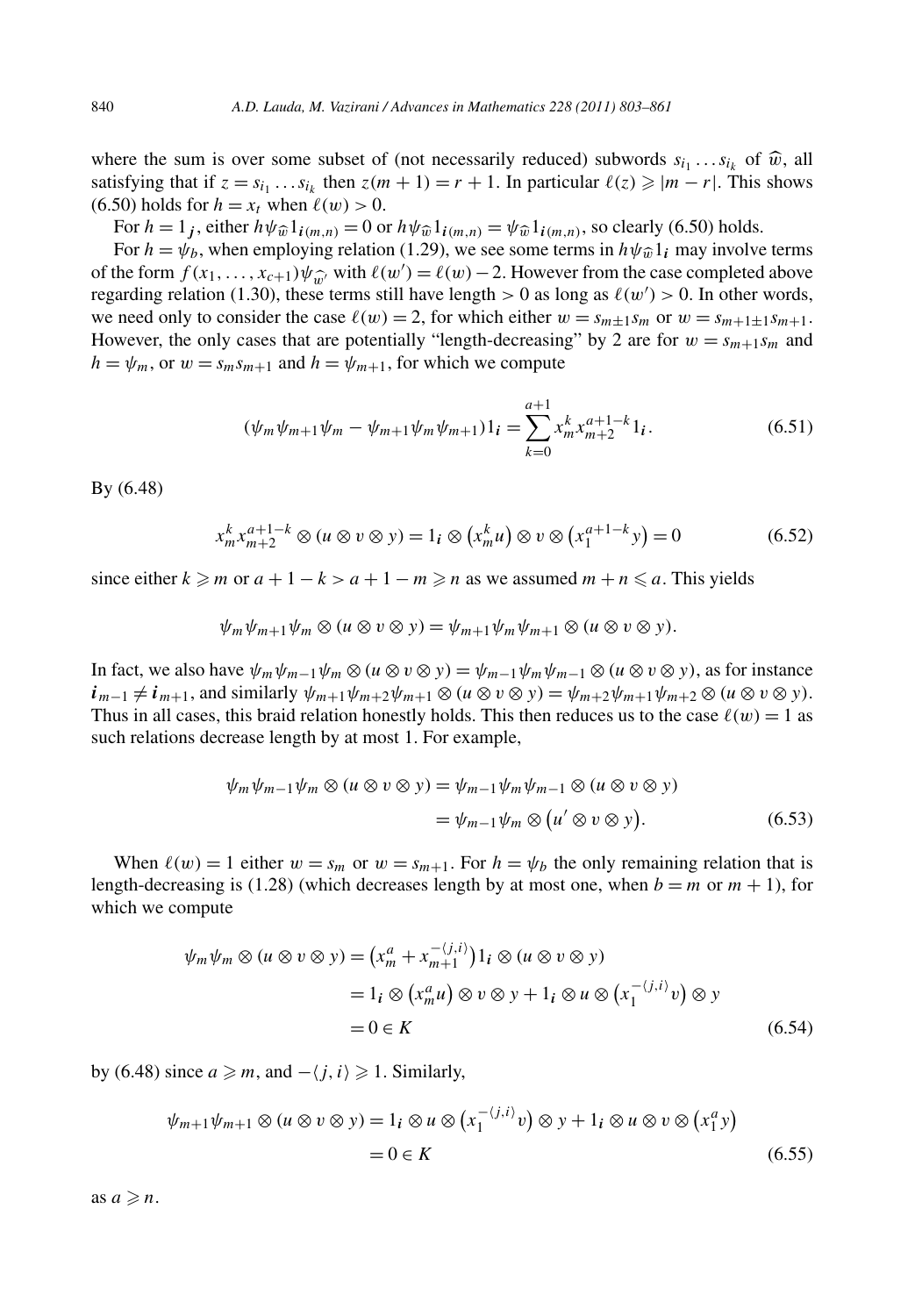where the sum is over some subset of (not necessarily reduced) subwords $s_{i_1} \dots s_{i_k}$ of $\widehat{w}$, all satisfying that if $z = s_{i_1} \dots s_{i_k}$ then $z(m+1) = r+1$. In particular $\ell(z) \geqslant |m-r|$. This shows (6.50) holds for $h = x_t$ when $\ell(w) > 0$.

For $h = 1_{\boldsymbol{j}}$, either $h\psi_{\widehat{w}} 1_{\boldsymbol{i}(m,n)} = 0$ or $h\psi_{\widehat{w}} 1_{\boldsymbol{i}(m,n)} = \psi_{\widehat{w}} 1_{\boldsymbol{i}(m,n)}$, so clearly (6.50) holds.

For $h = \psi_b$, when employing relation (1.29), we see some terms in $h\psi_{\widehat{w}} 1_{\boldsymbol{i}}$ may involve terms of the form $f(x_1, \dots, x_{c+1})\psi_{\widehat{w'}}$ with $\ell(w') = \ell(w) - 2$. However from the case completed above regarding relation (1.30), these terms still have length $> 0$ as long as $\ell(w') > 0$. In other words, we need only to consider the case $\ell(w) = 2$, for which either $w = s_{m\pm 1}s_m$ or $w = s_{m+1\pm 1}s_{m+1}$. However, the only cases that are potentially "length-decreasing" by 2 are for $w = s_{m+1}s_m$ and $h = \psi_m$, or $w = s_m s_{m+1}$ and $h = \psi_{m+1}$, for which we compute

$$(\psi_m \psi_{m+1} \psi_m - \psi_{m+1} \psi_m \psi_{m+1}) 1_{\boldsymbol{i}} = \sum_{k=0}^{a+1} x_m^k x_{m+2}^{a+1-k} 1_{\boldsymbol{i}}. \tag{6.51}$$

By (6.48)

$$x_m^k x_{m+2}^{a+1-k} \otimes (u \otimes v \otimes y) = 1_{\boldsymbol{i}} \otimes \left(x_m^k u\right) \otimes v \otimes \left(x_1^{a+1-k} y\right) = 0 \tag{6.52}$$

since either $k \geqslant m$ or $a+1-k > a+1-m \geqslant n$ as we assumed $m+n \leqslant a$. This yields

$$\psi_m \psi_{m+1} \psi_m \otimes (u \otimes v \otimes y) = \psi_{m+1} \psi_m \psi_{m+1} \otimes (u \otimes v \otimes y).$$

In fact, we also have $\psi_m \psi_{m-1} \psi_m \otimes (u \otimes v \otimes y) = \psi_{m-1} \psi_m \psi_{m-1} \otimes (u \otimes v \otimes y)$, as for instance $\boldsymbol{i}_{m-1} \neq \boldsymbol{i}_{m+1}$, and similarly $\psi_{m+1} \psi_{m+2} \psi_{m+1} \otimes (u \otimes v \otimes y) = \psi_{m+2} \psi_{m+1} \psi_{m+2} \otimes (u \otimes v \otimes y)$. Thus in all cases, this braid relation honestly holds. This then reduces us to the case $\ell(w) = 1$ as such relations decrease length by at most 1. For example,

$$\begin{aligned}
\psi_m \psi_{m-1} \psi_m \otimes (u \otimes v \otimes y) &= \psi_{m-1} \psi_m \psi_{m-1} \otimes (u \otimes v \otimes y) \\
&= \psi_{m-1} \psi_m \otimes \left(u' \otimes v \otimes y\right).
\end{aligned} \tag{6.53}$$

When $\ell(w) = 1$ either $w = s_m$ or $w = s_{m+1}$. For $h = \psi_b$ the only remaining relation that is length-decreasing is (1.28) (which decreases length by at most one, when $b = m$ or $m+1$), for which we compute

$$\begin{aligned}
\psi_m \psi_m \otimes (u \otimes v \otimes y) &= \left(x_m^a + x_{m+1}^{-\langle j,i \rangle}\right) 1_{\boldsymbol{i}} \otimes (u \otimes v \otimes y) \\
&= 1_{\boldsymbol{i}} \otimes \left(x_m^a u\right) \otimes v \otimes y + 1_{\boldsymbol{i}} \otimes u \otimes \left(x_1^{-\langle j,i \rangle} v\right) \otimes y \\
&= 0 \in K
\end{aligned} \tag{6.54}$$

by (6.48) since $a \geqslant m$, and $-\langle j, i \rangle \geqslant 1$. Similarly,

$$\begin{aligned}
\psi_{m+1} \psi_{m+1} \otimes (u \otimes v \otimes y) &= 1_{\boldsymbol{i}} \otimes u \otimes \left(x_1^{-\langle j,i \rangle} v\right) \otimes y + 1_{\boldsymbol{i}} \otimes u \otimes v \otimes \left(x_1^a y\right) \\
&= 0 \in K
\end{aligned} \tag{6.55}$$

as $a \geqslant n$.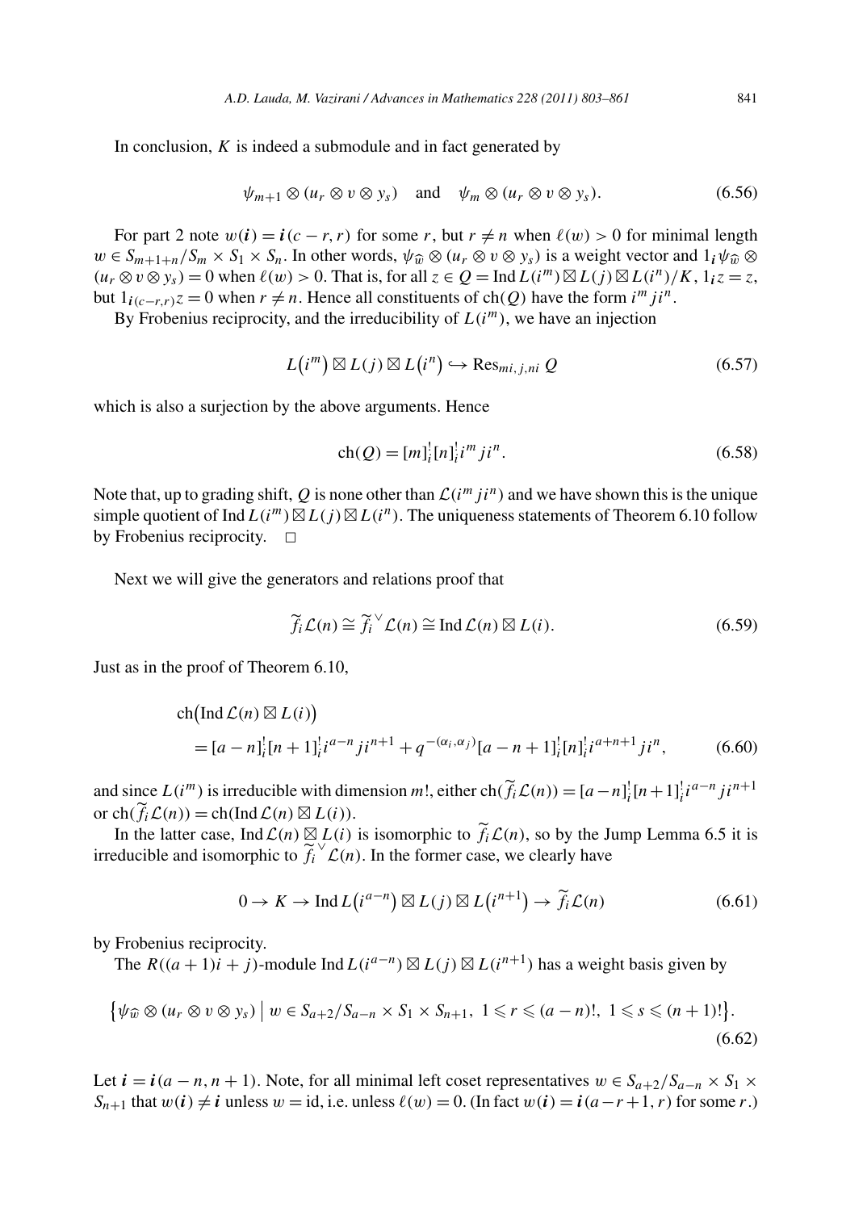In conclusion, $K$ is indeed a submodule and in fact generated by

$$\psi_{m+1} \otimes (u_r \otimes v \otimes y_s) \quad \text{and} \quad \psi_m \otimes (u_r \otimes v \otimes y_s). \tag{6.56}$$

For part 2 note $w(\boldsymbol{i}) = \boldsymbol{i}(c-r, r)$ for some $r$, but $r \neq n$ when $\ell(w) > 0$ for minimal length $w \in S_{m+1+n}/S_m \times S_1 \times S_n$. In other words, $\psi_{\widehat{w}} \otimes (u_r \otimes v \otimes y_s)$ is a weight vector and $1_{\boldsymbol{i}} \psi_{\widehat{w}} \otimes (u_r \otimes v \otimes y_s) = 0$ when $\ell(w) > 0$. That is, for all $z \in Q = \operatorname{Ind} L(i^m) \boxtimes L(j) \boxtimes L(i^n)/K$, $1_{\boldsymbol{i}} z = z$, but $1_{\boldsymbol{i}(c-r,r)} z = 0$ when $r \neq n$. Hence all constituents of $\operatorname{ch}(Q)$ have the form $i^m j i^n$.

By Frobenius reciprocity, and the irreducibility of $L(i^m)$, we have an injection

$$L\big(i^m\big) \boxtimes L(j) \boxtimes L\big(i^n\big) \hookrightarrow \operatorname{Res}_{mi, j, ni} Q \tag{6.57}$$

which is also a surjection by the above arguments. Hence

$$\operatorname{ch}(Q) = [m]_i^! [n]_i^! i^m j i^n. \tag{6.58}$$

Note that, up to grading shift, $Q$ is none other than $\mathcal{L}(i^m j i^n)$ and we have shown this is the unique simple quotient of $\operatorname{Ind} L(i^m) \boxtimes L(j) \boxtimes L(i^n)$. The uniqueness statements of Theorem 6.10 follow by Frobenius reciprocity. $\square$

Next we will give the generators and relations proof that

$$\widetilde{f}_i \mathcal{L}(n) \cong \widetilde{f}_i^{\vee} \mathcal{L}(n) \cong \operatorname{Ind} \mathcal{L}(n) \boxtimes L(i). \tag{6.59}$$

Just as in the proof of Theorem 6.10,

$$\begin{aligned}
&\operatorname{ch}\big(\operatorname{Ind} \mathcal{L}(n) \boxtimes L(i)\big) \\
&\quad = [a-n]_i^! [n+1]_i^! i^{a-n} j i^{n+1} + q^{-(\alpha_i, \alpha_j)} [a-n+1]_i^! [n]_i^! i^{a+n+1} j i^n,
\end{aligned} \tag{6.60}$$

and since $L(i^m)$ is irreducible with dimension $m!$, either $\operatorname{ch}(\widetilde{f}_i \mathcal{L}(n)) = [a-n]_i^! [n+1]_i^! i^{a-n} j i^{n+1}$ or $\operatorname{ch}(\widetilde{f}_i \mathcal{L}(n)) = \operatorname{ch}(\operatorname{Ind} \mathcal{L}(n) \boxtimes L(i))$.

In the latter case, $\operatorname{Ind} \mathcal{L}(n) \boxtimes L(i)$ is isomorphic to $\widetilde{f}_i \mathcal{L}(n)$, so by the Jump Lemma 6.5 it is irreducible and isomorphic to $\widetilde{f}_i^{\vee} \mathcal{L}(n)$. In the former case, we clearly have

$$0 \to K \to \operatorname{Ind} L\big(i^{a-n}\big) \boxtimes L(j) \boxtimes L\big(i^{n+1}\big) \to \widetilde{f}_i \mathcal{L}(n) \tag{6.61}$$

by Frobenius reciprocity.

The $R((a+1)i+j)$-module $\operatorname{Ind} L(i^{a-n}) \boxtimes L(j) \boxtimes L(i^{n+1})$ has a weight basis given by

$$\big\{ \psi_{\widehat{w}} \otimes (u_r \otimes v \otimes y_s) \bigm| w \in S_{a+2}/S_{a-n} \times S_1 \times S_{n+1},\ 1 \leqslant r \leqslant (a-n)!,\ 1 \leqslant s \leqslant (n+1)! \big\}. \tag{6.62}$$

Let $\boldsymbol{i} = \boldsymbol{i}(a-n, n+1)$. Note, for all minimal left coset representatives $w \in S_{a+2}/S_{a-n} \times S_1 \times S_{n+1}$ that $w(\boldsymbol{i}) \neq \boldsymbol{i}$ unless $w = \mathrm{id}$, i.e. unless $\ell(w) = 0$. (In fact $w(\boldsymbol{i}) = \boldsymbol{i}(a-r+1, r)$ for some $r$.)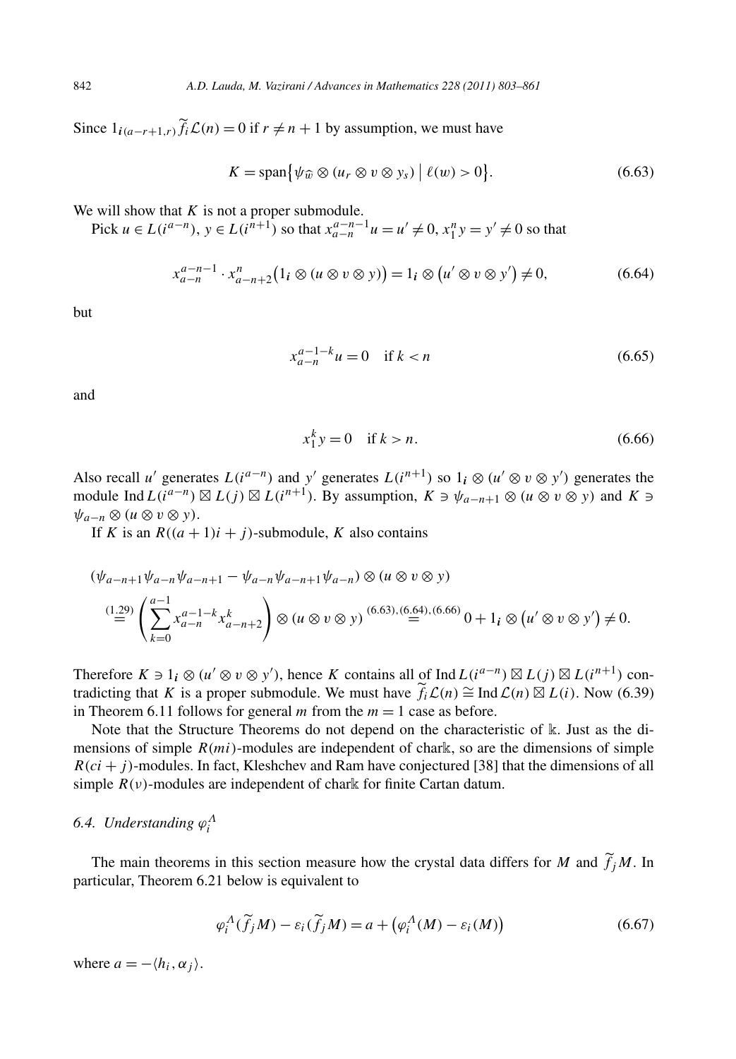Since $1_{\boldsymbol{i}(a-r+1,r)} \widetilde{f}_i \mathcal{L}(n) = 0$ if $r \neq n+1$ by assumption, we must have

$$K = \operatorname{span}\{\psi_{\widehat{w}} \otimes (u_r \otimes v \otimes y_s) \mid \ell(w) > 0\}. \tag{6.63}$$

We will show that $K$ is not a proper submodule.

Pick $u \in L(i^{a-n})$, $y \in L(i^{n+1})$ so that $x_{a-n}^{a-n-1} u = u' \neq 0$, $x_1^n y = y' \neq 0$ so that

$$x_{a-n}^{a-n-1} \cdot x_{a-n+2}^{n} \big(1_{\boldsymbol{i}} \otimes (u \otimes v \otimes y)\big) = 1_{\boldsymbol{i}} \otimes \big(u' \otimes v \otimes y'\big) \neq 0, \tag{6.64}$$

but

$$x_{a-n}^{a-1-k} u = 0 \quad \text{if } k < n \tag{6.65}$$

and

$$x_1^k y = 0 \quad \text{if } k > n. \tag{6.66}$$

Also recall $u'$ generates $L(i^{a-n})$ and $y'$ generates $L(i^{n+1})$ so $1_{\boldsymbol{i}} \otimes (u' \otimes v \otimes y')$ generates the module $\operatorname{Ind} L(i^{a-n}) \boxtimes L(j) \boxtimes L(i^{n+1})$. By assumption, $K \ni \psi_{a-n+1} \otimes (u \otimes v \otimes y)$ and $K \ni \psi_{a-n} \otimes (u \otimes v \otimes y)$.

If $K$ is an $R((a+1)i+j)$-submodule, $K$ also contains

$$\begin{aligned}
&(\psi_{a-n+1}\psi_{a-n}\psi_{a-n+1} - \psi_{a-n}\psi_{a-n+1}\psi_{a-n}) \otimes (u \otimes v \otimes y) \\
&\overset{(1.29)}{=} \left(\sum_{k=0}^{a-1} x_{a-n}^{a-1-k} x_{a-n+2}^{k}\right) \otimes (u \otimes v \otimes y) \overset{(6.63),(6.64),(6.66)}{=} 0 + 1_{\boldsymbol{i}} \otimes \big(u' \otimes v \otimes y'\big) \neq 0.
\end{aligned}$$

Therefore $K \ni 1_{\boldsymbol{i}} \otimes (u' \otimes v \otimes y')$, hence $K$ contains all of $\operatorname{Ind} L(i^{a-n}) \boxtimes L(j) \boxtimes L(i^{n+1})$ contradicting that $K$ is a proper submodule. We must have $\widetilde{f}_i \mathcal{L}(n) \cong \operatorname{Ind} \mathcal{L}(n) \boxtimes L(i)$. Now (6.39) in Theorem 6.11 follows for general $m$ from the $m = 1$ case as before.

Note that the Structure Theorems do not depend on the characteristic of $\Bbbk$. Just as the dimensions of simple $R(mi)$-modules are independent of $\operatorname{char} \Bbbk$, so are the dimensions of simple $R(ci+j)$-modules. In fact, Kleshchev and Ram have conjectured [38] that the dimensions of all simple $R(\nu)$-modules are independent of $\operatorname{char} \Bbbk$ for finite Cartan datum.

### 6.4. Understanding $\varphi_i^{\Lambda}$

The main theorems in this section measure how the crystal data differs for $M$ and $\widetilde{f}_j M$. In particular, Theorem 6.21 below is equivalent to

$$\varphi_i^{\Lambda}(\widetilde{f}_j M) - \varepsilon_i(\widetilde{f}_j M) = a + \big(\varphi_i^{\Lambda}(M) - \varepsilon_i(M)\big) \tag{6.67}$$

where $a = -\langle h_i, \alpha_j \rangle$.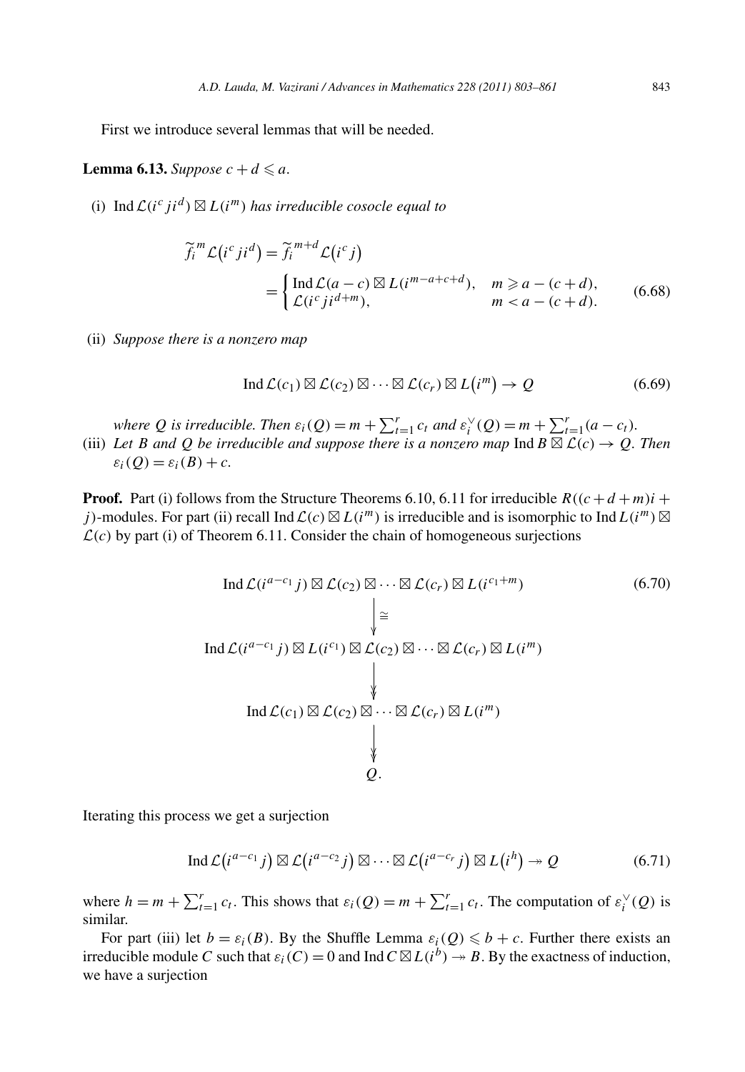First we introduce several lemmas that will be needed.

**Lemma 6.13.** *Suppose $c + d \leqslant a$.*

(i) $\operatorname{Ind} \mathcal{L}(i^c j i^d) \boxtimes L(i^m)$ *has irreducible cosocle equal to*

$$\widetilde{f}_i^{\,m} \mathcal{L}\big(i^c j i^d\big) = \widetilde{f}_i^{\,m+d} \mathcal{L}\big(i^c j\big)$$
$$= \begin{cases} \operatorname{Ind} \mathcal{L}(a-c) \boxtimes L(i^{m-a+c+d}), & m \geqslant a-(c+d), \\ \mathcal{L}(i^c j i^{d+m}), & m < a-(c+d). \end{cases} \tag{6.68}$$

(ii) *Suppose there is a nonzero map*

$$\operatorname{Ind} \mathcal{L}(c_1) \boxtimes \mathcal{L}(c_2) \boxtimes \cdots \boxtimes \mathcal{L}(c_r) \boxtimes L\big(i^m\big) \to Q \tag{6.69}$$

*where $Q$ is irreducible. Then $\varepsilon_i(Q) = m + \sum_{t=1}^r c_t$ and $\varepsilon_i^\vee(Q) = m + \sum_{t=1}^r (a - c_t)$.*

(iii) *Let $B$ and $Q$ be irreducible and suppose there is a nonzero map $\operatorname{Ind} B \boxtimes \mathcal{L}(c) \to Q$. Then $\varepsilon_i(Q) = \varepsilon_i(B) + c$.*

**Proof.** Part (i) follows from the Structure Theorems 6.10, 6.11 for irreducible $R((c+d+m)i + j)$-modules. For part (ii) recall $\operatorname{Ind} \mathcal{L}(c) \boxtimes L(i^m)$ is irreducible and is isomorphic to $\operatorname{Ind} L(i^m) \boxtimes \mathcal{L}(c)$ by part (i) of Theorem 6.11. Consider the chain of homogeneous surjections

$$\begin{array}{c} \operatorname{Ind} \mathcal{L}(i^{a-c_1} j) \boxtimes \mathcal{L}(c_2) \boxtimes \cdots \boxtimes \mathcal{L}(c_r) \boxtimes L(i^{c_1+m}) \\ \Big\downarrow \cong \\ \operatorname{Ind} \mathcal{L}(i^{a-c_1} j) \boxtimes L(i^{c_1}) \boxtimes \mathcal{L}(c_2) \boxtimes \cdots \boxtimes \mathcal{L}(c_r) \boxtimes L(i^m) \\ \Big\downarrow \\ \operatorname{Ind} \mathcal{L}(c_1) \boxtimes \mathcal{L}(c_2) \boxtimes \cdots \boxtimes \mathcal{L}(c_r) \boxtimes L(i^m) \\ \Big\downarrow \\ Q. \end{array} \tag{6.70}$$

Iterating this process we get a surjection

$$\operatorname{Ind} \mathcal{L}\big(i^{a-c_1} j\big) \boxtimes \mathcal{L}\big(i^{a-c_2} j\big) \boxtimes \cdots \boxtimes \mathcal{L}\big(i^{a-c_r} j\big) \boxtimes L\big(i^h\big) \twoheadrightarrow Q \tag{6.71}$$

where $h = m + \sum_{t=1}^r c_t$. This shows that $\varepsilon_i(Q) = m + \sum_{t=1}^r c_t$. The computation of $\varepsilon_i^\vee(Q)$ is similar.

For part (iii) let $b = \varepsilon_i(B)$. By the Shuffle Lemma $\varepsilon_i(Q) \leqslant b + c$. Further there exists an irreducible module $C$ such that $\varepsilon_i(C) = 0$ and $\operatorname{Ind} C \boxtimes L(i^b) \twoheadrightarrow B$. By the exactness of induction, we have a surjection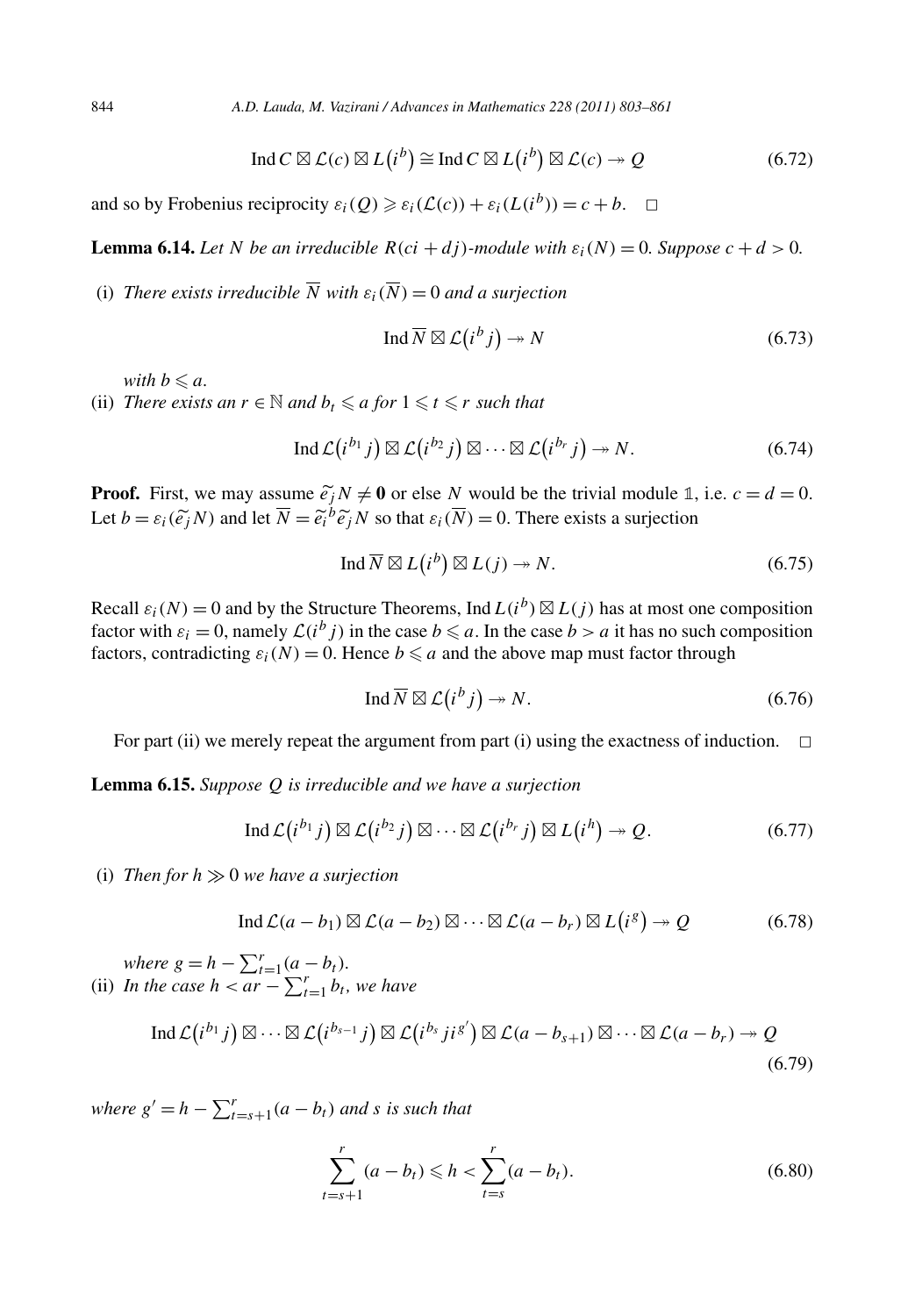$$\operatorname{Ind} C \boxtimes \mathcal{L}(c) \boxtimes L\big(i^b\big) \cong \operatorname{Ind} C \boxtimes L\big(i^b\big) \boxtimes \mathcal{L}(c) \twoheadrightarrow Q \tag{6.72}$$

and so by Frobenius reciprocity $\varepsilon_i(Q) \geqslant \varepsilon_i(\mathcal{L}(c)) + \varepsilon_i(L(i^b)) = c + b$. $\square$

**Lemma 6.14.** *Let $N$ be an irreducible $R(ci + dj)$-module with $\varepsilon_i(N) = 0$. Suppose $c + d > 0$.*

(i) *There exists irreducible $\overline{N}$ with $\varepsilon_i(\overline{N}) = 0$ and a surjection*

$$\operatorname{Ind} \overline{N} \boxtimes \mathcal{L}\big(i^b j\big) \twoheadrightarrow N \tag{6.73}$$

*with $b \leqslant a$.*

(ii) *There exists an $r \in \mathbb{N}$ and $b_t \leqslant a$ for $1 \leqslant t \leqslant r$ such that*

$$\operatorname{Ind} \mathcal{L}\big(i^{b_1} j\big) \boxtimes \mathcal{L}\big(i^{b_2} j\big) \boxtimes \cdots \boxtimes \mathcal{L}\big(i^{b_r} j\big) \twoheadrightarrow N. \tag{6.74}$$

**Proof.** First, we may assume $\widetilde{e}_j N \neq \mathbf{0}$ or else $N$ would be the trivial module $\mathbb{1}$, i.e. $c = d = 0$. Let $b = \varepsilon_i(\widetilde{e}_j N)$ and let $\overline{N} = \widetilde{e}_i^{\,b} \widetilde{e}_j N$ so that $\varepsilon_i(\overline{N}) = 0$. There exists a surjection

$$\operatorname{Ind} \overline{N} \boxtimes L\big(i^b\big) \boxtimes L(j) \twoheadrightarrow N. \tag{6.75}$$

Recall $\varepsilon_i(N) = 0$ and by the Structure Theorems, $\operatorname{Ind} L(i^b) \boxtimes L(j)$ has at most one composition factor with $\varepsilon_i = 0$, namely $\mathcal{L}(i^b j)$ in the case $b \leqslant a$. In the case $b > a$ it has no such composition factors, contradicting $\varepsilon_i(N) = 0$. Hence $b \leqslant a$ and the above map must factor through

$$\operatorname{Ind} \overline{N} \boxtimes \mathcal{L}\big(i^b j\big) \twoheadrightarrow N. \tag{6.76}$$

For part (ii) we merely repeat the argument from part (i) using the exactness of induction. $\square$

**Lemma 6.15.** *Suppose $Q$ is irreducible and we have a surjection*

$$\operatorname{Ind} \mathcal{L}\big(i^{b_1} j\big) \boxtimes \mathcal{L}\big(i^{b_2} j\big) \boxtimes \cdots \boxtimes \mathcal{L}\big(i^{b_r} j\big) \boxtimes L\big(i^h\big) \twoheadrightarrow Q. \tag{6.77}$$

(i) *Then for $h \gg 0$ we have a surjection*

$$\operatorname{Ind} \mathcal{L}(a - b_1) \boxtimes \mathcal{L}(a - b_2) \boxtimes \cdots \boxtimes \mathcal{L}(a - b_r) \boxtimes L\big(i^g\big) \twoheadrightarrow Q \tag{6.78}$$

*where $g = h - \sum_{t=1}^r (a - b_t)$.*

(ii) *In the case $h < ar - \sum_{t=1}^r b_t$, we have*

$$\operatorname{Ind} \mathcal{L}\big(i^{b_1} j\big) \boxtimes \cdots \boxtimes \mathcal{L}\big(i^{b_{s-1}} j\big) \boxtimes \mathcal{L}\big(i^{b_s} j i^{g'}\big) \boxtimes \mathcal{L}(a - b_{s+1}) \boxtimes \cdots \boxtimes \mathcal{L}(a - b_r) \twoheadrightarrow Q \tag{6.79}$$

*where $g' = h - \sum_{t=s+1}^r (a - b_t)$ and $s$ is such that*

$$\sum_{t=s+1}^r (a - b_t) \leqslant h < \sum_{t=s}^r (a - b_t). \tag{6.80}$$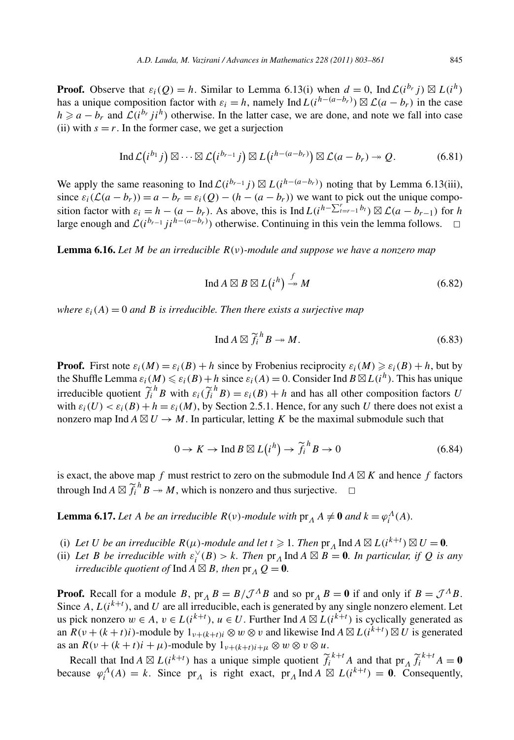**Proof.** Observe that $\varepsilon_i(Q) = h$. Similar to Lemma 6.13(i) when $d = 0$, $\operatorname{Ind} \mathcal{L}(i^{b_r} j) \boxtimes L(i^h)$ has a unique composition factor with $\varepsilon_i = h$, namely $\operatorname{Ind} L(i^{h-(a-b_r)}) \boxtimes \mathcal{L}(a - b_r)$ in the case $h \geqslant a - b_r$ and $\mathcal{L}(i^{b_r} j i^h)$ otherwise. In the latter case, we are done, and note we fall into case (ii) with $s = r$. In the former case, we get a surjection

$$\operatorname{Ind} \mathcal{L}\big(i^{b_1} j\big) \boxtimes \cdots \boxtimes \mathcal{L}\big(i^{b_{r-1}} j\big) \boxtimes L\big(i^{h-(a-b_r)}\big) \boxtimes \mathcal{L}(a - b_r) \twoheadrightarrow Q. \tag{6.81}$$

We apply the same reasoning to $\operatorname{Ind} \mathcal{L}(i^{b_{r-1}} j) \boxtimes L(i^{h-(a-b_r)})$ noting that by Lemma 6.13(iii), since $\varepsilon_i(\mathcal{L}(a - b_r)) = a - b_r = \varepsilon_i(Q) - (h - (a - b_r))$ we want to pick out the unique composition factor with $\varepsilon_i = h - (a - b_r)$. As above, this is $\operatorname{Ind} L(i^{h - \sum_{t=r-1}^{r} b_t}) \boxtimes \mathcal{L}(a - b_{r-1})$ for $h$ large enough and $\mathcal{L}(i^{b_{r-1}} j i^{h-(a-b_r)})$ otherwise. Continuing in this vein the lemma follows. $\square$

**Lemma 6.16.** *Let $M$ be an irreducible $R(\nu)$-module and suppose we have a nonzero map*

$$\operatorname{Ind} A \boxtimes B \boxtimes L\big(i^h\big) \overset{f}{\twoheadrightarrow} M \tag{6.82}$$

*where $\varepsilon_i(A) = 0$ and $B$ is irreducible. Then there exists a surjective map*

$$\operatorname{Ind} A \boxtimes \widetilde{f}_i^{\,h} B \twoheadrightarrow M. \tag{6.83}$$

**Proof.** First note $\varepsilon_i(M) = \varepsilon_i(B) + h$ since by Frobenius reciprocity $\varepsilon_i(M) \geqslant \varepsilon_i(B) + h$, but by the Shuffle Lemma $\varepsilon_i(M) \leqslant \varepsilon_i(B) + h$ since $\varepsilon_i(A) = 0$. Consider $\operatorname{Ind} B \boxtimes L(i^h)$. This has unique irreducible quotient $\widetilde{f}_i^{\,h} B$ with $\varepsilon_i(\widetilde{f}_i^{\,h} B) = \varepsilon_i(B) + h$ and has all other composition factors $U$ with $\varepsilon_i(U) < \varepsilon_i(B) + h = \varepsilon_i(M)$, by Section 2.5.1. Hence, for any such $U$ there does not exist a nonzero map $\operatorname{Ind} A \boxtimes U \to M$. In particular, letting $K$ be the maximal submodule such that

$$0 \to K \to \operatorname{Ind} B \boxtimes L\big(i^h\big) \to \widetilde{f}_i^{\,h} B \to 0 \tag{6.84}$$

is exact, the above map $f$ must restrict to zero on the submodule $\operatorname{Ind} A \boxtimes K$ and hence $f$ factors through $\operatorname{Ind} A \boxtimes \widetilde{f}_i^{\,h} B \twoheadrightarrow M$, which is nonzero and thus surjective. $\square$

**Lemma 6.17.** *Let $A$ be an irreducible $R(\nu)$-module with $\operatorname{pr}_\Lambda A \neq \mathbf{0}$ and $k = \varphi_i^\Lambda(A)$.*

(i) *Let $U$ be an irreducible $R(\mu)$-module and let $t \geqslant 1$. Then $\operatorname{pr}_\Lambda \operatorname{Ind} A \boxtimes L(i^{k+t}) \boxtimes U = \mathbf{0}$.*
(ii) *Let $B$ be irreducible with $\varepsilon_i^\vee(B) > k$. Then $\operatorname{pr}_\Lambda \operatorname{Ind} A \boxtimes B = \mathbf{0}$. In particular, if $Q$ is any irreducible quotient of $\operatorname{Ind} A \boxtimes B$, then $\operatorname{pr}_\Lambda Q = \mathbf{0}$.*

**Proof.** Recall for a module $B$, $\operatorname{pr}_\Lambda B = B/\mathcal{J}^\Lambda B$ and so $\operatorname{pr}_\Lambda B = \mathbf{0}$ if and only if $B = \mathcal{J}^\Lambda B$. Since $A$, $L(i^{k+t})$, and $U$ are all irreducible, each is generated by any single nonzero element. Let us pick nonzero $w \in A$, $v \in L(i^{k+t})$, $u \in U$. Further $\operatorname{Ind} A \boxtimes L(i^{k+t})$ is cyclically generated as an $R(\nu + (k+t)i)$-module by $1_{\nu+(k+t)i} \otimes w \otimes v$ and likewise $\operatorname{Ind} A \boxtimes L(i^{k+t}) \boxtimes U$ is generated as an $R(\nu + (k+t)i + \mu)$-module by $1_{\nu+(k+t)i+\mu} \otimes w \otimes v \otimes u$.

Recall that $\operatorname{Ind} A \boxtimes L(i^{k+t})$ has a unique simple quotient $\widetilde{f}_i^{\,k+t} A$ and that $\operatorname{pr}_\Lambda \widetilde{f}_i^{\,k+t} A = \mathbf{0}$ because $\varphi_i^\Lambda(A) = k$. Since $\operatorname{pr}_\Lambda$ is right exact, $\operatorname{pr}_\Lambda \operatorname{Ind} A \boxtimes L(i^{k+t}) = \mathbf{0}$. Consequently,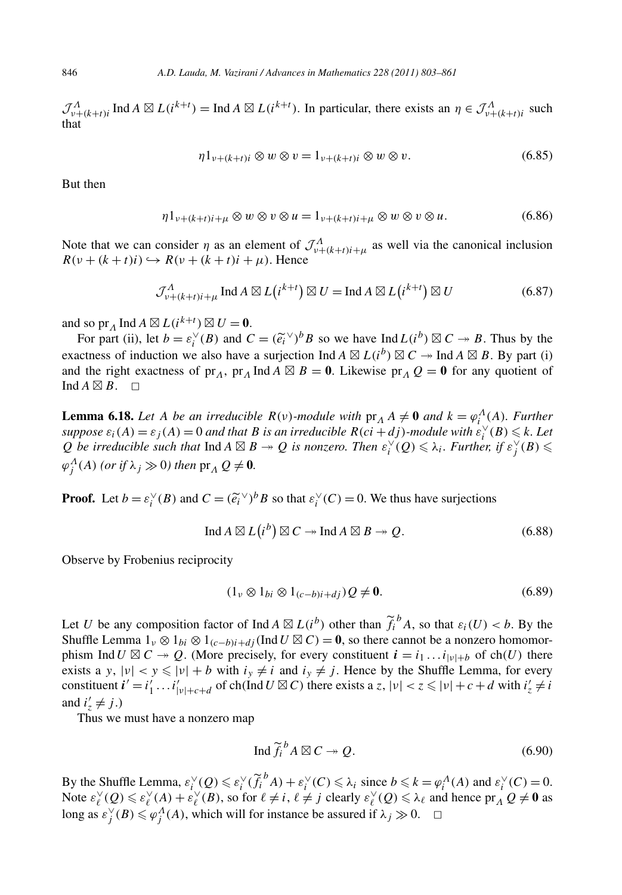$\mathcal{J}^{\Lambda}_{\nu+(k+t)i} \operatorname{Ind} A \boxtimes L(i^{k+t}) = \operatorname{Ind} A \boxtimes L(i^{k+t})$. In particular, there exists an $\eta \in \mathcal{J}^{\Lambda}_{\nu+(k+t)i}$ such that

$$\eta 1_{\nu+(k+t)i} \otimes w \otimes v = 1_{\nu+(k+t)i} \otimes w \otimes v. \tag{6.85}$$

But then

$$\eta 1_{\nu+(k+t)i+\mu} \otimes w \otimes v \otimes u = 1_{\nu+(k+t)i+\mu} \otimes w \otimes v \otimes u. \tag{6.86}$$

Note that we can consider $\eta$ as an element of $\mathcal{J}^{\Lambda}_{\nu+(k+t)i+\mu}$ as well via the canonical inclusion $R(\nu+(k+t)i) \hookrightarrow R(\nu+(k+t)i+\mu)$. Hence

$$\mathcal{J}^{\Lambda}_{\nu+(k+t)i+\mu} \operatorname{Ind} A \boxtimes L\big(i^{k+t}\big) \boxtimes U = \operatorname{Ind} A \boxtimes L\big(i^{k+t}\big) \boxtimes U \tag{6.87}$$

and so $\operatorname{pr}_{\Lambda} \operatorname{Ind} A \boxtimes L(i^{k+t}) \boxtimes U = \mathbf{0}$.

For part (ii), let $b = \varepsilon_i^{\vee}(B)$ and $C = (\widetilde{e_i}^{\vee})^b B$ so we have $\operatorname{Ind} L(i^b) \boxtimes C \twoheadrightarrow B$. Thus by the exactness of induction we also have a surjection $\operatorname{Ind} A \boxtimes L(i^b) \boxtimes C \twoheadrightarrow \operatorname{Ind} A \boxtimes B$. By part (i) and the right exactness of $\operatorname{pr}_{\Lambda}$, $\operatorname{pr}_{\Lambda} \operatorname{Ind} A \boxtimes B = \mathbf{0}$. Likewise $\operatorname{pr}_{\Lambda} Q = \mathbf{0}$ for any quotient of $\operatorname{Ind} A \boxtimes B$. $\square$

**Lemma 6.18.** *Let $A$ be an irreducible $R(\nu)$-module with $\operatorname{pr}_{\Lambda} A \neq \mathbf{0}$ and $k = \varphi_i^{\Lambda}(A)$. Further suppose $\varepsilon_i(A) = \varepsilon_j(A) = 0$ and that $B$ is an irreducible $R(ci+dj)$-module with $\varepsilon_i^{\vee}(B) \leqslant k$. Let $Q$ be irreducible such that $\operatorname{Ind} A \boxtimes B \twoheadrightarrow Q$ is nonzero. Then $\varepsilon_i^{\vee}(Q) \leqslant \lambda_i$. Further, if $\varepsilon_j^{\vee}(B) \leqslant \varphi_j^{\Lambda}(A)$ (or if $\lambda_j \gg 0$) then $\operatorname{pr}_{\Lambda} Q \neq \mathbf{0}$.*

**Proof.** Let $b = \varepsilon_i^{\vee}(B)$ and $C = (\widetilde{e_i}^{\vee})^b B$ so that $\varepsilon_i^{\vee}(C) = 0$. We thus have surjections

$$\operatorname{Ind} A \boxtimes L\big(i^b\big) \boxtimes C \twoheadrightarrow \operatorname{Ind} A \boxtimes B \twoheadrightarrow Q. \tag{6.88}$$

Observe by Frobenius reciprocity

$$(1_{\nu} \otimes 1_{bi} \otimes 1_{(c-b)i+dj}) Q \neq \mathbf{0}. \tag{6.89}$$

Let $U$ be any composition factor of $\operatorname{Ind} A \boxtimes L(i^b)$ other than $\widetilde{f_i}^b A$, so that $\varepsilon_i(U) < b$. By the Shuffle Lemma $1_{\nu} \otimes 1_{bi} \otimes 1_{(c-b)i+dj}(\operatorname{Ind} U \boxtimes C) = \mathbf{0}$, so there cannot be a nonzero homomorphism $\operatorname{Ind} U \boxtimes C \twoheadrightarrow Q$. (More precisely, for every constituent $\boldsymbol{i} = i_1 \ldots i_{|\nu|+b}$ of $\operatorname{ch}(U)$ there exists a $y$, $|\nu| < y \leqslant |\nu| + b$ with $i_y \neq i$ and $i_y \neq j$. Hence by the Shuffle Lemma, for every constituent $\boldsymbol{i}' = i'_1 \ldots i'_{|\nu|+c+d}$ of $\operatorname{ch}(\operatorname{Ind} U \boxtimes C)$ there exists a $z$, $|\nu| < z \leqslant |\nu| + c + d$ with $i'_z \neq i$ and $i'_z \neq j$.)

Thus we must have a nonzero map

$$\operatorname{Ind} \widetilde{f_i}^b A \boxtimes C \twoheadrightarrow Q. \tag{6.90}$$

By the Shuffle Lemma, $\varepsilon_i^{\vee}(Q) \leqslant \varepsilon_i^{\vee}(\widetilde{f_i}^b A) + \varepsilon_i^{\vee}(C) \leqslant \lambda_i$ since $b \leqslant k = \varphi_i^{\Lambda}(A)$ and $\varepsilon_i^{\vee}(C) = 0$. Note $\varepsilon_{\ell}^{\vee}(Q) \leqslant \varepsilon_{\ell}^{\vee}(A) + \varepsilon_{\ell}^{\vee}(B)$, so for $\ell \neq i$, $\ell \neq j$ clearly $\varepsilon_{\ell}^{\vee}(Q) \leqslant \lambda_{\ell}$ and hence $\operatorname{pr}_{\Lambda} Q \neq \mathbf{0}$ as long as $\varepsilon_j^{\vee}(B) \leqslant \varphi_j^{\Lambda}(A)$, which will for instance be assured if $\lambda_j \gg 0$. $\square$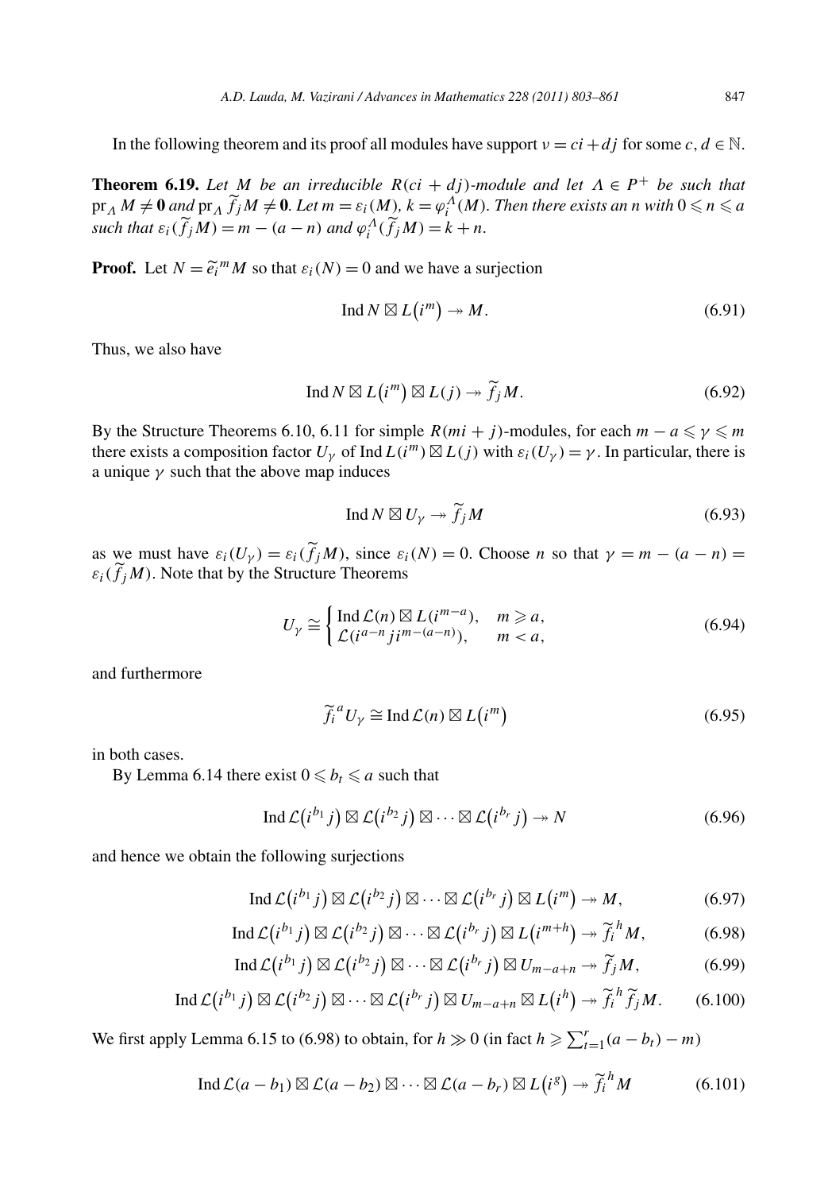In the following theorem and its proof all modules have support $\nu = ci + dj$ for some $c, d \in \mathbb{N}$.

**Theorem 6.19.** *Let $M$ be an irreducible $R(ci+dj)$-module and let $\Lambda \in P^+$ be such that $\mathrm{pr}_\Lambda M \neq \mathbf{0}$ and $\mathrm{pr}_\Lambda \widetilde{f}_j M \neq \mathbf{0}$. Let $m = \varepsilon_i(M)$, $k = \varphi_i^\Lambda(M)$. Then there exists an $n$ with $0 \leqslant n \leqslant a$ such that $\varepsilon_i(\widetilde{f}_j M) = m - (a-n)$ and $\varphi_i^\Lambda(\widetilde{f}_j M) = k + n$.*

**Proof.** Let $N = \widetilde{e}_i^{\,m} M$ so that $\varepsilon_i(N) = 0$ and we have a surjection

$$\operatorname{Ind} N \boxtimes L\big(i^m\big) \twoheadrightarrow M. \tag{6.91}$$

Thus, we also have

$$\operatorname{Ind} N \boxtimes L\big(i^m\big) \boxtimes L(j) \twoheadrightarrow \widetilde{f}_j M. \tag{6.92}$$

By the Structure Theorems 6.10, 6.11 for simple $R(mi+j)$-modules, for each $m - a \leqslant \gamma \leqslant m$ there exists a composition factor $U_\gamma$ of $\operatorname{Ind} L(i^m) \boxtimes L(j)$ with $\varepsilon_i(U_\gamma) = \gamma$. In particular, there is a unique $\gamma$ such that the above map induces

$$\operatorname{Ind} N \boxtimes U_\gamma \twoheadrightarrow \widetilde{f}_j M \tag{6.93}$$

as we must have $\varepsilon_i(U_\gamma) = \varepsilon_i(\widetilde{f}_j M)$, since $\varepsilon_i(N) = 0$. Choose $n$ so that $\gamma = m - (a-n) = \varepsilon_i(\widetilde{f}_j M)$. Note that by the Structure Theorems

$$U_\gamma \cong \begin{cases} \operatorname{Ind} \mathcal{L}(n) \boxtimes L(i^{m-a}), & m \geqslant a, \\ \mathcal{L}(i^{a-n} j i^{m-(a-n)}), & m < a, \end{cases} \tag{6.94}$$

and furthermore

$$\widetilde{f}_i^{\,a} U_\gamma \cong \operatorname{Ind} \mathcal{L}(n) \boxtimes L\big(i^m\big) \tag{6.95}$$

in both cases.

By Lemma 6.14 there exist $0 \leqslant b_t \leqslant a$ such that

$$\operatorname{Ind} \mathcal{L}\big(i^{b_1} j\big) \boxtimes \mathcal{L}\big(i^{b_2} j\big) \boxtimes \cdots \boxtimes \mathcal{L}\big(i^{b_r} j\big) \twoheadrightarrow N \tag{6.96}$$

and hence we obtain the following surjections

$$\operatorname{Ind} \mathcal{L}\big(i^{b_1} j\big) \boxtimes \mathcal{L}\big(i^{b_2} j\big) \boxtimes \cdots \boxtimes \mathcal{L}\big(i^{b_r} j\big) \boxtimes L\big(i^m\big) \twoheadrightarrow M, \tag{6.97}$$

$$\operatorname{Ind} \mathcal{L}\big(i^{b_1} j\big) \boxtimes \mathcal{L}\big(i^{b_2} j\big) \boxtimes \cdots \boxtimes \mathcal{L}\big(i^{b_r} j\big) \boxtimes L\big(i^{m+h}\big) \twoheadrightarrow \widetilde{f}_i^{\,h} M, \tag{6.98}$$

$$\operatorname{Ind} \mathcal{L}\big(i^{b_1} j\big) \boxtimes \mathcal{L}\big(i^{b_2} j\big) \boxtimes \cdots \boxtimes \mathcal{L}\big(i^{b_r} j\big) \boxtimes U_{m-a+n} \twoheadrightarrow \widetilde{f}_j M, \tag{6.99}$$

$$\operatorname{Ind} \mathcal{L}\big(i^{b_1} j\big) \boxtimes \mathcal{L}\big(i^{b_2} j\big) \boxtimes \cdots \boxtimes \mathcal{L}\big(i^{b_r} j\big) \boxtimes U_{m-a+n} \boxtimes L\big(i^h\big) \twoheadrightarrow \widetilde{f}_i^{\,h} \widetilde{f}_j M. \tag{6.100}$$

We first apply Lemma 6.15 to (6.98) to obtain, for $h \gg 0$ (in fact $h \geqslant \sum_{t=1}^r (a - b_t) - m$)

$$\operatorname{Ind} \mathcal{L}(a - b_1) \boxtimes \mathcal{L}(a - b_2) \boxtimes \cdots \boxtimes \mathcal{L}(a - b_r) \boxtimes L\big(i^g\big) \twoheadrightarrow \widetilde{f}_i^{\,h} M \tag{6.101}$$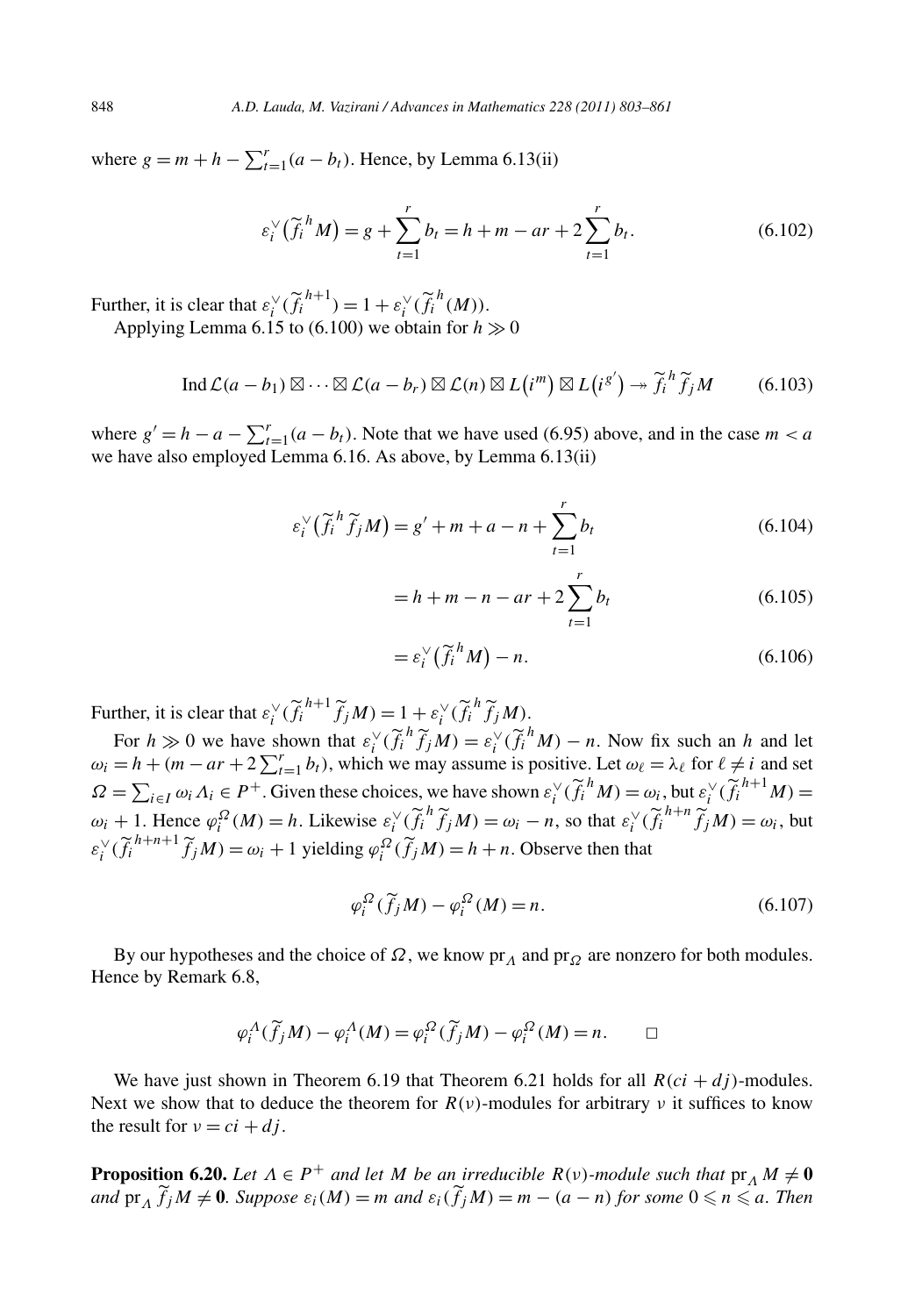where $g = m + h - \sum_{t=1}^{r}(a - b_t)$. Hence, by Lemma 6.13(ii)

$$\varepsilon_i^\vee\big(\widetilde{f}_i^{\,h} M\big) = g + \sum_{t=1}^{r} b_t = h + m - ar + 2\sum_{t=1}^{r} b_t. \tag{6.102}$$

Further, it is clear that $\varepsilon_i^\vee(\widetilde{f}_i^{\,h+1}) = 1 + \varepsilon_i^\vee(\widetilde{f}_i^{\,h}(M))$.

Applying Lemma 6.15 to (6.100) we obtain for $h \gg 0$

$$\operatorname{Ind} \mathcal{L}(a - b_1) \boxtimes \cdots \boxtimes \mathcal{L}(a - b_r) \boxtimes \mathcal{L}(n) \boxtimes L\big(i^m\big) \boxtimes L\big(i^{g'}\big) \twoheadrightarrow \widetilde{f}_i^{\,h} \widetilde{f}_j M \tag{6.103}$$

where $g' = h - a - \sum_{t=1}^{r}(a - b_t)$. Note that we have used (6.95) above, and in the case $m < a$ we have also employed Lemma 6.16. As above, by Lemma 6.13(ii)

$$\varepsilon_i^\vee\big(\widetilde{f}_i^{\,h} \widetilde{f}_j M\big) = g' + m + a - n + \sum_{t=1}^{r} b_t \tag{6.104}$$

$$= h + m - n - ar + 2\sum_{t=1}^{r} b_t \tag{6.105}$$

$$= \varepsilon_i^\vee\big(\widetilde{f}_i^{\,h} M\big) - n. \tag{6.106}$$

Further, it is clear that $\varepsilon_i^\vee(\widetilde{f}_i^{\,h+1} \widetilde{f}_j M) = 1 + \varepsilon_i^\vee(\widetilde{f}_i^{\,h} \widetilde{f}_j M)$.

For $h \gg 0$ we have shown that $\varepsilon_i^\vee(\widetilde{f}_i^{\,h} \widetilde{f}_j M) = \varepsilon_i^\vee(\widetilde{f}_i^{\,h} M) - n$. Now fix such an $h$ and let $\omega_i = h + (m - ar + 2\sum_{t=1}^{r} b_t)$, which we may assume is positive. Let $\omega_\ell = \lambda_\ell$ for $\ell \neq i$ and set $\Omega = \sum_{i \in I} \omega_i \Lambda_i \in P^+$. Given these choices, we have shown $\varepsilon_i^\vee(\widetilde{f}_i^{\,h} M) = \omega_i$, but $\varepsilon_i^\vee(\widetilde{f}_i^{\,h+1} M) = \omega_i + 1$. Hence $\varphi_i^\Omega(M) = h$. Likewise $\varepsilon_i^\vee(\widetilde{f}_i^{\,h} \widetilde{f}_j M) = \omega_i - n$, so that $\varepsilon_i^\vee(\widetilde{f}_i^{\,h+n} \widetilde{f}_j M) = \omega_i$, but $\varepsilon_i^\vee(\widetilde{f}_i^{\,h+n+1} \widetilde{f}_j M) = \omega_i + 1$ yielding $\varphi_i^\Omega(\widetilde{f}_j M) = h + n$. Observe then that

$$\varphi_i^\Omega(\widetilde{f}_j M) - \varphi_i^\Omega(M) = n. \tag{6.107}$$

By our hypotheses and the choice of $\Omega$, we know $\mathrm{pr}_\Lambda$ and $\mathrm{pr}_\Omega$ are nonzero for both modules. Hence by Remark 6.8,

$$\varphi_i^\Lambda(\widetilde{f}_j M) - \varphi_i^\Lambda(M) = \varphi_i^\Omega(\widetilde{f}_j M) - \varphi_i^\Omega(M) = n. \qquad \square$$

We have just shown in Theorem 6.19 that Theorem 6.21 holds for all $R(ci + dj)$-modules. Next we show that to deduce the theorem for $R(\nu)$-modules for arbitrary $\nu$ it suffices to know the result for $\nu = ci + dj$.

**Proposition 6.20.** *Let $\Lambda \in P^+$ and let $M$ be an irreducible $R(\nu)$-module such that $\mathrm{pr}_\Lambda M \neq \mathbf{0}$ and $\mathrm{pr}_\Lambda \widetilde{f}_j M \neq \mathbf{0}$. Suppose $\varepsilon_i(M) = m$ and $\varepsilon_i(\widetilde{f}_j M) = m - (a - n)$ for some $0 \leqslant n \leqslant a$. Then*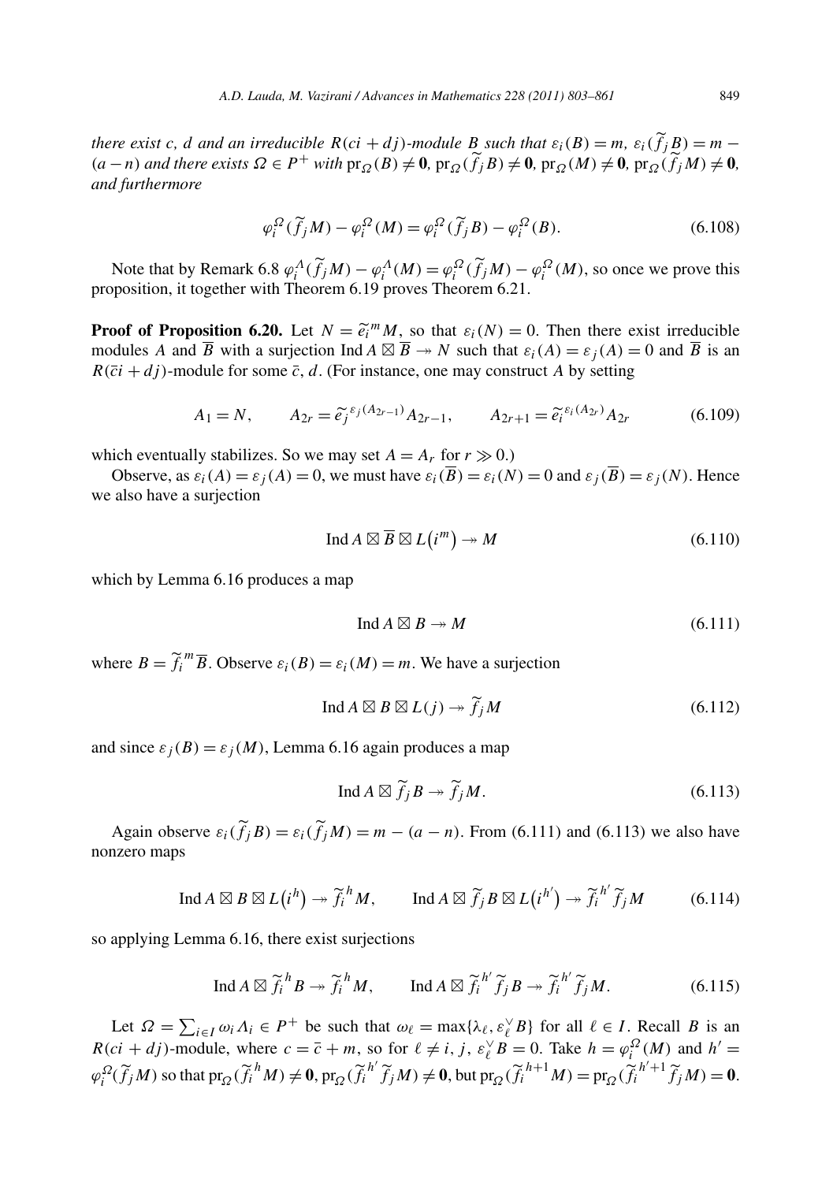*there exist $c$, $d$ and an irreducible $R(ci+dj)$-module $B$ such that $\varepsilon_i(B)=m$, $\varepsilon_i(\widetilde{f}_j B)=m-(a-n)$ and there exists $\Omega\in P^+$ with $\mathrm{pr}_\Omega(B)\neq \mathbf{0}$, $\mathrm{pr}_\Omega(\widetilde{f}_j B)\neq \mathbf{0}$, $\mathrm{pr}_\Omega(M)\neq \mathbf{0}$, $\mathrm{pr}_\Omega(\widetilde{f}_j M)\neq \mathbf{0}$, and furthermore*

$$\varphi_i^\Omega(\widetilde{f}_j M)-\varphi_i^\Omega(M)=\varphi_i^\Omega(\widetilde{f}_j B)-\varphi_i^\Omega(B). \tag{6.108}$$

Note that by Remark 6.8 $\varphi_i^\Lambda(\widetilde{f}_j M)-\varphi_i^\Lambda(M)=\varphi_i^\Omega(\widetilde{f}_j M)-\varphi_i^\Omega(M)$, so once we prove this proposition, it together with Theorem 6.19 proves Theorem 6.21.

**Proof of Proposition 6.20.** Let $N=\widetilde{e}_i^{\,m}M$, so that $\varepsilon_i(N)=0$. Then there exist irreducible modules $A$ and $\overline{B}$ with a surjection $\mathrm{Ind}\, A\boxtimes \overline{B}\twoheadrightarrow N$ such that $\varepsilon_i(A)=\varepsilon_j(A)=0$ and $\overline{B}$ is an $R(\bar{c}i+dj)$-module for some $\bar{c}$, $d$. (For instance, one may construct $A$ by setting

$$A_1=N,\qquad A_{2r}=\widetilde{e}_j^{\,\varepsilon_j(A_{2r-1})}A_{2r-1},\qquad A_{2r+1}=\widetilde{e}_i^{\,\varepsilon_i(A_{2r})}A_{2r} \tag{6.109}$$

which eventually stabilizes. So we may set $A=A_r$ for $r\gg 0$.)

Observe, as $\varepsilon_i(A)=\varepsilon_j(A)=0$, we must have $\varepsilon_i(\overline{B})=\varepsilon_i(N)=0$ and $\varepsilon_j(\overline{B})=\varepsilon_j(N)$. Hence we also have a surjection

$$\mathrm{Ind}\, A\boxtimes \overline{B}\boxtimes L\big(i^m\big)\twoheadrightarrow M \tag{6.110}$$

which by Lemma 6.16 produces a map

$$\mathrm{Ind}\, A\boxtimes B\twoheadrightarrow M \tag{6.111}$$

where $B=\widetilde{f}_i^{\,m}\overline{B}$. Observe $\varepsilon_i(B)=\varepsilon_i(M)=m$. We have a surjection

$$\mathrm{Ind}\, A\boxtimes B\boxtimes L(j)\twoheadrightarrow \widetilde{f}_j M \tag{6.112}$$

and since $\varepsilon_j(B)=\varepsilon_j(M)$, Lemma 6.16 again produces a map

$$\mathrm{Ind}\, A\boxtimes \widetilde{f}_j B\twoheadrightarrow \widetilde{f}_j M. \tag{6.113}$$

Again observe $\varepsilon_i(\widetilde{f}_j B)=\varepsilon_i(\widetilde{f}_j M)=m-(a-n)$. From (6.111) and (6.113) we also have nonzero maps

$$\mathrm{Ind}\, A\boxtimes B\boxtimes L\big(i^h\big)\twoheadrightarrow \widetilde{f}_i^{\,h}M,\qquad \mathrm{Ind}\, A\boxtimes \widetilde{f}_j B\boxtimes L\big(i^{h'}\big)\twoheadrightarrow \widetilde{f}_i^{\,h'}\widetilde{f}_j M \tag{6.114}$$

so applying Lemma 6.16, there exist surjections

$$\mathrm{Ind}\, A\boxtimes \widetilde{f}_i^{\,h}B\twoheadrightarrow \widetilde{f}_i^{\,h}M,\qquad \mathrm{Ind}\, A\boxtimes \widetilde{f}_i^{\,h'}\widetilde{f}_j B\twoheadrightarrow \widetilde{f}_i^{\,h'}\widetilde{f}_j M. \tag{6.115}$$

Let $\Omega=\sum_{i\in I}\omega_i\Lambda_i\in P^+$ be such that $\omega_\ell=\max\{\lambda_\ell,\varepsilon_\ell^\vee B\}$ for all $\ell\in I$. Recall $B$ is an $R(ci+dj)$-module, where $c=\bar{c}+m$, so for $\ell\neq i,j$, $\varepsilon_\ell^\vee B=0$. Take $h=\varphi_i^\Omega(M)$ and $h'=\varphi_i^\Omega(\widetilde{f}_j M)$ so that $\mathrm{pr}_\Omega(\widetilde{f}_i^{\,h}M)\neq \mathbf{0}$, $\mathrm{pr}_\Omega(\widetilde{f}_i^{\,h'}\widetilde{f}_j M)\neq \mathbf{0}$, but $\mathrm{pr}_\Omega(\widetilde{f}_i^{\,h+1}M)=\mathrm{pr}_\Omega(\widetilde{f}_i^{\,h'+1}\widetilde{f}_j M)=\mathbf{0}$.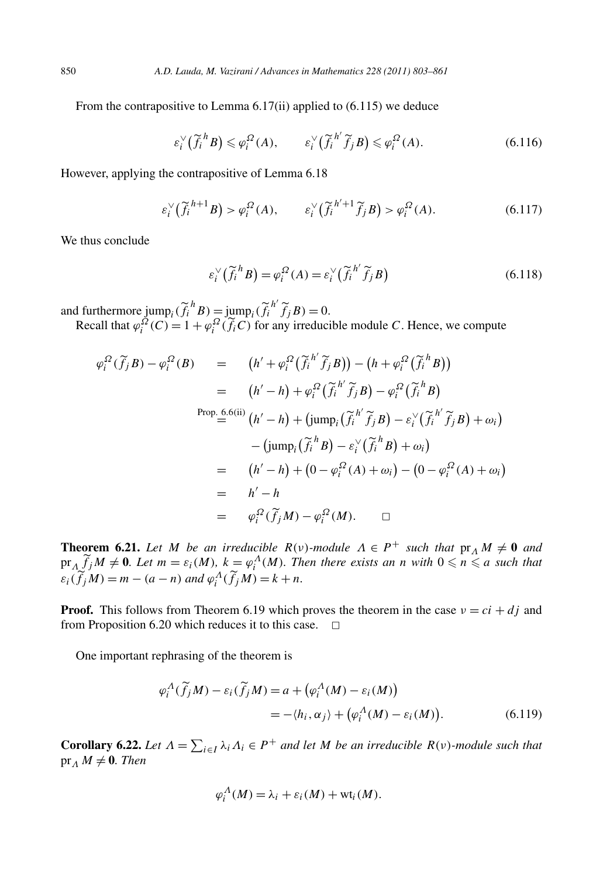From the contrapositive to Lemma 6.17(ii) applied to (6.115) we deduce

$$\varepsilon_i^\vee\big(\widetilde{f}_i^{\,h} B\big) \leqslant \varphi_i^\Omega(A), \qquad \varepsilon_i^\vee\big(\widetilde{f}_i^{\,h'} \widetilde{f}_j B\big) \leqslant \varphi_i^\Omega(A). \tag{6.116}$$

However, applying the contrapositive of Lemma 6.18

$$\varepsilon_i^\vee\big(\widetilde{f}_i^{\,h+1} B\big) > \varphi_i^\Omega(A), \qquad \varepsilon_i^\vee\big(\widetilde{f}_i^{\,h'+1} \widetilde{f}_j B\big) > \varphi_i^\Omega(A). \tag{6.117}$$

We thus conclude

$$\varepsilon_i^\vee\big(\widetilde{f}_i^{\,h} B\big) = \varphi_i^\Omega(A) = \varepsilon_i^\vee\big(\widetilde{f}_i^{\,h'} \widetilde{f}_j B\big) \tag{6.118}$$

and furthermore $\mathrm{jump}_i(\widetilde{f}_i^{\,h} B) = \mathrm{jump}_i(\widetilde{f}_i^{\,h'} \widetilde{f}_j B) = 0$.

Recall that $\varphi_i^\Omega(C) = 1 + \varphi_i^\Omega(\widetilde{f}_i C)$ for any irreducible module $C$. Hence, we compute

$$\begin{aligned}
\varphi_i^\Omega(\widetilde{f}_j B) - \varphi_i^\Omega(B) &= \big(h' + \varphi_i^\Omega\big(\widetilde{f}_i^{\,h'} \widetilde{f}_j B\big)\big) - \big(h + \varphi_i^\Omega\big(\widetilde{f}_i^{\,h} B\big)\big) \\
&= \big(h' - h\big) + \varphi_i^\Omega\big(\widetilde{f}_i^{\,h'} \widetilde{f}_j B\big) - \varphi_i^\Omega\big(\widetilde{f}_i^{\,h} B\big) \\
&\overset{\text{Prop. 6.6(ii)}}{=} \big(h' - h\big) + \big(\mathrm{jump}_i\big(\widetilde{f}_i^{\,h'} \widetilde{f}_j B\big) - \varepsilon_i^\vee\big(\widetilde{f}_i^{\,h'} \widetilde{f}_j B\big) + \omega_i\big) \\
&\quad - \big(\mathrm{jump}_i\big(\widetilde{f}_i^{\,h} B\big) - \varepsilon_i^\vee\big(\widetilde{f}_i^{\,h} B\big) + \omega_i\big) \\
&= \big(h' - h\big) + \big(0 - \varphi_i^\Omega(A) + \omega_i\big) - \big(0 - \varphi_i^\Omega(A) + \omega_i\big) \\
&= h' - h \\
&= \varphi_i^\Omega(\widetilde{f}_j M) - \varphi_i^\Omega(M). \qquad \square
\end{aligned}$$

**Theorem 6.21.** *Let $M$ be an irreducible $R(\nu)$-module $\Lambda \in P^+$ such that $\mathrm{pr}_\Lambda M \neq \mathbf{0}$ and $\mathrm{pr}_\Lambda \widetilde{f}_j M \neq \mathbf{0}$. Let $m = \varepsilon_i(M)$, $k = \varphi_i^\Lambda(M)$. Then there exists an $n$ with $0 \leqslant n \leqslant a$ such that $\varepsilon_i(\widetilde{f}_j M) = m - (a - n)$ and $\varphi_i^\Lambda(\widetilde{f}_j M) = k + n$.*

**Proof.** This follows from Theorem 6.19 which proves the theorem in the case $\nu = ci + dj$ and from Proposition 6.20 which reduces it to this case. $\square$

One important rephrasing of the theorem is

$$\begin{aligned}
\varphi_i^\Lambda(\widetilde{f}_j M) - \varepsilon_i(\widetilde{f}_j M) &= a + \big(\varphi_i^\Lambda(M) - \varepsilon_i(M)\big) \\
&= -\langle h_i, \alpha_j\rangle + \big(\varphi_i^\Lambda(M) - \varepsilon_i(M)\big).
\end{aligned} \tag{6.119}$$

**Corollary 6.22.** *Let $\Lambda = \sum_{i \in I} \lambda_i \Lambda_i \in P^+$ and let $M$ be an irreducible $R(\nu)$-module such that $\mathrm{pr}_\Lambda M \neq \mathbf{0}$. Then*

$$\varphi_i^\Lambda(M) = \lambda_i + \varepsilon_i(M) + \mathrm{wt}_i(M).$$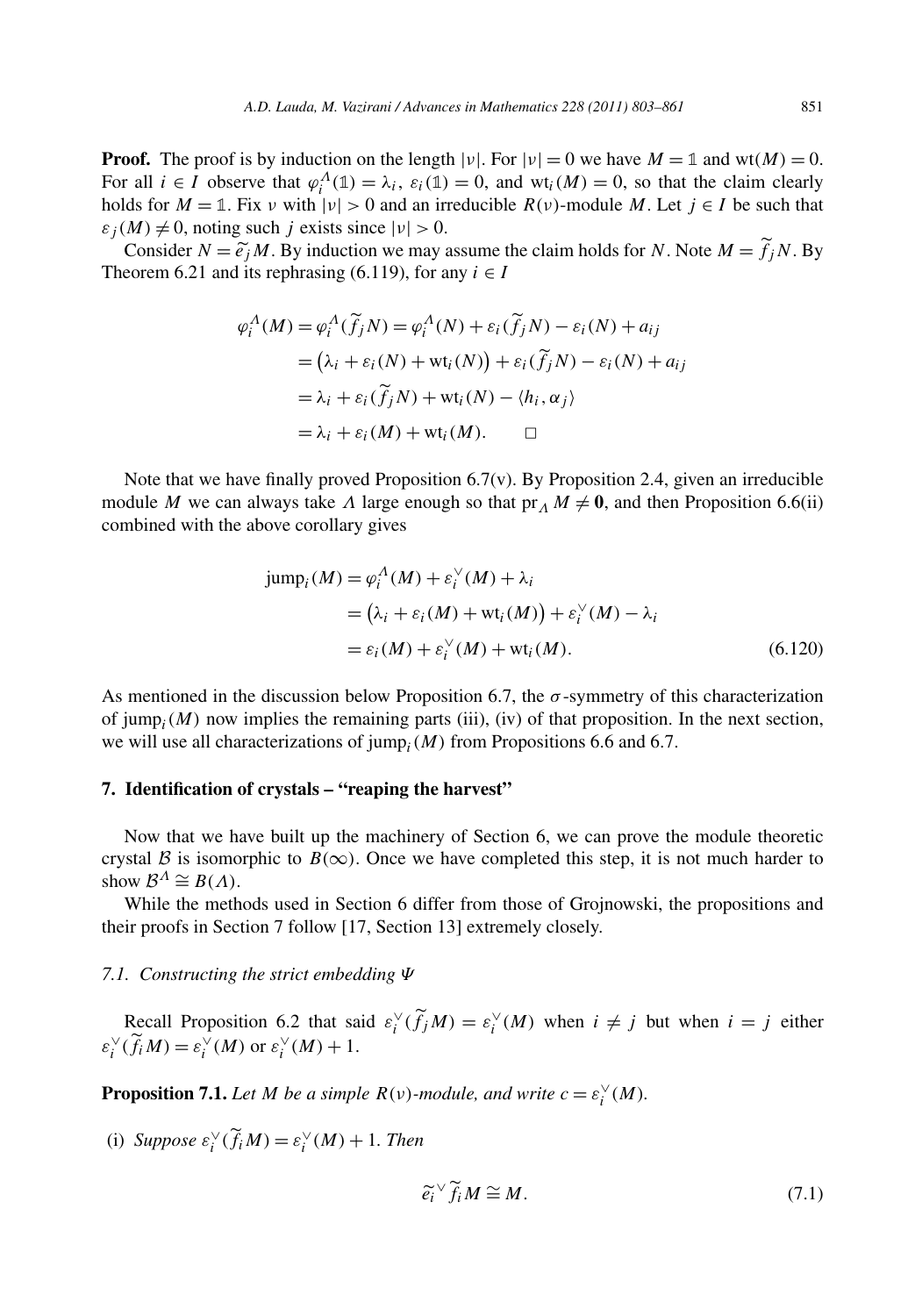**Proof.** The proof is by induction on the length $|\nu|$. For $|\nu| = 0$ we have $M = \mathbb{1}$ and $\mathrm{wt}(M) = 0$. For all $i \in I$ observe that $\varphi_i^{\Lambda}(\mathbb{1}) = \lambda_i$, $\varepsilon_i(\mathbb{1}) = 0$, and $\mathrm{wt}_i(M) = 0$, so that the claim clearly holds for $M = \mathbb{1}$. Fix $\nu$ with $|\nu| > 0$ and an irreducible $R(\nu)$-module $M$. Let $j \in I$ be such that $\varepsilon_j(M) \neq 0$, noting such $j$ exists since $|\nu| > 0$.

Consider $N = \widetilde{e}_j M$. By induction we may assume the claim holds for $N$. Note $M = \widetilde{f}_j N$. By Theorem 6.21 and its rephrasing (6.119), for any $i \in I$

$$
\begin{aligned}
\varphi_i^{\Lambda}(M) = \varphi_i^{\Lambda}(\widetilde{f}_j N) &= \varphi_i^{\Lambda}(N) + \varepsilon_i(\widetilde{f}_j N) - \varepsilon_i(N) + a_{ij} \\
&= \big(\lambda_i + \varepsilon_i(N) + \mathrm{wt}_i(N)\big) + \varepsilon_i(\widetilde{f}_j N) - \varepsilon_i(N) + a_{ij} \\
&= \lambda_i + \varepsilon_i(\widetilde{f}_j N) + \mathrm{wt}_i(N) - \langle h_i, \alpha_j \rangle \\
&= \lambda_i + \varepsilon_i(M) + \mathrm{wt}_i(M). \qquad \square
\end{aligned}
$$

Note that we have finally proved Proposition 6.7(v). By Proposition 2.4, given an irreducible module $M$ we can always take $\Lambda$ large enough so that $\mathrm{pr}_\Lambda M \neq \mathbf{0}$, and then Proposition 6.6(ii) combined with the above corollary gives

$$
\begin{aligned}
\mathrm{jump}_i(M) &= \varphi_i^{\Lambda}(M) + \varepsilon_i^{\vee}(M) + \lambda_i \\
&= \big(\lambda_i + \varepsilon_i(M) + \mathrm{wt}_i(M)\big) + \varepsilon_i^{\vee}(M) - \lambda_i \\
&= \varepsilon_i(M) + \varepsilon_i^{\vee}(M) + \mathrm{wt}_i(M). \qquad (6.120)
\end{aligned}
$$

As mentioned in the discussion below Proposition 6.7, the $\sigma$-symmetry of this characterization of $\mathrm{jump}_i(M)$ now implies the remaining parts (iii), (iv) of that proposition. In the next section, we will use all characterizations of $\mathrm{jump}_i(M)$ from Propositions 6.6 and 6.7.

## 7. Identification of crystals – "reaping the harvest"

Now that we have built up the machinery of Section 6, we can prove the module theoretic crystal $\mathcal{B}$ is isomorphic to $B(\infty)$. Once we have completed this step, it is not much harder to show $\mathcal{B}^{\Lambda} \cong B(\Lambda)$.

While the methods used in Section 6 differ from those of Grojnowski, the propositions and their proofs in Section 7 follow [17, Section 13] extremely closely.

### 7.1. Constructing the strict embedding $\Psi$

Recall Proposition 6.2 that said $\varepsilon_i^{\vee}(\widetilde{f}_j M) = \varepsilon_i^{\vee}(M)$ when $i \neq j$ but when $i = j$ either $\varepsilon_i^{\vee}(\widetilde{f}_i M) = \varepsilon_i^{\vee}(M)$ or $\varepsilon_i^{\vee}(M) + 1$.

**Proposition 7.1.** *Let $M$ be a simple $R(\nu)$-module, and write $c = \varepsilon_i^{\vee}(M)$.*

(i) *Suppose $\varepsilon_i^{\vee}(\widetilde{f}_i M) = \varepsilon_i^{\vee}(M) + 1$. Then*

$$
\widetilde{e}_i^{\,\vee} \widetilde{f}_i M \cong M. \qquad (7.1)
$$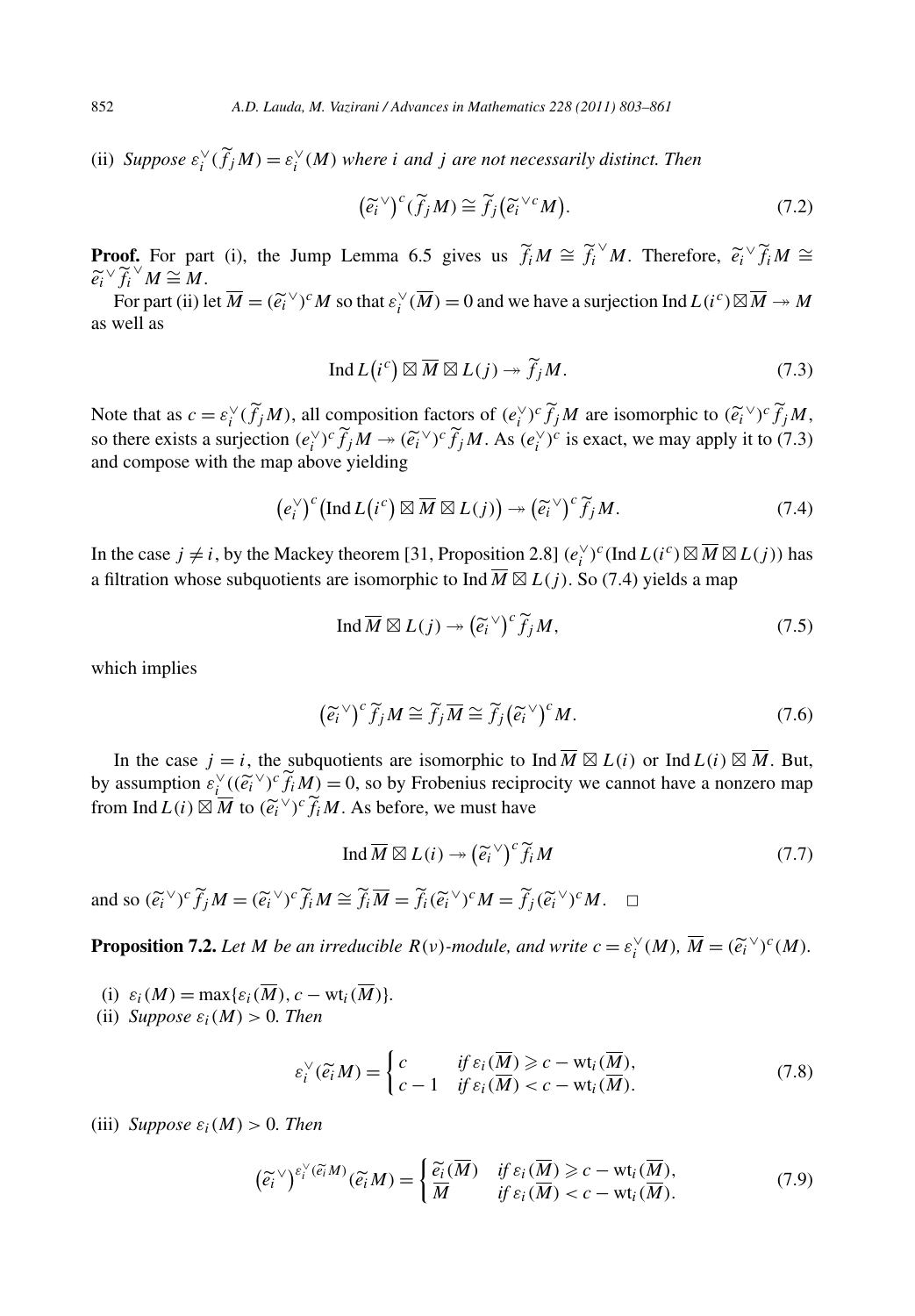(ii) *Suppose* $\varepsilon_i^\vee(\widetilde{f}_j M) = \varepsilon_i^\vee(M)$ *where* $i$ *and* $j$ *are not necessarily distinct. Then*

$$\left(\widetilde{e_i}^\vee\right)^c(\widetilde{f}_j M) \cong \widetilde{f}_j\left(\widetilde{e_i}^{\vee c} M\right). \tag{7.2}$$

**Proof.** For part (i), the Jump Lemma 6.5 gives us $\widetilde{f}_i M \cong \widetilde{f_i}^\vee M$. Therefore, $\widetilde{e_i}^\vee \widetilde{f}_i M \cong \widetilde{e_i}^\vee \widetilde{f_i}^\vee M \cong M$.

For part (ii) let $\overline{M} = (\widetilde{e_i}^\vee)^c M$ so that $\varepsilon_i^\vee(\overline{M}) = 0$ and we have a surjection $\operatorname{Ind} L(i^c) \boxtimes \overline{M} \twoheadrightarrow M$ as well as

$$\operatorname{Ind} L\left(i^c\right) \boxtimes \overline{M} \boxtimes L(j) \twoheadrightarrow \widetilde{f}_j M. \tag{7.3}$$

Note that as $c = \varepsilon_i^\vee(\widetilde{f}_j M)$, all composition factors of $(e_i^\vee)^c \widetilde{f}_j M$ are isomorphic to $(\widetilde{e_i}^\vee)^c \widetilde{f}_j M$, so there exists a surjection $(e_i^\vee)^c \widetilde{f}_j M \twoheadrightarrow (\widetilde{e_i}^\vee)^c \widetilde{f}_j M$. As $(e_i^\vee)^c$ is exact, we may apply it to (7.3) and compose with the map above yielding

$$\left(e_i^\vee\right)^c\left(\operatorname{Ind} L\left(i^c\right) \boxtimes \overline{M} \boxtimes L(j)\right) \twoheadrightarrow \left(\widetilde{e_i}^\vee\right)^c \widetilde{f}_j M. \tag{7.4}$$

In the case $j \neq i$, by the Mackey theorem [31, Proposition 2.8] $(e_i^\vee)^c(\operatorname{Ind} L(i^c) \boxtimes \overline{M} \boxtimes L(j))$ has a filtration whose subquotients are isomorphic to $\operatorname{Ind} \overline{M} \boxtimes L(j)$. So (7.4) yields a map

$$\operatorname{Ind} \overline{M} \boxtimes L(j) \twoheadrightarrow \left(\widetilde{e_i}^\vee\right)^c \widetilde{f}_j M, \tag{7.5}$$

which implies

$$\left(\widetilde{e_i}^\vee\right)^c \widetilde{f}_j M \cong \widetilde{f}_j \overline{M} \cong \widetilde{f}_j\left(\widetilde{e_i}^\vee\right)^c M. \tag{7.6}$$

In the case $j = i$, the subquotients are isomorphic to $\operatorname{Ind} \overline{M} \boxtimes L(i)$ or $\operatorname{Ind} L(i) \boxtimes \overline{M}$. But, by assumption $\varepsilon_i^\vee((\widetilde{e_i}^\vee)^c \widetilde{f}_i M) = 0$, so by Frobenius reciprocity we cannot have a nonzero map from $\operatorname{Ind} L(i) \boxtimes \overline{M}$ to $(\widetilde{e_i}^\vee)^c \widetilde{f}_i M$. As before, we must have

$$\operatorname{Ind} \overline{M} \boxtimes L(i) \twoheadrightarrow \left(\widetilde{e_i}^\vee\right)^c \widetilde{f}_i M \tag{7.7}$$

and so $(\widetilde{e_i}^\vee)^c \widetilde{f}_j M = (\widetilde{e_i}^\vee)^c \widetilde{f}_i M \cong \widetilde{f}_i \overline{M} = \widetilde{f}_i (\widetilde{e_i}^\vee)^c M = \widetilde{f}_j (\widetilde{e_i}^\vee)^c M$. $\square$

**Proposition 7.2.** *Let* $M$ *be an irreducible* $R(\nu)$*-module, and write* $c = \varepsilon_i^\vee(M)$, $\overline{M} = (\widetilde{e_i}^\vee)^c(M)$.

(i) $\varepsilon_i(M) = \max\{\varepsilon_i(\overline{M}), c - \mathrm{wt}_i(\overline{M})\}$.

(ii) *Suppose* $\varepsilon_i(M) > 0$. *Then*

$$\varepsilon_i^\vee(\widetilde{e}_i M) = \begin{cases} c & \text{if } \varepsilon_i(\overline{M}) \geqslant c - \mathrm{wt}_i(\overline{M}), \\ c - 1 & \text{if } \varepsilon_i(\overline{M}) < c - \mathrm{wt}_i(\overline{M}). \end{cases} \tag{7.8}$$

(iii) *Suppose* $\varepsilon_i(M) > 0$. *Then*

$$\left(\widetilde{e_i}^\vee\right)^{\varepsilon_i^\vee(\widetilde{e}_i M)}(\widetilde{e}_i M) = \begin{cases} \widetilde{e}_i(\overline{M}) & \text{if } \varepsilon_i(\overline{M}) \geqslant c - \mathrm{wt}_i(\overline{M}), \\ \overline{M} & \text{if } \varepsilon_i(\overline{M}) < c - \mathrm{wt}_i(\overline{M}). \end{cases} \tag{7.9}$$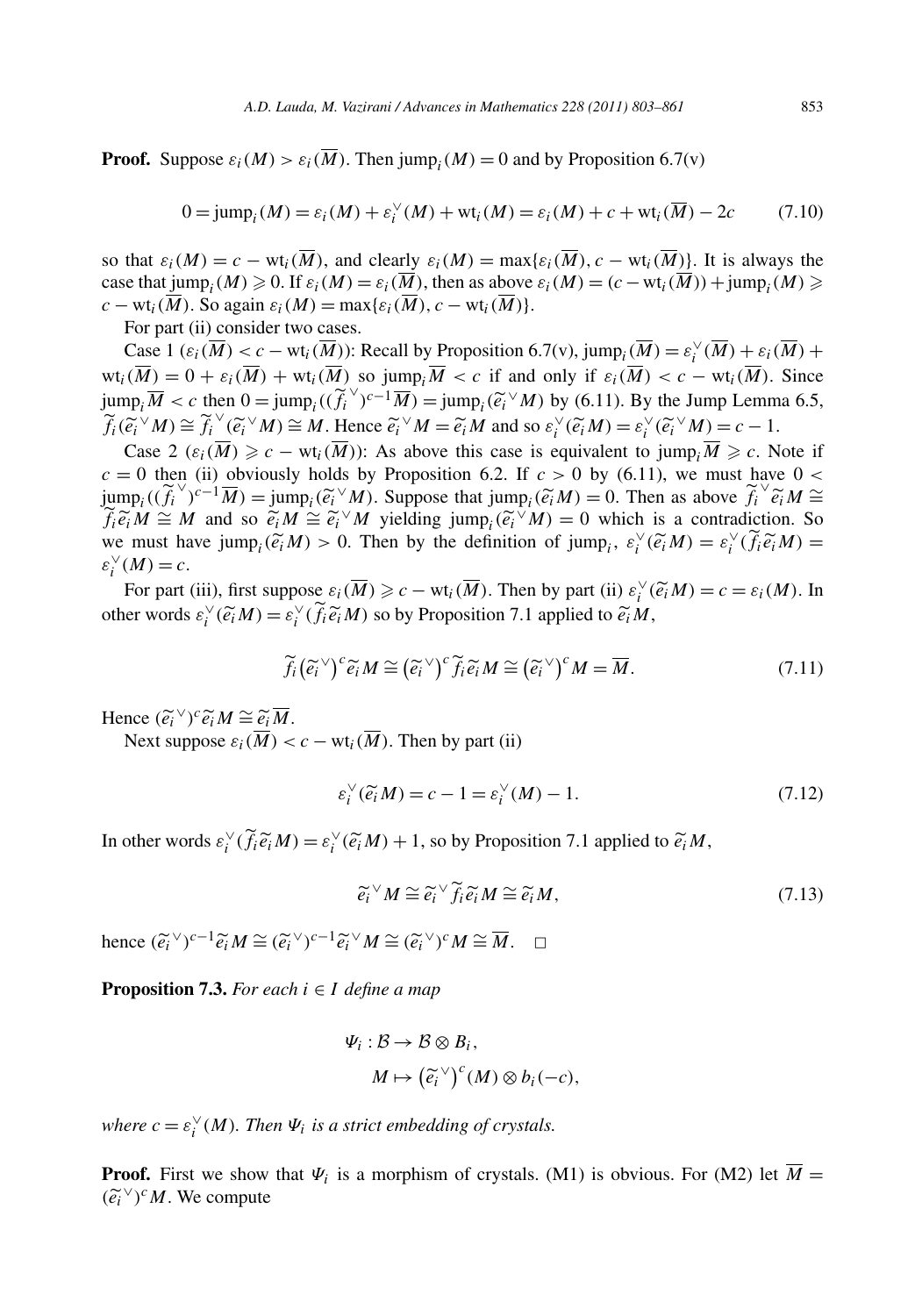**Proof.** Suppose $\varepsilon_i(M) > \varepsilon_i(\overline{M})$. Then $\mathrm{jump}_i(M) = 0$ and by Proposition 6.7(v)

$$0 = \mathrm{jump}_i(M) = \varepsilon_i(M) + \varepsilon_i^\vee(M) + \mathrm{wt}_i(M) = \varepsilon_i(M) + c + \mathrm{wt}_i(\overline{M}) - 2c \tag{7.10}$$

so that $\varepsilon_i(M) = c - \mathrm{wt}_i(\overline{M})$, and clearly $\varepsilon_i(M) = \max\{\varepsilon_i(\overline{M}), c - \mathrm{wt}_i(\overline{M})\}$. It is always the case that $\mathrm{jump}_i(M) \geqslant 0$. If $\varepsilon_i(M) = \varepsilon_i(\overline{M})$, then as above $\varepsilon_i(M) = (c - \mathrm{wt}_i(\overline{M})) + \mathrm{jump}_i(M) \geqslant c - \mathrm{wt}_i(\overline{M})$. So again $\varepsilon_i(M) = \max\{\varepsilon_i(\overline{M}), c - \mathrm{wt}_i(\overline{M})\}$.

For part (ii) consider two cases.

Case 1 ($\varepsilon_i(\overline{M}) < c - \mathrm{wt}_i(\overline{M})$): Recall by Proposition 6.7(v), $\mathrm{jump}_i(\overline{M}) = \varepsilon_i^\vee(\overline{M}) + \varepsilon_i(\overline{M}) + \mathrm{wt}_i(\overline{M}) = 0 + \varepsilon_i(\overline{M}) + \mathrm{wt}_i(\overline{M})$ so $\mathrm{jump}_i\overline{M} < c$ if and only if $\varepsilon_i(\overline{M}) < c - \mathrm{wt}_i(\overline{M})$. Since $\mathrm{jump}_i\overline{M} < c$ then $0 = \mathrm{jump}_i((\widetilde{f_i}^\vee)^{c-1}\overline{M}) = \mathrm{jump}_i(\widetilde{e_i}^\vee M)$ by (6.11). By the Jump Lemma 6.5, $\widetilde{f_i}(\widetilde{e_i}^\vee M) \cong \widetilde{f_i}^\vee(\widetilde{e_i}^\vee M) \cong M$. Hence $\widetilde{e_i}^\vee M = \widetilde{e_i} M$ and so $\varepsilon_i^\vee(\widetilde{e_i} M) = \varepsilon_i^\vee(\widetilde{e_i}^\vee M) = c - 1$.

Case 2 ($\varepsilon_i(\overline{M}) \geqslant c - \mathrm{wt}_i(\overline{M})$): As above this case is equivalent to $\mathrm{jump}_i\overline{M} \geqslant c$. Note if $c = 0$ then (ii) obviously holds by Proposition 6.2. If $c > 0$ by (6.11), we must have $0 < \mathrm{jump}_i((\widetilde{f_i}^\vee)^{c-1}\overline{M}) = \mathrm{jump}_i(\widetilde{e_i}^\vee M)$. Suppose that $\mathrm{jump}_i(\widetilde{e_i} M) = 0$. Then as above $\widetilde{f_i}^\vee\widetilde{e_i} M \cong \widetilde{f_i}\widetilde{e_i} M \cong M$ and so $\widetilde{e_i} M \cong \widetilde{e_i}^\vee M$ yielding $\mathrm{jump}_i(\widetilde{e_i}^\vee M) = 0$ which is a contradiction. So we must have $\mathrm{jump}_i(\widetilde{e_i} M) > 0$. Then by the definition of $\mathrm{jump}_i$, $\varepsilon_i^\vee(\widetilde{e_i} M) = \varepsilon_i^\vee(\widetilde{f_i}\widetilde{e_i} M) = \varepsilon_i^\vee(M) = c$.

For part (iii), first suppose $\varepsilon_i(\overline{M}) \geqslant c - \mathrm{wt}_i(\overline{M})$. Then by part (ii) $\varepsilon_i^\vee(\widetilde{e_i} M) = c = \varepsilon_i(M)$. In other words $\varepsilon_i^\vee(\widetilde{e_i} M) = \varepsilon_i^\vee(\widetilde{f_i}\widetilde{e_i} M)$ so by Proposition 7.1 applied to $\widetilde{e_i} M$,

$$\widetilde{f_i}\big(\widetilde{e_i}^\vee\big)^c\widetilde{e_i} M \cong \big(\widetilde{e_i}^\vee\big)^c\widetilde{f_i}\widetilde{e_i} M \cong \big(\widetilde{e_i}^\vee\big)^c M = \overline{M}. \tag{7.11}$$

Hence $(\widetilde{e_i}^\vee)^c\widetilde{e_i} M \cong \widetilde{e_i}\overline{M}$.

Next suppose $\varepsilon_i(\overline{M}) < c - \mathrm{wt}_i(\overline{M})$. Then by part (ii)

$$\varepsilon_i^\vee(\widetilde{e_i} M) = c - 1 = \varepsilon_i^\vee(M) - 1. \tag{7.12}$$

In other words $\varepsilon_i^\vee(\widetilde{f_i}\widetilde{e_i} M) = \varepsilon_i^\vee(\widetilde{e_i} M) + 1$, so by Proposition 7.1 applied to $\widetilde{e_i} M$,

$$\widetilde{e_i}^\vee M \cong \widetilde{e_i}^\vee\widetilde{f_i}\widetilde{e_i} M \cong \widetilde{e_i} M, \tag{7.13}$$

hence $(\widetilde{e_i}^\vee)^{c-1}\widetilde{e_i} M \cong (\widetilde{e_i}^\vee)^{c-1}\widetilde{e_i}^\vee M \cong (\widetilde{e_i}^\vee)^c M \cong \overline{M}$. $\square$

**Proposition 7.3.** *For each $i \in I$ define a map*

$$\Psi_i : \mathcal{B} \to \mathcal{B} \otimes B_i,$$
$$M \mapsto \big(\widetilde{e_i}^\vee\big)^c(M) \otimes b_i(-c),$$

*where $c = \varepsilon_i^\vee(M)$. Then $\Psi_i$ is a strict embedding of crystals.*

**Proof.** First we show that $\Psi_i$ is a morphism of crystals. (M1) is obvious. For (M2) let $\overline{M} = (\widetilde{e_i}^\vee)^c M$. We compute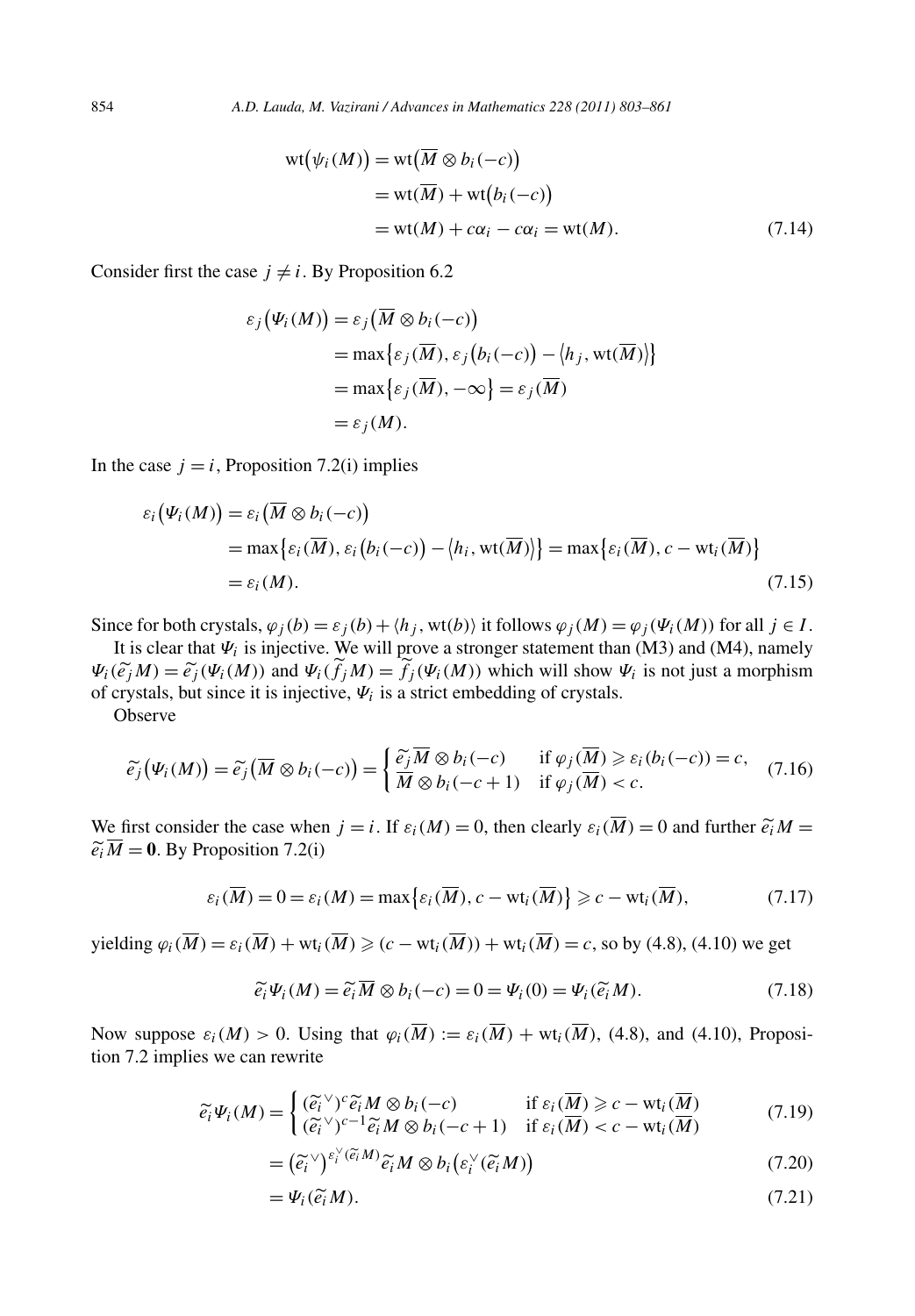$$
\begin{aligned}
\mathrm{wt}\big(\psi_i(M)\big) &= \mathrm{wt}\big(\overline{M} \otimes b_i(-c)\big) \\
&= \mathrm{wt}(\overline{M}) + \mathrm{wt}\big(b_i(-c)\big) \\
&= \mathrm{wt}(M) + c\alpha_i - c\alpha_i = \mathrm{wt}(M).
\end{aligned}
\tag{7.14}
$$

Consider first the case $j \neq i$. By Proposition 6.2

$$
\begin{aligned}
\varepsilon_j\big(\Psi_i(M)\big) &= \varepsilon_j\big(\overline{M} \otimes b_i(-c)\big) \\
&= \max\big\{\varepsilon_j(\overline{M}), \varepsilon_j\big(b_i(-c)\big) - \langle h_j, \mathrm{wt}(\overline{M})\rangle\big\} \\
&= \max\big\{\varepsilon_j(\overline{M}), -\infty\big\} = \varepsilon_j(\overline{M}) \\
&= \varepsilon_j(M).
\end{aligned}
$$

In the case $j = i$, Proposition 7.2(i) implies

$$
\begin{aligned}
\varepsilon_i\big(\Psi_i(M)\big) &= \varepsilon_i\big(\overline{M} \otimes b_i(-c)\big) \\
&= \max\big\{\varepsilon_i(\overline{M}), \varepsilon_i\big(b_i(-c)\big) - \langle h_i, \mathrm{wt}(\overline{M})\rangle\big\} = \max\big\{\varepsilon_i(\overline{M}), c - \mathrm{wt}_i(\overline{M})\big\} \\
&= \varepsilon_i(M).
\end{aligned}
\tag{7.15}
$$

Since for both crystals, $\varphi_j(b) = \varepsilon_j(b) + \langle h_j, \mathrm{wt}(b)\rangle$ it follows $\varphi_j(M) = \varphi_j(\Psi_i(M))$ for all $j \in I$.

It is clear that $\Psi_i$ is injective. We will prove a stronger statement than (M3) and (M4), namely $\Psi_i(\widetilde{e}_j M) = \widetilde{e}_j(\Psi_i(M))$ and $\Psi_i(\widetilde{f}_j M) = \widetilde{f}_j(\Psi_i(M))$ which will show $\Psi_i$ is not just a morphism of crystals, but since it is injective, $\Psi_i$ is a strict embedding of crystals.

Observe

$$
\widetilde{e}_j\big(\Psi_i(M)\big) = \widetilde{e}_j\big(\overline{M} \otimes b_i(-c)\big) = \begin{cases} \widetilde{e}_j \overline{M} \otimes b_i(-c) & \text{if } \varphi_j(\overline{M}) \geqslant \varepsilon_i(b_i(-c)) = c, \\ \overline{M} \otimes b_i(-c+1) & \text{if } \varphi_j(\overline{M}) < c. \end{cases}
\tag{7.16}
$$

We first consider the case when $j = i$. If $\varepsilon_i(M) = 0$, then clearly $\varepsilon_i(\overline{M}) = 0$ and further $\widetilde{e}_i M = \widetilde{e}_i \overline{M} = \mathbf{0}$. By Proposition 7.2(i)

$$
\varepsilon_i(\overline{M}) = 0 = \varepsilon_i(M) = \max\big\{\varepsilon_i(\overline{M}), c - \mathrm{wt}_i(\overline{M})\big\} \geqslant c - \mathrm{wt}_i(\overline{M}),
\tag{7.17}
$$

yielding $\varphi_i(\overline{M}) = \varepsilon_i(\overline{M}) + \mathrm{wt}_i(\overline{M}) \geqslant (c - \mathrm{wt}_i(\overline{M})) + \mathrm{wt}_i(\overline{M}) = c$, so by (4.8), (4.10) we get

$$
\widetilde{e}_i \Psi_i(M) = \widetilde{e}_i \overline{M} \otimes b_i(-c) = 0 = \Psi_i(0) = \Psi_i(\widetilde{e}_i M).
\tag{7.18}
$$

Now suppose $\varepsilon_i(M) > 0$. Using that $\varphi_i(\overline{M}) := \varepsilon_i(\overline{M}) + \mathrm{wt}_i(\overline{M})$, (4.8), and (4.10), Proposition 7.2 implies we can rewrite

$$
\begin{aligned}
\widetilde{e}_i \Psi_i(M) &= \begin{cases} (\widetilde{e}_i^{\vee})^c \widetilde{e}_i M \otimes b_i(-c) & \text{if } \varepsilon_i(\overline{M}) \geqslant c - \mathrm{wt}_i(\overline{M}) \\ (\widetilde{e}_i^{\vee})^{c-1} \widetilde{e}_i M \otimes b_i(-c+1) & \text{if } \varepsilon_i(\overline{M}) < c - \mathrm{wt}_i(\overline{M}) \end{cases} && (7.19) \\
&= \big(\widetilde{e}_i^{\vee}\big)^{\varepsilon_i^{\vee}(\widetilde{e}_i M)} \widetilde{e}_i M \otimes b_i\big(\varepsilon_i^{\vee}(\widetilde{e}_i M)\big) && (7.20) \\
&= \Psi_i(\widetilde{e}_i M). && (7.21)
\end{aligned}
$$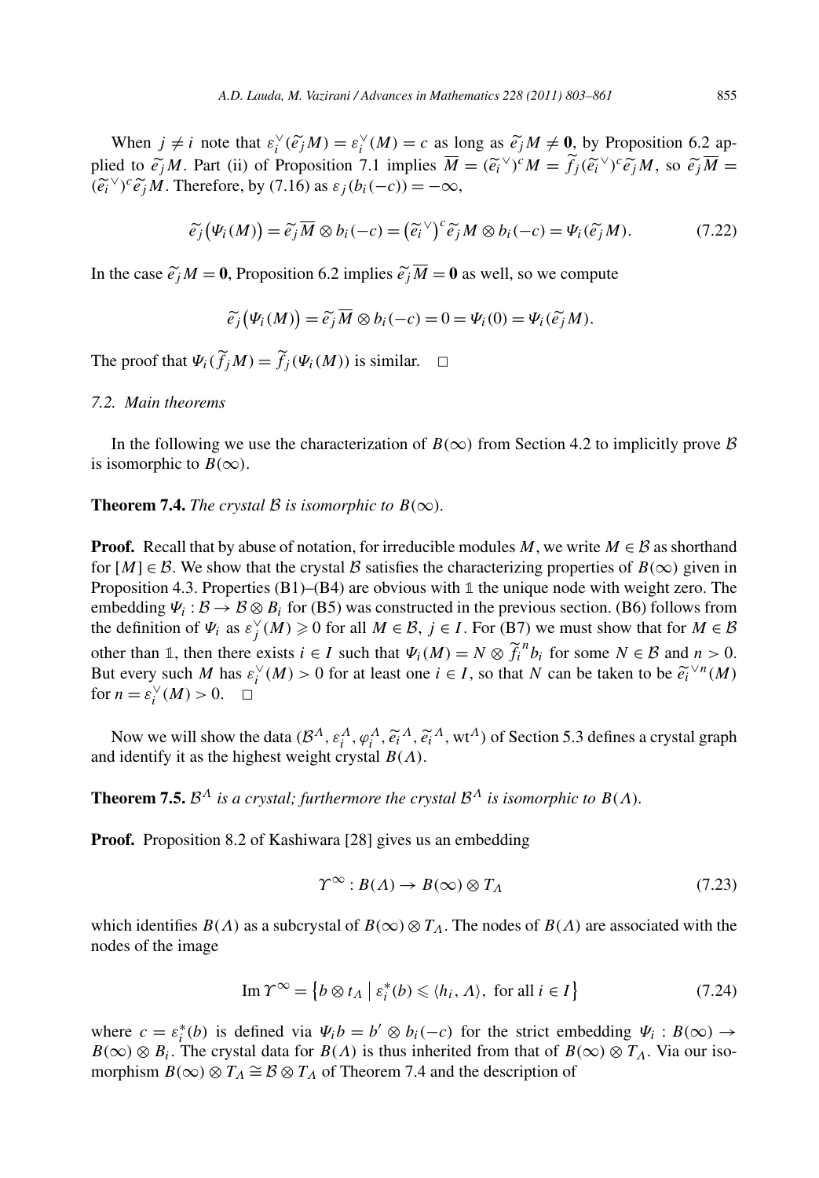When $j \neq i$ note that $\varepsilon_i^\vee(\widetilde{e}_j M) = \varepsilon_i^\vee(M) = c$ as long as $\widetilde{e}_j M \neq \mathbf{0}$, by Proposition 6.2 applied to $\widetilde{e}_j M$. Part (ii) of Proposition 7.1 implies $\overline{M} = (\widetilde{e}_i^{\,\vee})^c M = \widetilde{f}_j(\widetilde{e}_i^{\,\vee})^c \widetilde{e}_j M$, so $\widetilde{e}_j \overline{M} = (\widetilde{e}_i^{\,\vee})^c \widetilde{e}_j M$. Therefore, by (7.16) as $\varepsilon_j(b_i(-c)) = -\infty$,

$$\widetilde{e}_j\big(\Psi_i(M)\big) = \widetilde{e}_j \overline{M} \otimes b_i(-c) = \big(\widetilde{e}_i^{\,\vee}\big)^c \widetilde{e}_j M \otimes b_i(-c) = \Psi_i(\widetilde{e}_j M). \tag{7.22}$$

In the case $\widetilde{e}_j M = \mathbf{0}$, Proposition 6.2 implies $\widetilde{e}_j \overline{M} = \mathbf{0}$ as well, so we compute

$$\widetilde{e}_j\big(\Psi_i(M)\big) = \widetilde{e}_j \overline{M} \otimes b_i(-c) = 0 = \Psi_i(0) = \Psi_i(\widetilde{e}_j M).$$

The proof that $\Psi_i(\widetilde{f}_j M) = \widetilde{f}_j(\Psi_i(M))$ is similar. $\square$

### 7.2. Main theorems

In the following we use the characterization of $B(\infty)$ from Section 4.2 to implicitly prove $\mathcal{B}$ is isomorphic to $B(\infty)$.

**Theorem 7.4.** *The crystal $\mathcal{B}$ is isomorphic to $B(\infty)$.*

**Proof.** Recall that by abuse of notation, for irreducible modules $M$, we write $M \in \mathcal{B}$ as shorthand for $[M] \in \mathcal{B}$. We show that the crystal $\mathcal{B}$ satisfies the characterizing properties of $B(\infty)$ given in Proposition 4.3. Properties (B1)–(B4) are obvious with $\mathbb{1}$ the unique node with weight zero. The embedding $\Psi_i : \mathcal{B} \to \mathcal{B} \otimes B_i$ for (B5) was constructed in the previous section. (B6) follows from the definition of $\Psi_i$ as $\varepsilon_j^\vee(M) \geqslant 0$ for all $M \in \mathcal{B}$, $j \in I$. For (B7) we must show that for $M \in \mathcal{B}$ other than $\mathbb{1}$, then there exists $i \in I$ such that $\Psi_i(M) = N \otimes \widetilde{f}_i^{\,n} b_i$ for some $N \in \mathcal{B}$ and $n > 0$. But every such $M$ has $\varepsilon_i^\vee(M) > 0$ for at least one $i \in I$, so that $N$ can be taken to be $\widetilde{e}_i^{\,\vee n}(M)$ for $n = \varepsilon_i^\vee(M) > 0$. $\square$

Now we will show the data $(\mathcal{B}^\Lambda, \varepsilon_i^\Lambda, \varphi_i^\Lambda, \widetilde{e}_i^{\,\Lambda}, \widetilde{e}_i^{\,\Lambda}, \mathrm{wt}^\Lambda)$ of Section 5.3 defines a crystal graph and identify it as the highest weight crystal $B(\Lambda)$.

**Theorem 7.5.** *$\mathcal{B}^\Lambda$ is a crystal; furthermore the crystal $\mathcal{B}^\Lambda$ is isomorphic to $B(\Lambda)$.*

**Proof.** Proposition 8.2 of Kashiwara [28] gives us an embedding

$$\Upsilon^\infty : B(\Lambda) \to B(\infty) \otimes T_\Lambda \tag{7.23}$$

which identifies $B(\Lambda)$ as a subcrystal of $B(\infty) \otimes T_\Lambda$. The nodes of $B(\Lambda)$ are associated with the nodes of the image

$$\operatorname{Im} \Upsilon^\infty = \big\{ b \otimes t_\Lambda \;\big|\; \varepsilon_i^*(b) \leqslant \langle h_i, \Lambda \rangle, \text{ for all } i \in I \big\} \tag{7.24}$$

where $c = \varepsilon_i^*(b)$ is defined via $\Psi_i b = b' \otimes b_i(-c)$ for the strict embedding $\Psi_i : B(\infty) \to B(\infty) \otimes B_i$. The crystal data for $B(\Lambda)$ is thus inherited from that of $B(\infty) \otimes T_\Lambda$. Via our isomorphism $B(\infty) \otimes T_\Lambda \cong \mathcal{B} \otimes T_\Lambda$ of Theorem 7.4 and the description of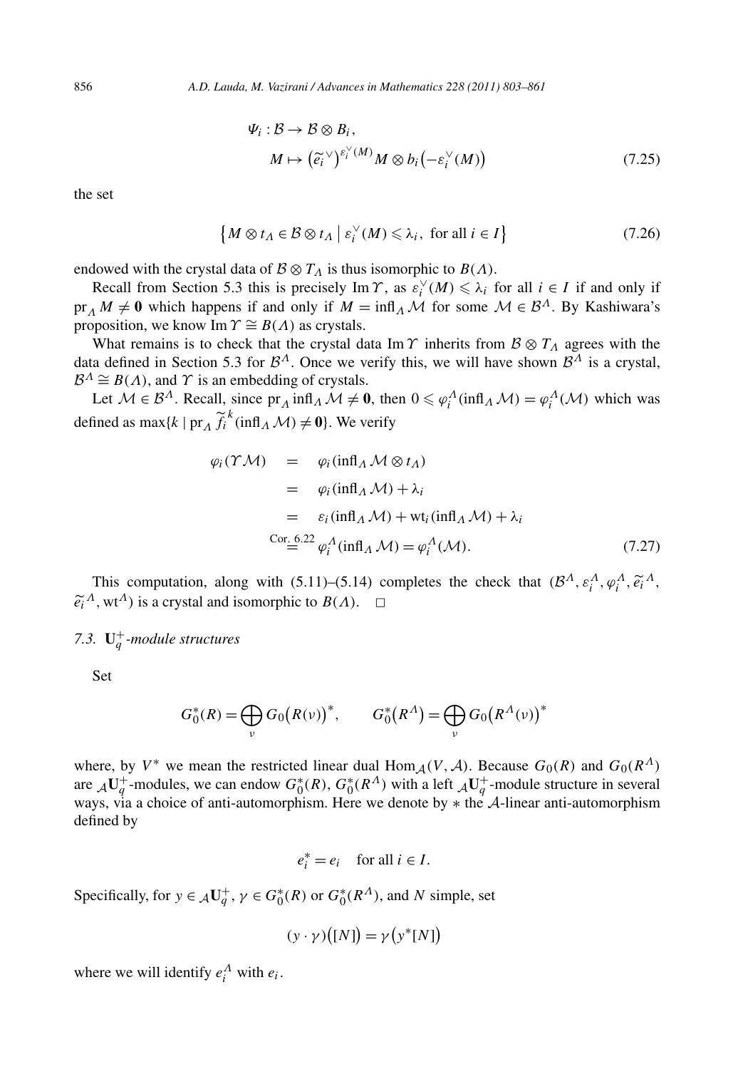$$
\begin{aligned}
\Psi_i : \mathcal{B} &\to \mathcal{B} \otimes B_i, \\
M &\mapsto \left(\widetilde{e}_i^{\vee}\right)^{\varepsilon_i^{\vee}(M)} M \otimes b_i\left(-\varepsilon_i^{\vee}(M)\right)
\end{aligned} \tag{7.25}
$$

the set

$$
\left\{ M \otimes t_\Lambda \in \mathcal{B} \otimes t_\Lambda \;\middle|\; \varepsilon_i^{\vee}(M) \leqslant \lambda_i, \text{ for all } i \in I \right\} \tag{7.26}
$$

endowed with the crystal data of $\mathcal{B} \otimes T_\Lambda$ is thus isomorphic to $B(\Lambda)$.

Recall from Section 5.3 this is precisely $\operatorname{Im} \Upsilon$, as $\varepsilon_i^{\vee}(M) \leqslant \lambda_i$ for all $i \in I$ if and only if $\operatorname{pr}_\Lambda M \neq \mathbf{0}$ which happens if and only if $M = \operatorname{infl}_\Lambda \mathcal{M}$ for some $\mathcal{M} \in \mathcal{B}^\Lambda$. By Kashiwara's proposition, we know $\operatorname{Im} \Upsilon \cong B(\Lambda)$ as crystals.

What remains is to check that the crystal data $\operatorname{Im} \Upsilon$ inherits from $\mathcal{B} \otimes T_\Lambda$ agrees with the data defined in Section 5.3 for $\mathcal{B}^\Lambda$. Once we verify this, we will have shown $\mathcal{B}^\Lambda$ is a crystal, $\mathcal{B}^\Lambda \cong B(\Lambda)$, and $\Upsilon$ is an embedding of crystals.

Let $\mathcal{M} \in \mathcal{B}^\Lambda$. Recall, since $\operatorname{pr}_\Lambda \operatorname{infl}_\Lambda \mathcal{M} \neq \mathbf{0}$, then $0 \leqslant \varphi_i^\Lambda(\operatorname{infl}_\Lambda \mathcal{M}) = \varphi_i^\Lambda(\mathcal{M})$ which was defined as $\max\{k \mid \operatorname{pr}_\Lambda \widetilde{f}_i^{\,k}(\operatorname{infl}_\Lambda \mathcal{M}) \neq \mathbf{0}\}$. We verify

$$
\begin{aligned}
\varphi_i(\Upsilon \mathcal{M}) &= \varphi_i(\operatorname{infl}_\Lambda \mathcal{M} \otimes t_\Lambda) \\
&= \varphi_i(\operatorname{infl}_\Lambda \mathcal{M}) + \lambda_i \\
&= \varepsilon_i(\operatorname{infl}_\Lambda \mathcal{M}) + \operatorname{wt}_i(\operatorname{infl}_\Lambda \mathcal{M}) + \lambda_i \\
&\overset{\text{Cor. 6.22}}{=} \varphi_i^\Lambda(\operatorname{infl}_\Lambda \mathcal{M}) = \varphi_i^\Lambda(\mathcal{M}).
\end{aligned} \tag{7.27}
$$

This computation, along with (5.11)–(5.14) completes the check that $(\mathcal{B}^\Lambda, \varepsilon_i^\Lambda, \varphi_i^\Lambda, \widetilde{e}_i^{\,\Lambda}, \widetilde{e}_i^{\,\Lambda}, \operatorname{wt}^\Lambda)$ is a crystal and isomorphic to $B(\Lambda)$. $\square$

### 7.3. $\mathbf{U}_q^+$-module structures

Set

$$
G_0^*(R) = \bigoplus_\nu G_0\big(R(\nu)\big)^*, \qquad G_0^*\big(R^\Lambda\big) = \bigoplus_\nu G_0\big(R^\Lambda(\nu)\big)^*
$$

where, by $V^*$ we mean the restricted linear dual $\operatorname{Hom}_{\mathcal{A}}(V, \mathcal{A})$. Because $G_0(R)$ and $G_0(R^\Lambda)$ are ${}_{\mathcal{A}}\mathbf{U}_q^+$-modules, we can endow $G_0^*(R)$, $G_0^*(R^\Lambda)$ with a left ${}_{\mathcal{A}}\mathbf{U}_q^+$-module structure in several ways, via a choice of anti-automorphism. Here we denote by $*$ the $\mathcal{A}$-linear anti-automorphism defined by

$$
e_i^* = e_i \quad \text{for all } i \in I.
$$

Specifically, for $y \in {}_{\mathcal{A}}\mathbf{U}_q^+$, $\gamma \in G_0^*(R)$ or $G_0^*(R^\Lambda)$, and $N$ simple, set

$$
(y \cdot \gamma)\big([N]\big) = \gamma\big(y^*[N]\big)
$$

where we will identify $e_i^\Lambda$ with $e_i$.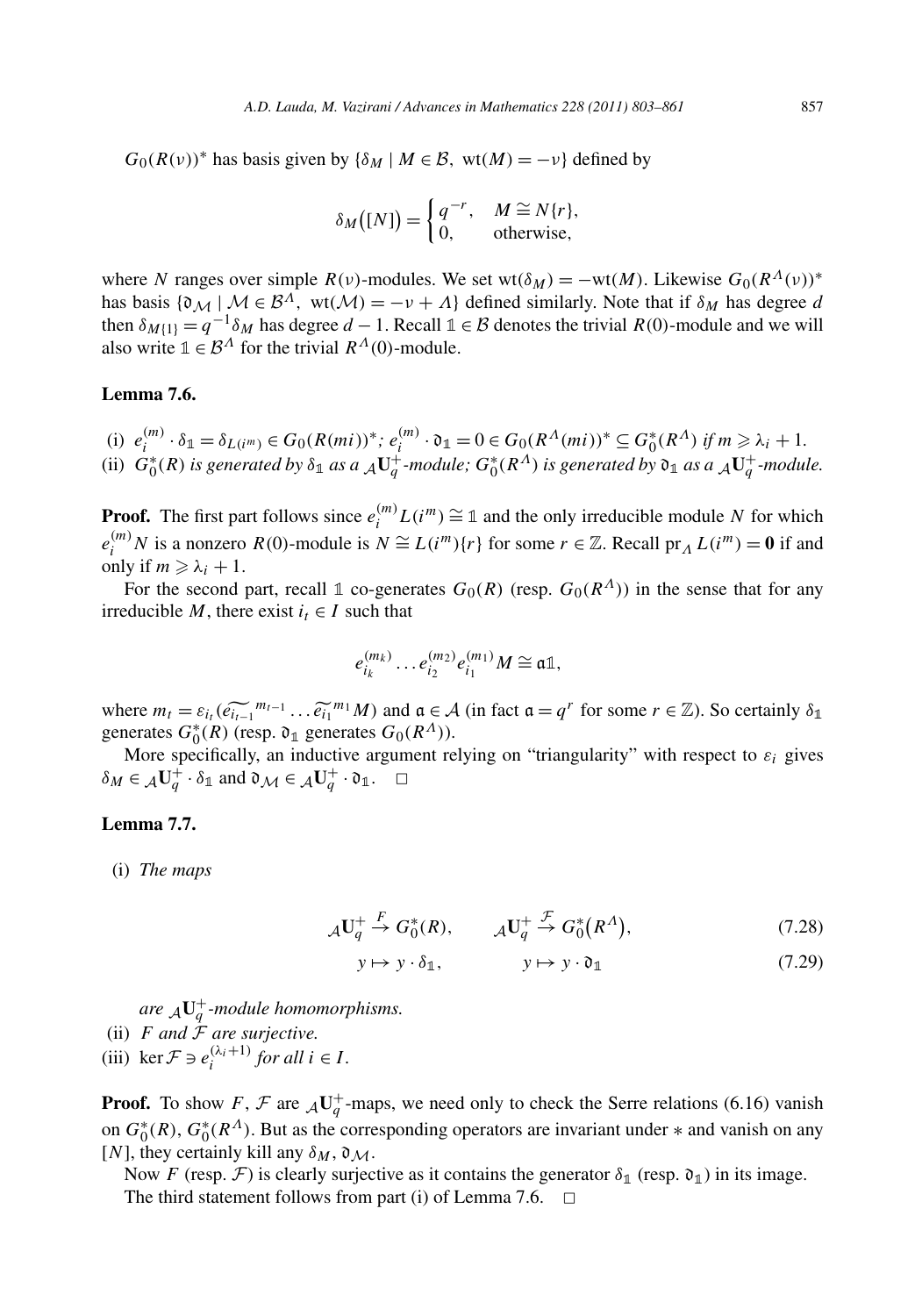$G_0(R(\nu))^*$ has basis given by $\{\delta_M \mid M \in \mathcal{B},\ \mathrm{wt}(M) = -\nu\}$ defined by

$$\delta_M([N]) = \begin{cases} q^{-r}, & M \cong N\{r\}, \\ 0, & \text{otherwise,} \end{cases}$$

where $N$ ranges over simple $R(\nu)$-modules. We set $\mathrm{wt}(\delta_M) = -\mathrm{wt}(M)$. Likewise $G_0(R^\Lambda(\nu))^*$ has basis $\{\mathfrak{d}_\mathcal{M} \mid \mathcal{M} \in \mathcal{B}^\Lambda,\ \mathrm{wt}(\mathcal{M}) = -\nu + \Lambda\}$ defined similarly. Note that if $\delta_M$ has degree $d$ then $\delta_{M\{1\}} = q^{-1}\delta_M$ has degree $d-1$. Recall $\mathbb{1} \in \mathcal{B}$ denotes the trivial $R(0)$-module and we will also write $\mathbb{1} \in \mathcal{B}^\Lambda$ for the trivial $R^\Lambda(0)$-module.

**Lemma 7.6.**

(i) $e_i^{(m)} \cdot \delta_\mathbb{1} = \delta_{L(i^m)} \in G_0(R(mi))^*$; $e_i^{(m)} \cdot \mathfrak{d}_\mathbb{1} = 0 \in G_0(R^\Lambda(mi))^* \subseteq G_0^*(R^\Lambda)$ *if* $m \geqslant \lambda_i + 1$.

(ii) $G_0^*(R)$ *is generated by* $\delta_\mathbb{1}$ *as a* ${}_\mathcal{A}\mathbf{U}_q^+$*-module;* $G_0^*(R^\Lambda)$ *is generated by* $\mathfrak{d}_\mathbb{1}$ *as a* ${}_\mathcal{A}\mathbf{U}_q^+$*-module.*

**Proof.** The first part follows since $e_i^{(m)}L(i^m) \cong \mathbb{1}$ and the only irreducible module $N$ for which $e_i^{(m)}N$ is a nonzero $R(0)$-module is $N \cong L(i^m)\{r\}$ for some $r \in \mathbb{Z}$. Recall $\mathrm{pr}_\Lambda L(i^m) = \mathbf{0}$ if and only if $m \geqslant \lambda_i + 1$.

For the second part, recall $\mathbb{1}$ co-generates $G_0(R)$ (resp. $G_0(R^\Lambda)$) in the sense that for any irreducible $M$, there exist $i_t \in I$ such that

$$e_{i_k}^{(m_k)} \dots e_{i_2}^{(m_2)} e_{i_1}^{(m_1)} M \cong \mathfrak{a}\mathbb{1},$$

where $m_t = \varepsilon_{i_t}(\widetilde{e_{i_{t-1}}}^{m_{t-1}} \dots \widetilde{e_{i_1}}^{m_1} M)$ and $\mathfrak{a} \in \mathcal{A}$ (in fact $\mathfrak{a} = q^r$ for some $r \in \mathbb{Z}$). So certainly $\delta_\mathbb{1}$ generates $G_0^*(R)$ (resp. $\mathfrak{d}_\mathbb{1}$ generates $G_0(R^\Lambda)$).

More specifically, an inductive argument relying on "triangularity" with respect to $\varepsilon_i$ gives $\delta_M \in {}_\mathcal{A}\mathbf{U}_q^+ \cdot \delta_\mathbb{1}$ and $\mathfrak{d}_\mathcal{M} \in {}_\mathcal{A}\mathbf{U}_q^+ \cdot \mathfrak{d}_\mathbb{1}$. $\square$

**Lemma 7.7.**

(i) *The maps*

$$ {}_\mathcal{A}\mathbf{U}_q^+ \xrightarrow{F} G_0^*(R), \qquad {}_\mathcal{A}\mathbf{U}_q^+ \xrightarrow{\mathcal{F}} G_0^*(R^\Lambda), \tag{7.28}$$

$$ y \mapsto y \cdot \delta_\mathbb{1}, \qquad\qquad y \mapsto y \cdot \mathfrak{d}_\mathbb{1} \tag{7.29}$$

*are* ${}_\mathcal{A}\mathbf{U}_q^+$*-module homomorphisms.*

(ii) $F$ *and* $\mathcal{F}$ *are surjective.*

(iii) $\ker \mathcal{F} \ni e_i^{(\lambda_i+1)}$ *for all* $i \in I$.

**Proof.** To show $F$, $\mathcal{F}$ are ${}_\mathcal{A}\mathbf{U}_q^+$-maps, we need only to check the Serre relations (6.16) vanish on $G_0^*(R)$, $G_0^*(R^\Lambda)$. But as the corresponding operators are invariant under $*$ and vanish on any $[N]$, they certainly kill any $\delta_M$, $\mathfrak{d}_\mathcal{M}$.

Now $F$ (resp. $\mathcal{F}$) is clearly surjective as it contains the generator $\delta_\mathbb{1}$ (resp. $\mathfrak{d}_\mathbb{1}$) in its image.

The third statement follows from part (i) of Lemma 7.6. $\square$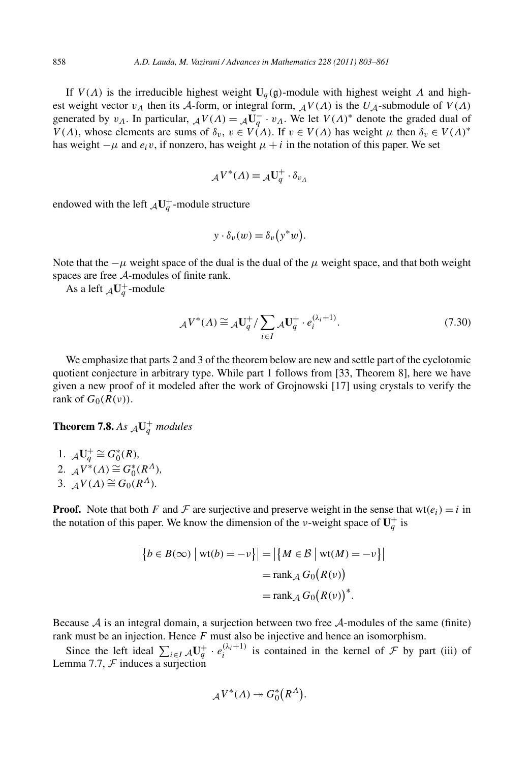If $V(\Lambda)$ is the irreducible highest weight $\mathbf{U}_q(\mathfrak{g})$-module with highest weight $\Lambda$ and highest weight vector $v_\Lambda$ then its $\mathcal{A}$-form, or integral form, ${}_{\mathcal{A}}V(\Lambda)$ is the $U_{\mathcal{A}}$-submodule of $V(\Lambda)$ generated by $v_\Lambda$. In particular, ${}_{\mathcal{A}}V(\Lambda) = {}_{\mathcal{A}}\mathbf{U}_q^- \cdot v_\Lambda$. We let $V(\Lambda)^*$ denote the graded dual of $V(\Lambda)$, whose elements are sums of $\delta_v$, $v \in V(\Lambda)$. If $v \in V(\Lambda)$ has weight $\mu$ then $\delta_v \in V(\Lambda)^*$ has weight $-\mu$ and $e_i v$, if nonzero, has weight $\mu + i$ in the notation of this paper. We set

$$
{}_{\mathcal{A}}V^*(\Lambda) = {}_{\mathcal{A}}\mathbf{U}_q^+ \cdot \delta_{v_\Lambda}
$$

endowed with the left ${}_{\mathcal{A}}\mathbf{U}_q^+$-module structure

$$
y \cdot \delta_v(w) = \delta_v\big(y^* w\big).
$$

Note that the $-\mu$ weight space of the dual is the dual of the $\mu$ weight space, and that both weight spaces are free $\mathcal{A}$-modules of finite rank.

As a left ${}_{\mathcal{A}}\mathbf{U}_q^+$-module

$$
{}_{\mathcal{A}}V^*(\Lambda) \cong {}_{\mathcal{A}}\mathbf{U}_q^+ / \sum_{i \in I} {}_{\mathcal{A}}\mathbf{U}_q^+ \cdot e_i^{(\lambda_i+1)}. \tag{7.30}
$$

We emphasize that parts 2 and 3 of the theorem below are new and settle part of the cyclotomic quotient conjecture in arbitrary type. While part 1 follows from [33, Theorem 8], here we have given a new proof of it modeled after the work of Grojnowski [17] using crystals to verify the rank of $G_0(R(\nu))$.

**Theorem 7.8.** *As ${}_{\mathcal{A}}\mathbf{U}_q^+$ modules*

1. ${}_{\mathcal{A}}\mathbf{U}_q^+ \cong G_0^*(R)$,
2. ${}_{\mathcal{A}}V^*(\Lambda) \cong G_0^*(R^\Lambda)$,
3. ${}_{\mathcal{A}}V(\Lambda) \cong G_0(R^\Lambda)$.

**Proof.** Note that both $F$ and $\mathcal{F}$ are surjective and preserve weight in the sense that $\mathrm{wt}(e_i) = i$ in the notation of this paper. We know the dimension of the $\nu$-weight space of $\mathbf{U}_q^+$ is

$$
\begin{aligned}
\big|\big\{b \in B(\infty) \bigm| \mathrm{wt}(b) = -\nu\big\}\big| &= \big|\big\{M \in \mathcal{B} \bigm| \mathrm{wt}(M) = -\nu\big\}\big| \\
&= \mathrm{rank}_{\mathcal{A}}\, G_0\big(R(\nu)\big) \\
&= \mathrm{rank}_{\mathcal{A}}\, G_0\big(R(\nu)\big)^*.
\end{aligned}
$$

Because $\mathcal{A}$ is an integral domain, a surjection between two free $\mathcal{A}$-modules of the same (finite) rank must be an injection. Hence $F$ must also be injective and hence an isomorphism.

Since the left ideal $\sum_{i\in I} {}_{\mathcal{A}}\mathbf{U}_q^+ \cdot e_i^{(\lambda_i+1)}$ is contained in the kernel of $\mathcal{F}$ by part (iii) of Lemma 7.7, $\mathcal{F}$ induces a surjection

$$
{}_{\mathcal{A}}V^*(\Lambda) \twoheadrightarrow G_0^*\big(R^\Lambda\big).
$$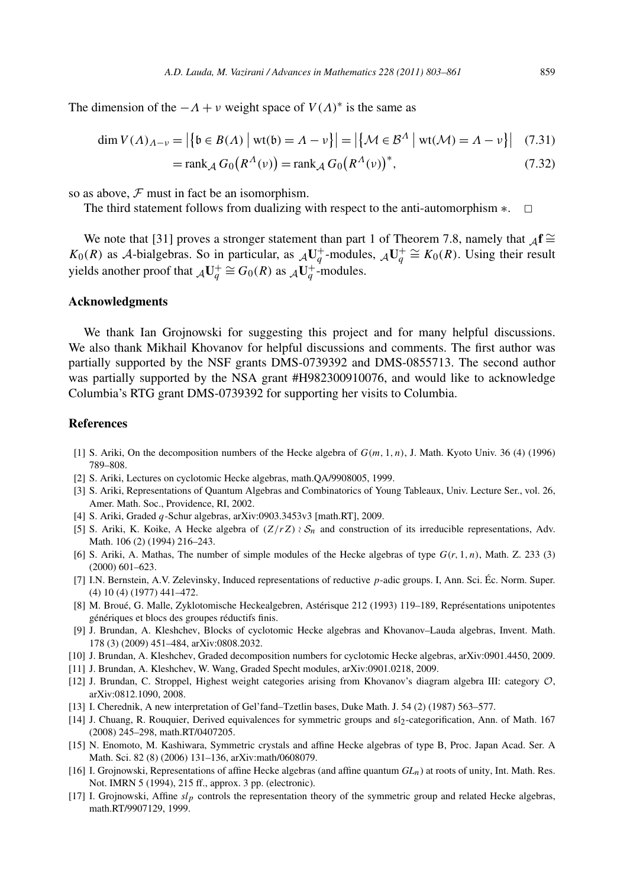The dimension of the $-\Lambda+\nu$ weight space of $V(\Lambda)^*$ is the same as

$$\dim V(\Lambda)_{\Lambda-\nu} = \left|\left\{\mathfrak{b} \in B(\Lambda) \mid \mathrm{wt}(\mathfrak{b}) = \Lambda - \nu\right\}\right| = \left|\left\{\mathcal{M} \in \mathcal{B}^{\Lambda} \mid \mathrm{wt}(\mathcal{M}) = \Lambda - \nu\right\}\right| \tag{7.31}$$

$$= \mathrm{rank}_{\mathcal{A}}\, G_0\big(R^{\Lambda}(\nu)\big) = \mathrm{rank}_{\mathcal{A}}\, G_0\big(R^{\Lambda}(\nu)\big)^*, \tag{7.32}$$

so as above, $\mathcal{F}$ must in fact be an isomorphism.

The third statement follows from dualizing with respect to the anti-automorphism $*$. $\square$

We note that [31] proves a stronger statement than part 1 of Theorem 7.8, namely that ${}_{\mathcal{A}}\mathbf{f} \cong K_0(R)$ as $\mathcal{A}$-bialgebras. So in particular, as ${}_{\mathcal{A}}\mathbf{U}_q^+$-modules, ${}_{\mathcal{A}}\mathbf{U}_q^+ \cong K_0(R)$. Using their result yields another proof that ${}_{\mathcal{A}}\mathbf{U}_q^+ \cong G_0(R)$ as ${}_{\mathcal{A}}\mathbf{U}_q^+$-modules.

## Acknowledgments

We thank Ian Grojnowski for suggesting this project and for many helpful discussions. We also thank Mikhail Khovanov for helpful discussions and comments. The first author was partially supported by the NSF grants DMS-0739392 and DMS-0855713. The second author was partially supported by the NSA grant #H982300910076, and would like to acknowledge Columbia's RTG grant DMS-0739392 for supporting her visits to Columbia.

## References

[1] S. Ariki, On the decomposition numbers of the Hecke algebra of $G(m,1,n)$, J. Math. Kyoto Univ. 36 (4) (1996) 789–808.

[2] S. Ariki, Lectures on cyclotomic Hecke algebras, math.QA/9908005, 1999.

[3] S. Ariki, Representations of Quantum Algebras and Combinatorics of Young Tableaux, Univ. Lecture Ser., vol. 26, Amer. Math. Soc., Providence, RI, 2002.

[4] S. Ariki, Graded $q$-Schur algebras, arXiv:0903.3453v3 [math.RT], 2009.

[5] S. Ariki, K. Koike, A Hecke algebra of $(Z/rZ) \wr \mathcal{S}_n$ and construction of its irreducible representations, Adv. Math. 106 (2) (1994) 216–243.

[6] S. Ariki, A. Mathas, The number of simple modules of the Hecke algebras of type $G(r,1,n)$, Math. Z. 233 (3) (2000) 601–623.

[7] I.N. Bernstein, A.V. Zelevinsky, Induced representations of reductive $p$-adic groups. I, Ann. Sci. Éc. Norm. Super. (4) 10 (4) (1977) 441–472.

[8] M. Broué, G. Malle, Zyklotomische Heckealgebren, Astérisque 212 (1993) 119–189, Représentations unipotentes génériques et blocs des groupes réductifs finis.

[9] J. Brundan, A. Kleshchev, Blocks of cyclotomic Hecke algebras and Khovanov–Lauda algebras, Invent. Math. 178 (3) (2009) 451–484, arXiv:0808.2032.

[10] J. Brundan, A. Kleshchev, Graded decomposition numbers for cyclotomic Hecke algebras, arXiv:0901.4450, 2009.

[11] J. Brundan, A. Kleshchev, W. Wang, Graded Specht modules, arXiv:0901.0218, 2009.

[12] J. Brundan, C. Stroppel, Highest weight categories arising from Khovanov's diagram algebra III: category $\mathcal{O}$, arXiv:0812.1090, 2008.

[13] I. Cherednik, A new interpretation of Gel'fand–Tzetlin bases, Duke Math. J. 54 (2) (1987) 563–577.

[14] J. Chuang, R. Rouquier, Derived equivalences for symmetric groups and $\mathfrak{sl}_2$-categorification, Ann. of Math. 167 (2008) 245–298, math.RT/0407205.

[15] N. Enomoto, M. Kashiwara, Symmetric crystals and affine Hecke algebras of type B, Proc. Japan Acad. Ser. A Math. Sci. 82 (8) (2006) 131–136, arXiv:math/0608079.

[16] I. Grojnowski, Representations of affine Hecke algebras (and affine quantum $GL_n$) at roots of unity, Int. Math. Res. Not. IMRN 5 (1994), 215 ff., approx. 3 pp. (electronic).

[17] I. Grojnowski, Affine $sl_p$ controls the representation theory of the symmetric group and related Hecke algebras, math.RT/9907129, 1999.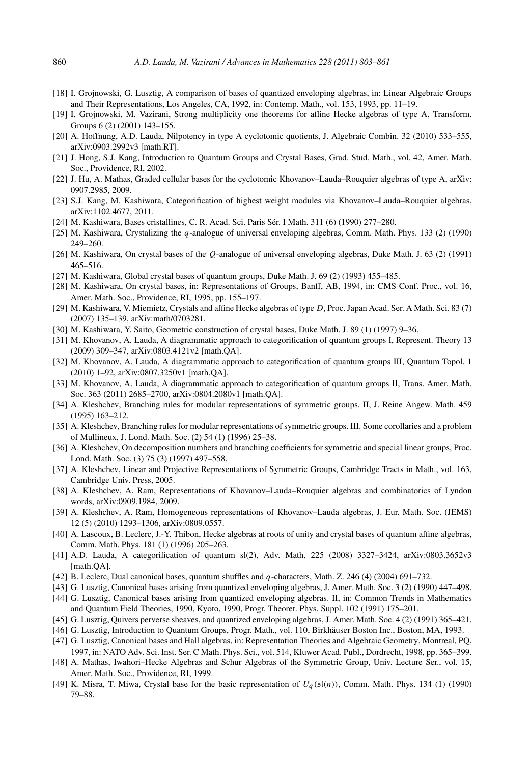[18] I. Grojnowski, G. Lusztig, A comparison of bases of quantized enveloping algebras, in: Linear Algebraic Groups and Their Representations, Los Angeles, CA, 1992, in: Contemp. Math., vol. 153, 1993, pp. 11–19.

[19] I. Grojnowski, M. Vazirani, Strong multiplicity one theorems for affine Hecke algebras of type A, Transform. Groups 6 (2) (2001) 143–155.

[20] A. Hoffnung, A.D. Lauda, Nilpotency in type A cyclotomic quotients, J. Algebraic Combin. 32 (2010) 533–555, arXiv:0903.2992v3 [math.RT].

[21] J. Hong, S.J. Kang, Introduction to Quantum Groups and Crystal Bases, Grad. Stud. Math., vol. 42, Amer. Math. Soc., Providence, RI, 2002.

[22] J. Hu, A. Mathas, Graded cellular bases for the cyclotomic Khovanov–Lauda–Rouquier algebras of type A, arXiv:0907.2985, 2009.

[23] S.J. Kang, M. Kashiwara, Categorification of highest weight modules via Khovanov–Lauda–Rouquier algebras, arXiv:1102.4677, 2011.

[24] M. Kashiwara, Bases cristallines, C. R. Acad. Sci. Paris Sér. I Math. 311 (6) (1990) 277–280.

[25] M. Kashiwara, Crystalizing the $q$-analogue of universal enveloping algebras, Comm. Math. Phys. 133 (2) (1990) 249–260.

[26] M. Kashiwara, On crystal bases of the $Q$-analogue of universal enveloping algebras, Duke Math. J. 63 (2) (1991) 465–516.

[27] M. Kashiwara, Global crystal bases of quantum groups, Duke Math. J. 69 (2) (1993) 455–485.

[28] M. Kashiwara, On crystal bases, in: Representations of Groups, Banff, AB, 1994, in: CMS Conf. Proc., vol. 16, Amer. Math. Soc., Providence, RI, 1995, pp. 155–197.

[29] M. Kashiwara, V. Miemietz, Crystals and affine Hecke algebras of type $D$, Proc. Japan Acad. Ser. A Math. Sci. 83 (7) (2007) 135–139, arXiv:math/0703281.

[30] M. Kashiwara, Y. Saito, Geometric construction of crystal bases, Duke Math. J. 89 (1) (1997) 9–36.

[31] M. Khovanov, A. Lauda, A diagrammatic approach to categorification of quantum groups I, Represent. Theory 13 (2009) 309–347, arXiv:0803.4121v2 [math.QA].

[32] M. Khovanov, A. Lauda, A diagrammatic approach to categorification of quantum groups III, Quantum Topol. 1 (2010) 1–92, arXiv:0807.3250v1 [math.QA].

[33] M. Khovanov, A. Lauda, A diagrammatic approach to categorification of quantum groups II, Trans. Amer. Math. Soc. 363 (2011) 2685–2700, arXiv:0804.2080v1 [math.QA].

[34] A. Kleshchev, Branching rules for modular representations of symmetric groups. II, J. Reine Angew. Math. 459 (1995) 163–212.

[35] A. Kleshchev, Branching rules for modular representations of symmetric groups. III. Some corollaries and a problem of Mullineux, J. Lond. Math. Soc. (2) 54 (1) (1996) 25–38.

[36] A. Kleshchev, On decomposition numbers and branching coefficients for symmetric and special linear groups, Proc. Lond. Math. Soc. (3) 75 (3) (1997) 497–558.

[37] A. Kleshchev, Linear and Projective Representations of Symmetric Groups, Cambridge Tracts in Math., vol. 163, Cambridge Univ. Press, 2005.

[38] A. Kleshchev, A. Ram, Representations of Khovanov–Lauda–Rouquier algebras and combinatorics of Lyndon words, arXiv:0909.1984, 2009.

[39] A. Kleshchev, A. Ram, Homogeneous representations of Khovanov–Lauda algebras, J. Eur. Math. Soc. (JEMS) 12 (5) (2010) 1293–1306, arXiv:0809.0557.

[40] A. Lascoux, B. Leclerc, J.-Y. Thibon, Hecke algebras at roots of unity and crystal bases of quantum affine algebras, Comm. Math. Phys. 181 (1) (1996) 205–263.

[41] A.D. Lauda, A categorification of quantum sl(2), Adv. Math. 225 (2008) 3327–3424, arXiv:0803.3652v3 [math.QA].

[42] B. Leclerc, Dual canonical bases, quantum shuffles and $q$-characters, Math. Z. 246 (4) (2004) 691–732.

[43] G. Lusztig, Canonical bases arising from quantized enveloping algebras, J. Amer. Math. Soc. 3 (2) (1990) 447–498.

[44] G. Lusztig, Canonical bases arising from quantized enveloping algebras. II, in: Common Trends in Mathematics and Quantum Field Theories, 1990, Kyoto, 1990, Progr. Theoret. Phys. Suppl. 102 (1991) 175–201.

[45] G. Lusztig, Quivers perverse sheaves, and quantized enveloping algebras, J. Amer. Math. Soc. 4 (2) (1991) 365–421.

[46] G. Lusztig, Introduction to Quantum Groups, Progr. Math., vol. 110, Birkhäuser Boston Inc., Boston, MA, 1993.

[47] G. Lusztig, Canonical bases and Hall algebras, in: Representation Theories and Algebraic Geometry, Montreal, PQ, 1997, in: NATO Adv. Sci. Inst. Ser. C Math. Phys. Sci., vol. 514, Kluwer Acad. Publ., Dordrecht, 1998, pp. 365–399.

[48] A. Mathas, Iwahori–Hecke Algebras and Schur Algebras of the Symmetric Group, Univ. Lecture Ser., vol. 15, Amer. Math. Soc., Providence, RI, 1999.

[49] K. Misra, T. Miwa, Crystal base for the basic representation of $U_q(\mathfrak{sl}(n))$, Comm. Math. Phys. 134 (1) (1990) 79–88.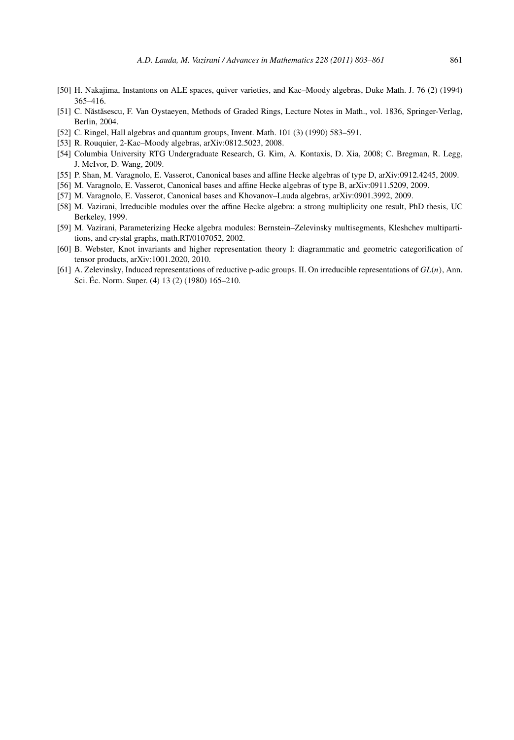[50] H. Nakajima, Instantons on ALE spaces, quiver varieties, and Kac–Moody algebras, Duke Math. J. 76 (2) (1994) 365–416.

[51] C. Năstăsescu, F. Van Oystaeyen, Methods of Graded Rings, Lecture Notes in Math., vol. 1836, Springer-Verlag, Berlin, 2004.

[52] C. Ringel, Hall algebras and quantum groups, Invent. Math. 101 (3) (1990) 583–591.

[53] R. Rouquier, 2-Kac–Moody algebras, arXiv:0812.5023, 2008.

[54] Columbia University RTG Undergraduate Research, G. Kim, A. Kontaxis, D. Xia, 2008; C. Bregman, R. Legg, J. McIvor, D. Wang, 2009.

[55] P. Shan, M. Varagnolo, E. Vasserot, Canonical bases and affine Hecke algebras of type D, arXiv:0912.4245, 2009.

[56] M. Varagnolo, E. Vasserot, Canonical bases and affine Hecke algebras of type B, arXiv:0911.5209, 2009.

[57] M. Varagnolo, E. Vasserot, Canonical bases and Khovanov–Lauda algebras, arXiv:0901.3992, 2009.

[58] M. Vazirani, Irreducible modules over the affine Hecke algebra: a strong multiplicity one result, PhD thesis, UC Berkeley, 1999.

[59] M. Vazirani, Parameterizing Hecke algebra modules: Bernstein–Zelevinsky multisegments, Kleshchev multipartitions, and crystal graphs, math.RT/0107052, 2002.

[60] B. Webster, Knot invariants and higher representation theory I: diagrammatic and geometric categorification of tensor products, arXiv:1001.2020, 2010.

[61] A. Zelevinsky, Induced representations of reductive p-adic groups. II. On irreducible representations of $GL(n)$, Ann. Sci. Éc. Norm. Super. (4) 13 (2) (1980) 165–210.